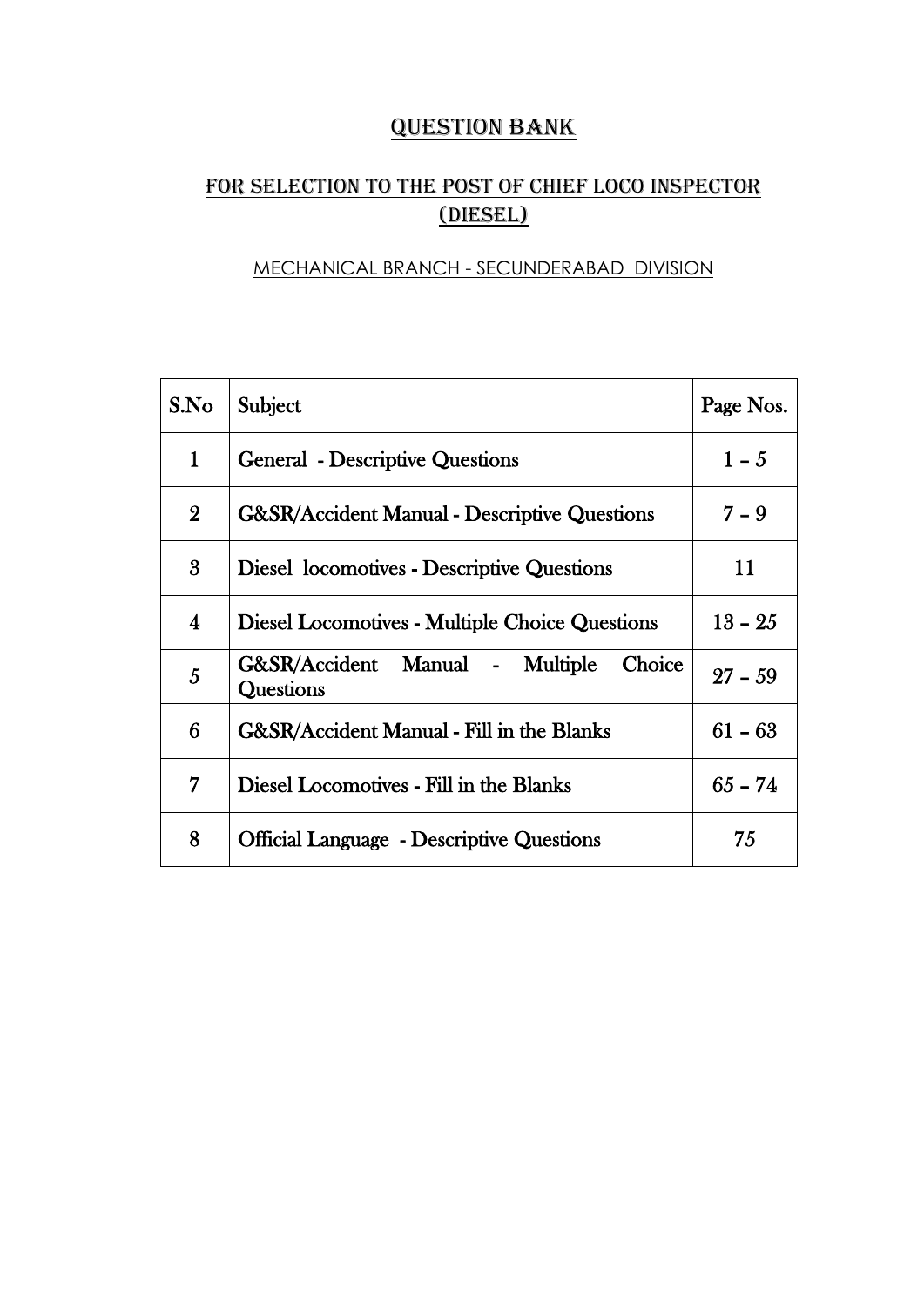# QUESTION BANK

## FOR SELECTION TO THE POST OF CHIEF LOCO INSPECTOR (DIESEL)

MECHANICAL BRANCH - SECUNDERABAD DIVISION

| S.No | Subject | Page Nos. |
|---|---|---|
| 1 | General - Descriptive Questions | 1 – 5 |
| 2 | G&SR/Accident Manual - Descriptive Questions | 7 – 9 |
| 3 | Diesel locomotives - Descriptive Questions | 11 |
| 4 | Diesel Locomotives - Multiple Choice Questions | 13 – 25 |
| 5 | G&SR/Accident Manual - Multiple Choice Questions | 27 – 59 |
| 6 | G&SR/Accident Manual - Fill in the Blanks | 61 – 63 |
| 7 | Diesel Locomotives - Fill in the Blanks | 65 – 74 |
| 8 | Official Language - Descriptive Questions | 75 |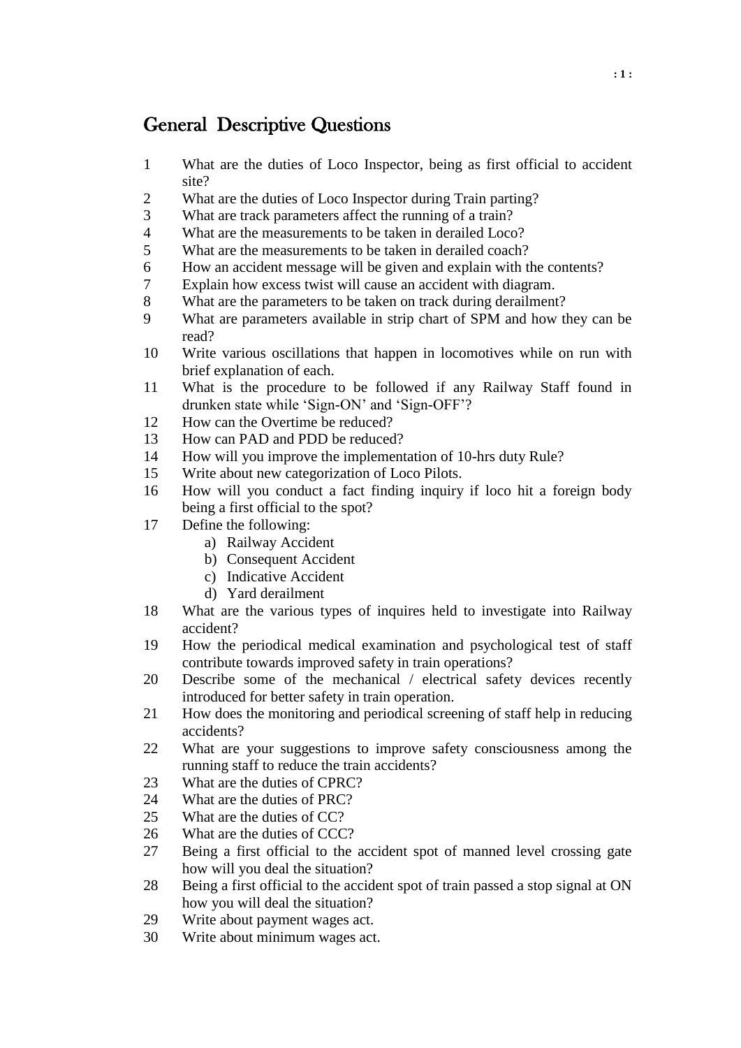# General Descriptive Questions

1. What are the duties of Loco Inspector, being as first official to accident site?
2. What are the duties of Loco Inspector during Train parting?
3. What are track parameters affect the running of a train?
4. What are the measurements to be taken in derailed Loco?
5. What are the measurements to be taken in derailed coach?
6. How an accident message will be given and explain with the contents?
7. Explain how excess twist will cause an accident with diagram.
8. What are the parameters to be taken on track during derailment?
9. What are parameters available in strip chart of SPM and how they can be read?
10. Write various oscillations that happen in locomotives while on run with brief explanation of each.
11. What is the procedure to be followed if any Railway Staff found in drunken state while 'Sign-ON' and 'Sign-OFF'?
12. How can the Overtime be reduced?
13. How can PAD and PDD be reduced?
14. How will you improve the implementation of 10-hrs duty Rule?
15. Write about new categorization of Loco Pilots.
16. How will you conduct a fact finding inquiry if loco hit a foreign body being a first official to the spot?
17. Define the following:
    a) Railway Accident
    b) Consequent Accident
    c) Indicative Accident
    d) Yard derailment
18. What are the various types of inquires held to investigate into Railway accident?
19. How the periodical medical examination and psychological test of staff contribute towards improved safety in train operations?
20. Describe some of the mechanical / electrical safety devices recently introduced for better safety in train operation.
21. How does the monitoring and periodical screening of staff help in reducing accidents?
22. What are your suggestions to improve safety consciousness among the running staff to reduce the train accidents?
23. What are the duties of CPRC?
24. What are the duties of PRC?
25. What are the duties of CC?
26. What are the duties of CCC?
27. Being a first official to the accident spot of manned level crossing gate how will you deal the situation?
28. Being a first official to the accident spot of train passed a stop signal at ON how you will deal the situation?
29. Write about payment wages act.
30. Write about minimum wages act.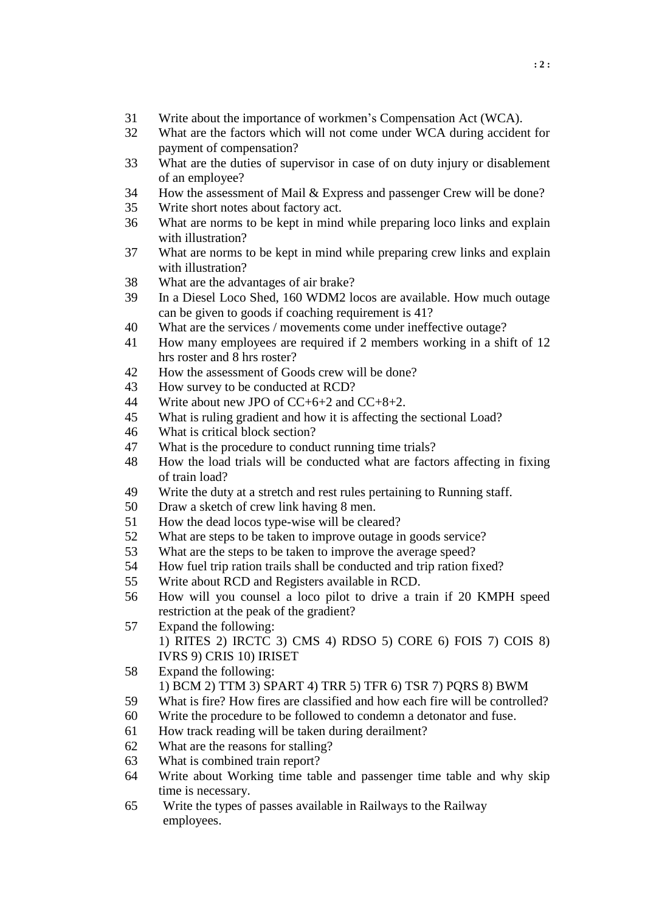31. Write about the importance of workmen's Compensation Act (WCA).
32. What are the factors which will not come under WCA during accident for payment of compensation?
33. What are the duties of supervisor in case of on duty injury or disablement of an employee?
34. How the assessment of Mail & Express and passenger Crew will be done?
35. Write short notes about factory act.
36. What are norms to be kept in mind while preparing loco links and explain with illustration?
37. What are norms to be kept in mind while preparing crew links and explain with illustration?
38. What are the advantages of air brake?
39. In a Diesel Loco Shed, 160 WDM2 locos are available. How much outage can be given to goods if coaching requirement is 41?
40. What are the services / movements come under ineffective outage?
41. How many employees are required if 2 members working in a shift of 12 hrs roster and 8 hrs roster?
42. How the assessment of Goods crew will be done?
43. How survey to be conducted at RCD?
44. Write about new JPO of CC+6+2 and CC+8+2.
45. What is ruling gradient and how it is affecting the sectional Load?
46. What is critical block section?
47. What is the procedure to conduct running time trials?
48. How the load trials will be conducted what are factors affecting in fixing of train load?
49. Write the duty at a stretch and rest rules pertaining to Running staff.
50. Draw a sketch of crew link having 8 men.
51. How the dead locos type-wise will be cleared?
52. What are steps to be taken to improve outage in goods service?
53. What are the steps to be taken to improve the average speed?
54. How fuel trip ration trails shall be conducted and trip ration fixed?
55. Write about RCD and Registers available in RCD.
56. How will you counsel a loco pilot to drive a train if 20 KMPH speed restriction at the peak of the gradient?
57. Expand the following:
    1) RITES 2) IRCTC 3) CMS 4) RDSO 5) CORE 6) FOIS 7) COIS 8) IVRS 9) CRIS 10) IRISET
58. Expand the following:
    1) BCM 2) TTM 3) SPART 4) TRR 5) TFR 6) TSR 7) PQRS 8) BWM
59. What is fire? How fires are classified and how each fire will be controlled?
60. Write the procedure to be followed to condemn a detonator and fuse.
61. How track reading will be taken during derailment?
62. What are the reasons for stalling?
63. What is combined train report?
64. Write about Working time table and passenger time table and why skip time is necessary.
65. Write the types of passes available in Railways to the Railway employees.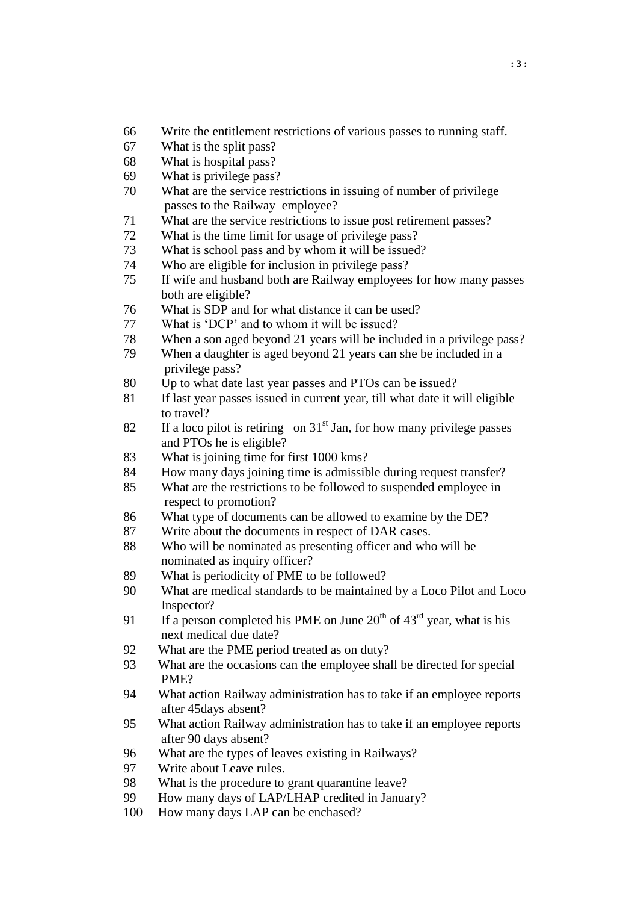66. Write the entitlement restrictions of various passes to running staff.
67. What is the split pass?
68. What is hospital pass?
69. What is privilege pass?
70. What are the service restrictions in issuing of number of privilege passes to the Railway employee?
71. What are the service restrictions to issue post retirement passes?
72. What is the time limit for usage of privilege pass?
73. What is school pass and by whom it will be issued?
74. Who are eligible for inclusion in privilege pass?
75. If wife and husband both are Railway employees for how many passes both are eligible?
76. What is SDP and for what distance it can be used?
77. What is 'DCP' and to whom it will be issued?
78. When a son aged beyond 21 years will be included in a privilege pass?
79. When a daughter is aged beyond 21 years can she be included in a privilege pass?
80. Up to what date last year passes and PTOs can be issued?
81. If last year passes issued in current year, till what date it will eligible to travel?
82. If a loco pilot is retiring on 31st Jan, for how many privilege passes and PTOs he is eligible?
83. What is joining time for first 1000 kms?
84. How many days joining time is admissible during request transfer?
85. What are the restrictions to be followed to suspended employee in respect to promotion?
86. What type of documents can be allowed to examine by the DE?
87. Write about the documents in respect of DAR cases.
88. Who will be nominated as presenting officer and who will be nominated as inquiry officer?
89. What is periodicity of PME to be followed?
90. What are medical standards to be maintained by a Loco Pilot and Loco Inspector?
91. If a person completed his PME on June 20th of 43rd year, what is his next medical due date?
92. What are the PME period treated as on duty?
93. What are the occasions can the employee shall be directed for special PME?
94. What action Railway administration has to take if an employee reports after 45days absent?
95. What action Railway administration has to take if an employee reports after 90 days absent?
96. What are the types of leaves existing in Railways?
97. Write about Leave rules.
98. What is the procedure to grant quarantine leave?
99. How many days of LAP/LHAP credited in January?
100. How many days LAP can be enchased?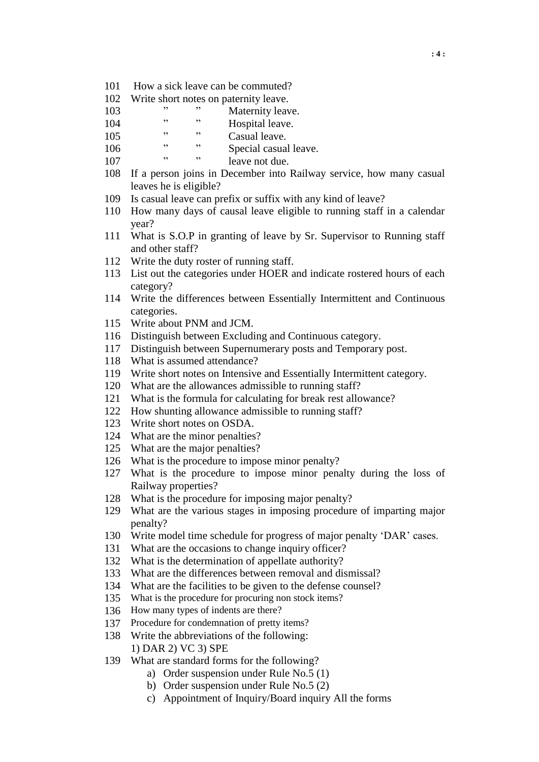101 How a sick leave can be commuted?

102 Write short notes on paternity leave.

103 ” ” Maternity leave.

104 ” ” Hospital leave.

105 ” ” Casual leave.

106 ” ” Special casual leave.

107 ” ” leave not due.

108 If a person joins in December into Railway service, how many casual leaves he is eligible?

109 Is casual leave can prefix or suffix with any kind of leave?

110 How many days of causal leave eligible to running staff in a calendar year?

111 What is S.O.P in granting of leave by Sr. Supervisor to Running staff and other staff?

112 Write the duty roster of running staff.

113 List out the categories under HOER and indicate rostered hours of each category?

114 Write the differences between Essentially Intermittent and Continuous categories.

115 Write about PNM and JCM.

116 Distinguish between Excluding and Continuous category.

117 Distinguish between Supernumerary posts and Temporary post.

118 What is assumed attendance?

119 Write short notes on Intensive and Essentially Intermittent category.

120 What are the allowances admissible to running staff?

121 What is the formula for calculating for break rest allowance?

122 How shunting allowance admissible to running staff?

123 Write short notes on OSDA.

124 What are the minor penalties?

125 What are the major penalties?

126 What is the procedure to impose minor penalty?

127 What is the procedure to impose minor penalty during the loss of Railway properties?

128 What is the procedure for imposing major penalty?

129 What are the various stages in imposing procedure of imparting major penalty?

130 Write model time schedule for progress of major penalty ‘DAR’ cases.

131 What are the occasions to change inquiry officer?

132 What is the determination of appellate authority?

133 What are the differences between removal and dismissal?

134 What are the facilities to be given to the defense counsel?

135 What is the procedure for procuring non stock items?

136 How many types of indents are there?

137 Procedure for condemnation of pretty items?

138 Write the abbreviations of the following:
1) DAR 2) VC 3) SPE

139 What are standard forms for the following?
   a) Order suspension under Rule No.5 (1)
   b) Order suspension under Rule No.5 (2)
   c) Appointment of Inquiry/Board inquiry All the forms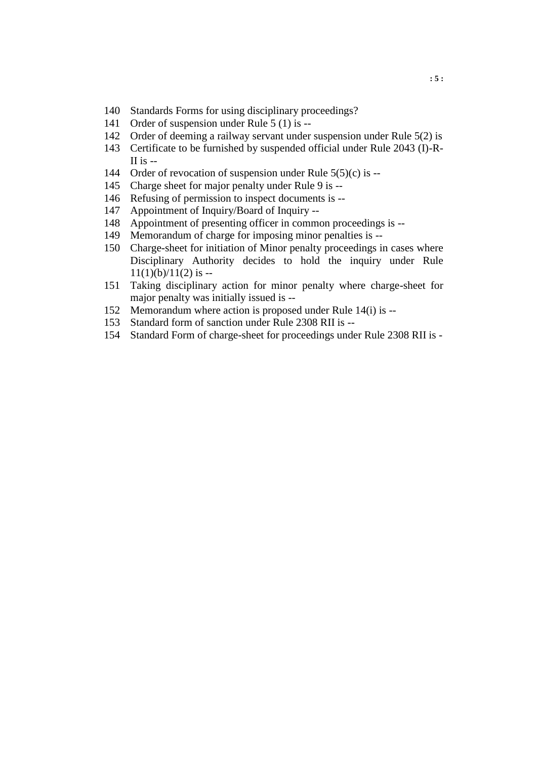140 Standards Forms for using disciplinary proceedings?

141 Order of suspension under Rule 5 (1) is --

142 Order of deeming a railway servant under suspension under Rule 5(2) is

143 Certificate to be furnished by suspended official under Rule 2043 (I)-R-II is --

144 Order of revocation of suspension under Rule 5(5)(c) is --

145 Charge sheet for major penalty under Rule 9 is --

146 Refusing of permission to inspect documents is --

147 Appointment of Inquiry/Board of Inquiry --

148 Appointment of presenting officer in common proceedings is --

149 Memorandum of charge for imposing minor penalties is --

150 Charge-sheet for initiation of Minor penalty proceedings in cases where Disciplinary Authority decides to hold the inquiry under Rule 11(1)(b)/11(2) is --

151 Taking disciplinary action for minor penalty where charge-sheet for major penalty was initially issued is --

152 Memorandum where action is proposed under Rule 14(i) is --

153 Standard form of sanction under Rule 2308 RII is --

154 Standard Form of charge-sheet for proceedings under Rule 2308 RII is -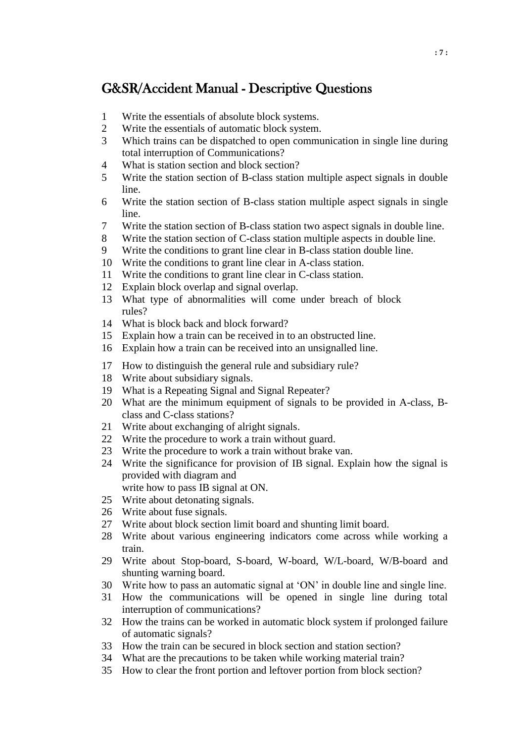# G&SR/Accident Manual - Descriptive Questions

1. Write the essentials of absolute block systems.
2. Write the essentials of automatic block system.
3. Which trains can be dispatched to open communication in single line during total interruption of Communications?
4. What is station section and block section?
5. Write the station section of B-class station multiple aspect signals in double line.
6. Write the station section of B-class station multiple aspect signals in single line.
7. Write the station section of B-class station two aspect signals in double line.
8. Write the station section of C-class station multiple aspects in double line.
9. Write the conditions to grant line clear in B-class station double line.
10. Write the conditions to grant line clear in A-class station.
11. Write the conditions to grant line clear in C-class station.
12. Explain block overlap and signal overlap.
13. What type of abnormalities will come under breach of block rules?
14. What is block back and block forward?
15. Explain how a train can be received in to an obstructed line.
16. Explain how a train can be received into an unsignalled line.
17. How to distinguish the general rule and subsidiary rule?
18. Write about subsidiary signals.
19. What is a Repeating Signal and Signal Repeater?
20. What are the minimum equipment of signals to be provided in A-class, B-class and C-class stations?
21. Write about exchanging of alright signals.
22. Write the procedure to work a train without guard.
23. Write the procedure to work a train without brake van.
24. Write the significance for provision of IB signal. Explain how the signal is provided with diagram and write how to pass IB signal at ON.
25. Write about detonating signals.
26. Write about fuse signals.
27. Write about block section limit board and shunting limit board.
28. Write about various engineering indicators come across while working a train.
29. Write about Stop-board, S-board, W-board, W/L-board, W/B-board and shunting warning board.
30. Write how to pass an automatic signal at 'ON' in double line and single line.
31. How the communications will be opened in single line during total interruption of communications?
32. How the trains can be worked in automatic block system if prolonged failure of automatic signals?
33. How the train can be secured in block section and station section?
34. What are the precautions to be taken while working material train?
35. How to clear the front portion and leftover portion from block section?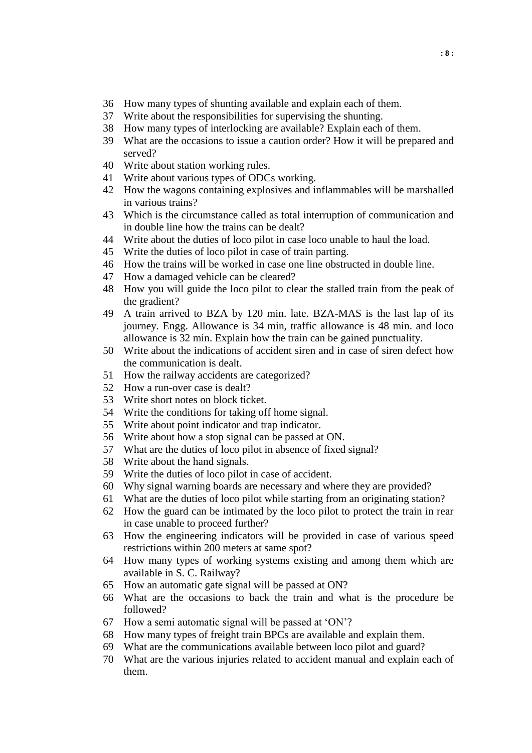36. How many types of shunting available and explain each of them.
37. Write about the responsibilities for supervising the shunting.
38. How many types of interlocking are available? Explain each of them.
39. What are the occasions to issue a caution order? How it will be prepared and served?
40. Write about station working rules.
41. Write about various types of ODCs working.
42. How the wagons containing explosives and inflammables will be marshalled in various trains?
43. Which is the circumstance called as total interruption of communication and in double line how the trains can be dealt?
44. Write about the duties of loco pilot in case loco unable to haul the load.
45. Write the duties of loco pilot in case of train parting.
46. How the trains will be worked in case one line obstructed in double line.
47. How a damaged vehicle can be cleared?
48. How you will guide the loco pilot to clear the stalled train from the peak of the gradient?
49. A train arrived to BZA by 120 min. late. BZA-MAS is the last lap of its journey. Engg. Allowance is 34 min, traffic allowance is 48 min. and loco allowance is 32 min. Explain how the train can be gained punctuality.
50. Write about the indications of accident siren and in case of siren defect how the communication is dealt.
51. How the railway accidents are categorized?
52. How a run-over case is dealt?
53. Write short notes on block ticket.
54. Write the conditions for taking off home signal.
55. Write about point indicator and trap indicator.
56. Write about how a stop signal can be passed at ON.
57. What are the duties of loco pilot in absence of fixed signal?
58. Write about the hand signals.
59. Write the duties of loco pilot in case of accident.
60. Why signal warning boards are necessary and where they are provided?
61. What are the duties of loco pilot while starting from an originating station?
62. How the guard can be intimated by the loco pilot to protect the train in rear in case unable to proceed further?
63. How the engineering indicators will be provided in case of various speed restrictions within 200 meters at same spot?
64. How many types of working systems existing and among them which are available in S. C. Railway?
65. How an automatic gate signal will be passed at ON?
66. What are the occasions to back the train and what is the procedure be followed?
67. How a semi automatic signal will be passed at 'ON'?
68. How many types of freight train BPCs are available and explain them.
69. What are the communications available between loco pilot and guard?
70. What are the various injuries related to accident manual and explain each of them.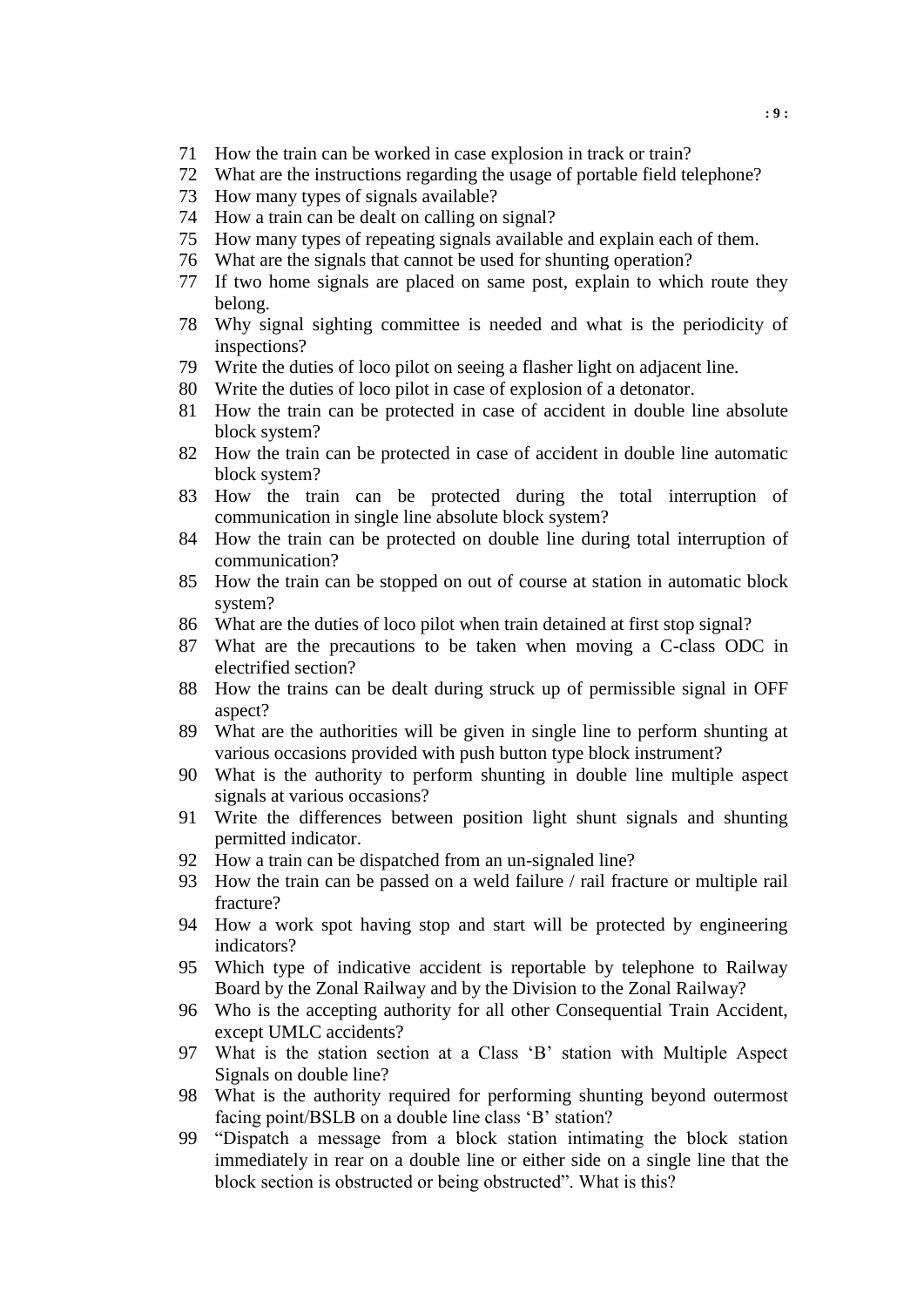71 How the train can be worked in case explosion in track or train?

72 What are the instructions regarding the usage of portable field telephone?

73 How many types of signals available?

74 How a train can be dealt on calling on signal?

75 How many types of repeating signals available and explain each of them.

76 What are the signals that cannot be used for shunting operation?

77 If two home signals are placed on same post, explain to which route they belong.

78 Why signal sighting committee is needed and what is the periodicity of inspections?

79 Write the duties of loco pilot on seeing a flasher light on adjacent line.

80 Write the duties of loco pilot in case of explosion of a detonator.

81 How the train can be protected in case of accident in double line absolute block system?

82 How the train can be protected in case of accident in double line automatic block system?

83 How the train can be protected during the total interruption of communication in single line absolute block system?

84 How the train can be protected on double line during total interruption of communication?

85 How the train can be stopped on out of course at station in automatic block system?

86 What are the duties of loco pilot when train detained at first stop signal?

87 What are the precautions to be taken when moving a C-class ODC in electrified section?

88 How the trains can be dealt during struck up of permissible signal in OFF aspect?

89 What are the authorities will be given in single line to perform shunting at various occasions provided with push button type block instrument?

90 What is the authority to perform shunting in double line multiple aspect signals at various occasions?

91 Write the differences between position light shunt signals and shunting permitted indicator.

92 How a train can be dispatched from an un-signaled line?

93 How the train can be passed on a weld failure / rail fracture or multiple rail fracture?

94 How a work spot having stop and start will be protected by engineering indicators?

95 Which type of indicative accident is reportable by telephone to Railway Board by the Zonal Railway and by the Division to the Zonal Railway?

96 Who is the accepting authority for all other Consequential Train Accident, except UMLC accidents?

97 What is the station section at a Class 'B' station with Multiple Aspect Signals on double line?

98 What is the authority required for performing shunting beyond outermost facing point/BSLB on a double line class 'B' station?

99 "Dispatch a message from a block station intimating the block station immediately in rear on a double line or either side on a single line that the block section is obstructed or being obstructed". What is this?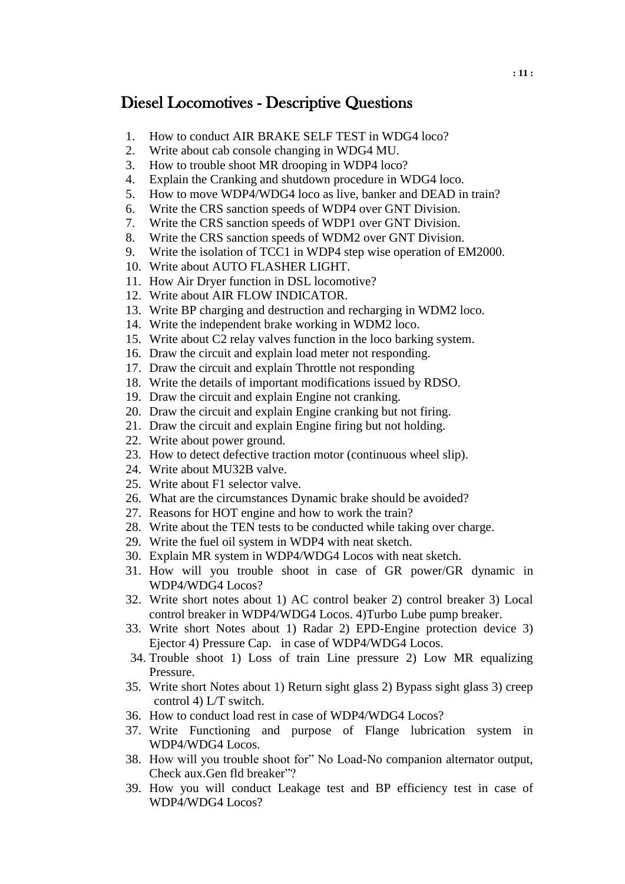# Diesel Locomotives - Descriptive Questions

1. How to conduct AIR BRAKE SELF TEST in WDG4 loco?
2. Write about cab console changing in WDG4 MU.
3. How to trouble shoot MR drooping in WDP4 loco?
4. Explain the Cranking and shutdown procedure in WDG4 loco.
5. How to move WDP4/WDG4 loco as live, banker and DEAD in train?
6. Write the CRS sanction speeds of WDP4 over GNT Division.
7. Write the CRS sanction speeds of WDP1 over GNT Division.
8. Write the CRS sanction speeds of WDM2 over GNT Division.
9. Write the isolation of TCC1 in WDP4 step wise operation of EM2000.
10. Write about AUTO FLASHER LIGHT.
11. How Air Dryer function in DSL locomotive?
12. Write about AIR FLOW INDICATOR.
13. Write BP charging and destruction and recharging in WDM2 loco.
14. Write the independent brake working in WDM2 loco.
15. Write about C2 relay valves function in the loco barking system.
16. Draw the circuit and explain load meter not responding.
17. Draw the circuit and explain Throttle not responding
18. Write the details of important modifications issued by RDSO.
19. Draw the circuit and explain Engine not cranking.
20. Draw the circuit and explain Engine cranking but not firing.
21. Draw the circuit and explain Engine firing but not holding.
22. Write about power ground.
23. How to detect defective traction motor (continuous wheel slip).
24. Write about MU32B valve.
25. Write about F1 selector valve.
26. What are the circumstances Dynamic brake should be avoided?
27. Reasons for HOT engine and how to work the train?
28. Write about the TEN tests to be conducted while taking over charge.
29. Write the fuel oil system in WDP4 with neat sketch.
30. Explain MR system in WDP4/WDG4 Locos with neat sketch.
31. How will you trouble shoot in case of GR power/GR dynamic in WDP4/WDG4 Locos?
32. Write short notes about 1) AC control beaker 2) control breaker 3) Local control breaker in WDP4/WDG4 Locos. 4)Turbo Lube pump breaker.
33. Write short Notes about 1) Radar 2) EPD-Engine protection device 3) Ejector 4) Pressure Cap. in case of WDP4/WDG4 Locos.
34. Trouble shoot 1) Loss of train Line pressure 2) Low MR equalizing Pressure.
35. Write short Notes about 1) Return sight glass 2) Bypass sight glass 3) creep control 4) L/T switch.
36. How to conduct load rest in case of WDP4/WDG4 Locos?
37. Write Functioning and purpose of Flange lubrication system in WDP4/WDG4 Locos.
38. How will you trouble shoot for" No Load-No companion alternator output, Check aux.Gen fld breaker"?
39. How you will conduct Leakage test and BP efficiency test in case of WDP4/WDG4 Locos?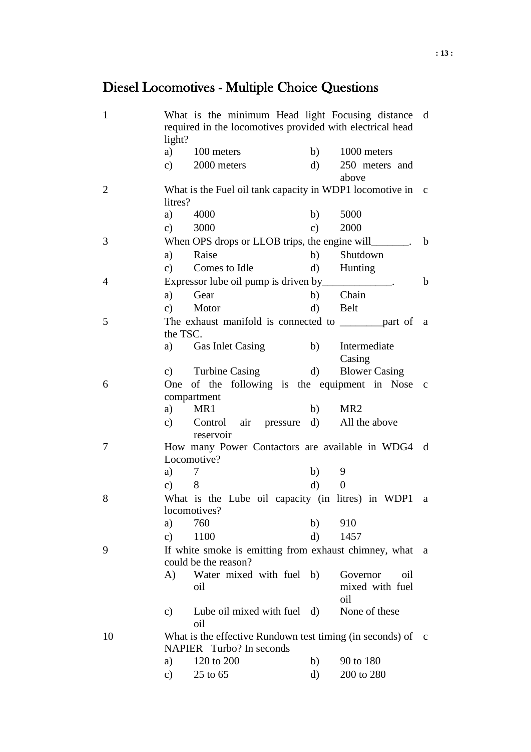# Diesel Locomotives - Multiple Choice Questions

| | | | | | |
|---|---|---|---|---|---|
| 1 | What is the minimum Head light Focusing distance required in the locomotives provided with electrical head light? | | | | d |
| | a) | 100 meters | b) | 1000 meters | |
| | c) | 2000 meters | d) | 250 meters and above | |
| 2 | What is the Fuel oil tank capacity in WDP1 locomotive in litres? | | | | c |
| | a) | 4000 | b) | 5000 | |
| | c) | 3000 | c) | 2000 | |
| 3 | When OPS drops or LLOB trips, the engine will_______. | | | | b |
| | a) | Raise | b) | Shutdown | |
| | c) | Comes to Idle | d) | Hunting | |
| 4 | Expressor lube oil pump is driven by_____________. | | | | b |
| | a) | Gear | b) | Chain | |
| | c) | Motor | d) | Belt | |
| 5 | The exhaust manifold is connected to ________part of the TSC. | | | | a |
| | a) | Gas Inlet Casing | b) | Intermediate Casing | |
| | c) | Turbine Casing | d) | Blower Casing | |
| 6 | One of the following is the equipment in Nose compartment | | | | c |
| | a) | MR1 | b) | MR2 | |
| | c) | Control air pressure reservoir | d) | All the above | |
| 7 | How many Power Contactors are available in WDG4 Locomotive? | | | | d |
| | a) | 7 | b) | 9 | |
| | c) | 8 | d) | 0 | |
| 8 | What is the Lube oil capacity (in litres) in WDP1 locomotives? | | | | a |
| | a) | 760 | b) | 910 | |
| | c) | 1100 | d) | 1457 | |
| 9 | If white smoke is emitting from exhaust chimney, what could be the reason? | | | | a |
| | A) | Water mixed with fuel oil | b) | Governor oil mixed with fuel oil | |
| | c) | Lube oil mixed with fuel oil | d) | None of these | |
| 10 | What is the effective Rundown test timing (in seconds) of NAPIER Turbo? In seconds | | | | c |
| | a) | 120 to 200 | b) | 90 to 180 | |
| | c) | 25 to 65 | d) | 200 to 280 | |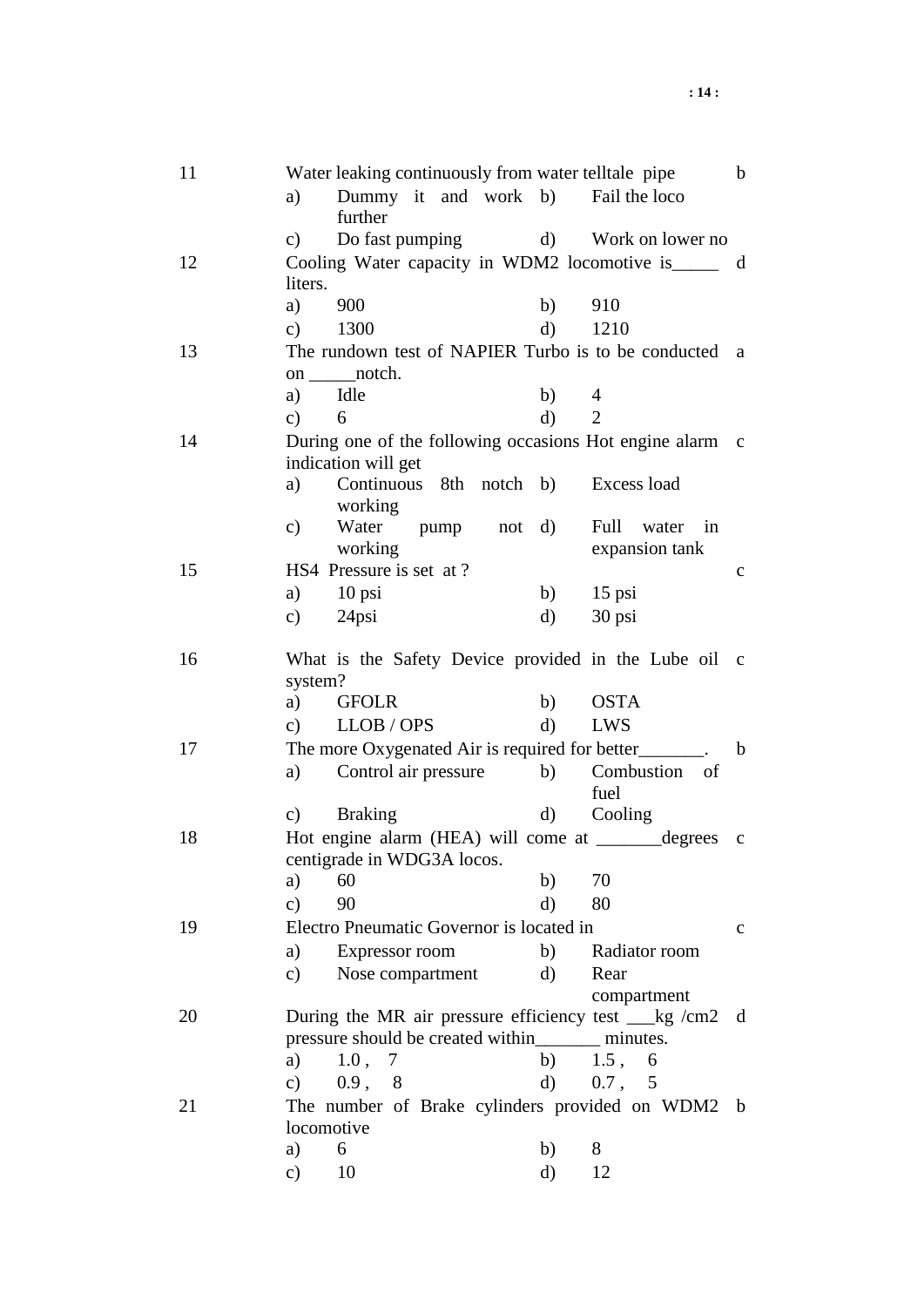| No. | Question | Ans |
|---|---|---|
| 11 | Water leaking continuously from water telltale pipe<br>a) Dummy it and work further b) Fail the loco<br>c) Do fast pumping d) Work on lower no | b |
| 12 | Cooling Water capacity in WDM2 locomotive is_____ liters.<br>a) 900 b) 910<br>c) 1300 d) 1210 | d |
| 13 | The rundown test of NAPIER Turbo is to be conducted on _____notch.<br>a) Idle b) 4<br>c) 6 d) 2 | a |
| 14 | During one of the following occasions Hot engine alarm indication will get<br>a) Continuous 8th notch working b) Excess load<br>c) Water pump not working d) Full water in expansion tank | c |
| 15 | HS4 Pressure is set at ?<br>a) 10 psi b) 15 psi<br>c) 24psi d) 30 psi | c |
| 16 | What is the Safety Device provided in the Lube oil system?<br>a) GFOLR b) OSTA<br>c) LLOB / OPS d) LWS | c |
| 17 | The more Oxygenated Air is required for better_______.<br>a) Control air pressure b) Combustion of fuel<br>c) Braking d) Cooling | b |
| 18 | Hot engine alarm (HEA) will come at _______degrees centigrade in WDG3A locos.<br>a) 60 b) 70<br>c) 90 d) 80 | c |
| 19 | Electro Pneumatic Governor is located in<br>a) Expressor room b) Radiator room<br>c) Nose compartment d) Rear compartment | c |
| 20 | During the MR air pressure efficiency test ___kg /cm2 pressure should be created within_______ minutes.<br>a) 1.0 , 7 b) 1.5 , 6<br>c) 0.9 , 8 d) 0.7 , 5 | d |
| 21 | The number of Brake cylinders provided on WDM2 locomotive<br>a) 6 b) 8<br>c) 10 d) 12 | b |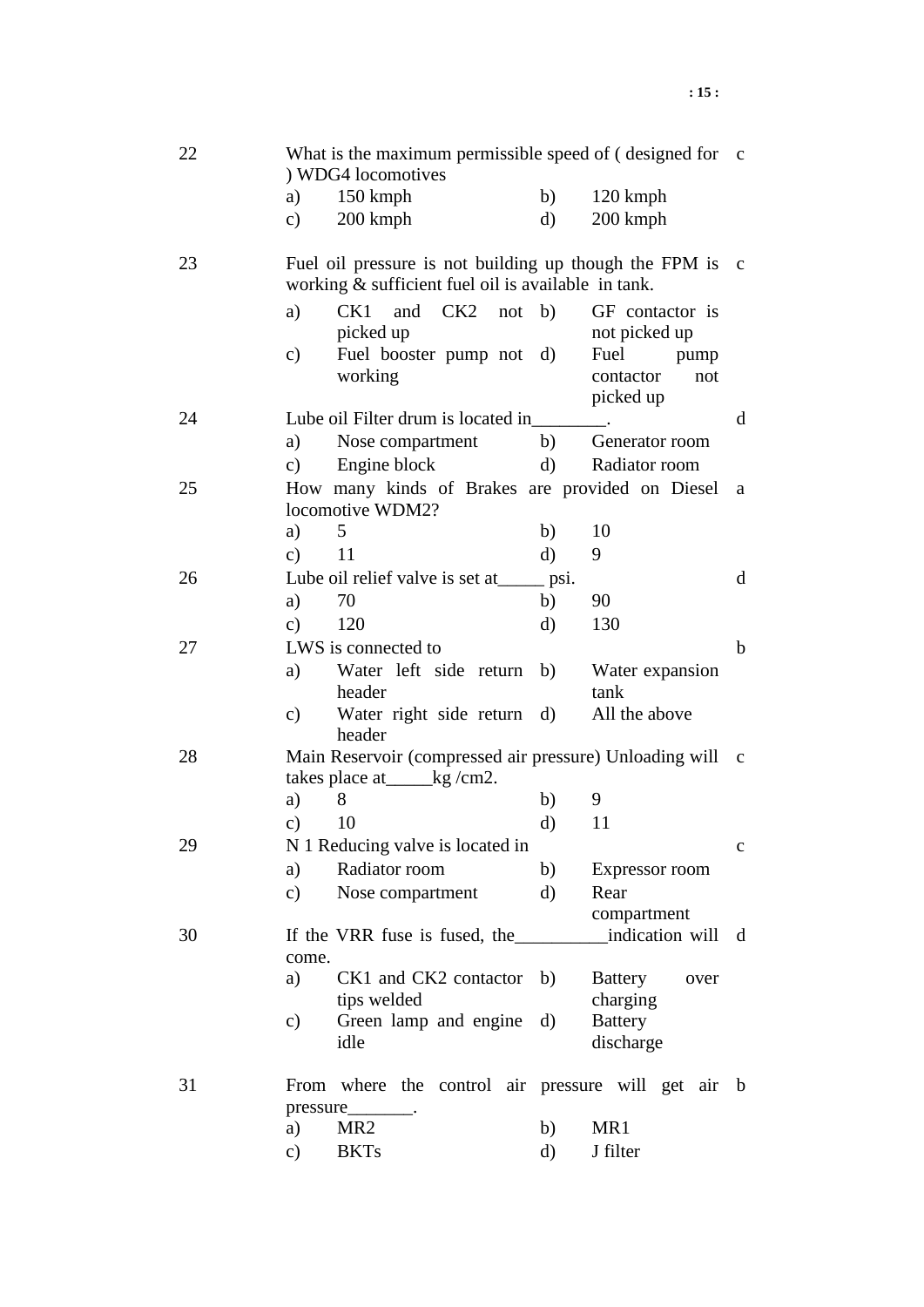| No. | Question | | | | | Ans |
|---|---|---|---|---|---|---|
| 22 | What is the maximum permissible speed of ( designed for ) WDG4 locomotives | | | | | c |
| | a) | 150 kmph | b) | 120 kmph | | |
| | c) | 200 kmph | d) | 200 kmph | | |
| 23 | Fuel oil pressure is not building up though the FPM is working & sufficient fuel oil is available in tank. | | | | | c |
| | a) | CK1 and CK2 not picked up | b) | GF contactor is not picked up | | |
| | c) | Fuel booster pump not working | d) | Fuel pump contactor not picked up | | |
| 24 | Lube oil Filter drum is located in________. | | | | | d |
| | a) | Nose compartment | b) | Generator room | | |
| | c) | Engine block | d) | Radiator room | | |
| 25 | How many kinds of Brakes are provided on Diesel locomotive WDM2? | | | | | a |
| | a) | 5 | b) | 10 | | |
| | c) | 11 | d) | 9 | | |
| 26 | Lube oil relief valve is set at_____ psi. | | | | | d |
| | a) | 70 | b) | 90 | | |
| | c) | 120 | d) | 130 | | |
| 27 | LWS is connected to | | | | | b |
| | a) | Water left side return header | b) | Water expansion tank | | |
| | c) | Water right side return header | d) | All the above | | |
| 28 | Main Reservoir (compressed air pressure) Unloading will takes place at_____kg /cm2. | | | | | c |
| | a) | 8 | b) | 9 | | |
| | c) | 10 | d) | 11 | | |
| 29 | N 1 Reducing valve is located in | | | | | c |
| | a) | Radiator room | b) | Expressor room | | |
| | c) | Nose compartment | d) | Rear compartment | | |
| 30 | If the VRR fuse is fused, the__________indication will come. | | | | | d |
| | a) | CK1 and CK2 contactor tips welded | b) | Battery over charging | | |
| | c) | Green lamp and engine idle | d) | Battery discharge | | |
| 31 | From where the control air pressure will get air pressure_______. | | | | | b |
| | a) | MR2 | b) | MR1 | | |
| | c) | BKTs | d) | J filter | | |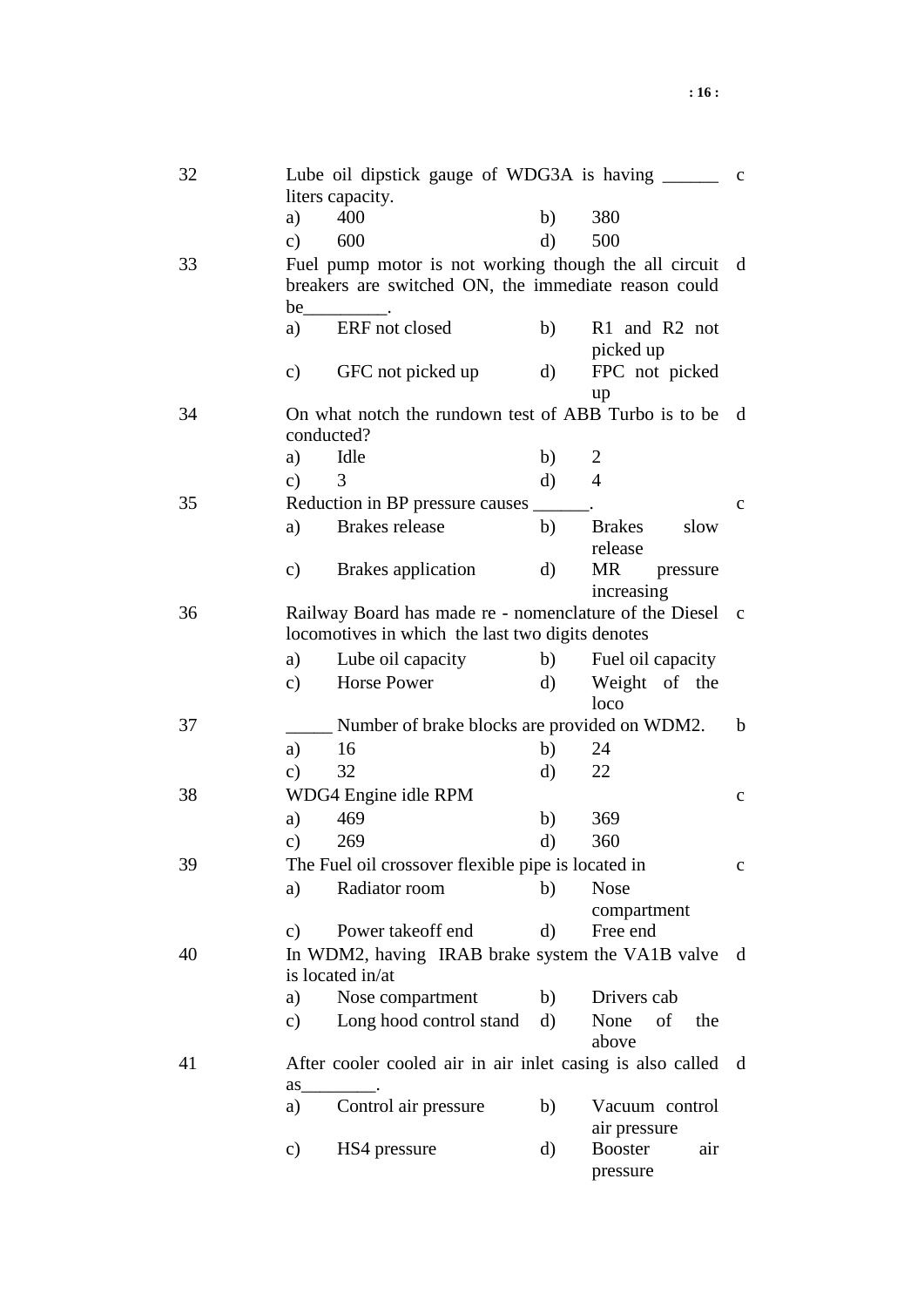32. Lube oil dipstick gauge of WDG3A is having ______ liters capacity. **c**
    - a) 400
    - b) 380
    - c) 600
    - d) 500

33. Fuel pump motor is not working though the all circuit breakers are switched ON, the immediate reason could be_________. **d**
    - a) ERF not closed
    - b) R1 and R2 not picked up
    - c) GFC not picked up
    - d) FPC not picked up

34. On what notch the rundown test of ABB Turbo is to be conducted? **d**
    - a) Idle
    - b) 2
    - c) 3
    - d) 4

35. Reduction in BP pressure causes ______. **c**
    - a) Brakes release
    - b) Brakes slow release
    - c) Brakes application
    - d) MR pressure increasing

36. Railway Board has made re - nomenclature of the Diesel locomotives in which the last two digits denotes **c**
    - a) Lube oil capacity
    - b) Fuel oil capacity
    - c) Horse Power
    - d) Weight of the loco

37. _____ Number of brake blocks are provided on WDM2. **b**
    - a) 16
    - b) 24
    - c) 32
    - d) 22

38. WDG4 Engine idle RPM **c**
    - a) 469
    - b) 369
    - c) 269
    - d) 360

39. The Fuel oil crossover flexible pipe is located in **c**
    - a) Radiator room
    - b) Nose compartment
    - c) Power takeoff end
    - d) Free end

40. In WDM2, having IRAB brake system the VA1B valve is located in/at **d**
    - a) Nose compartment
    - b) Drivers cab
    - c) Long hood control stand
    - d) None of the above

41. After cooler cooled air in air inlet casing is also called as________. **d**
    - a) Control air pressure
    - b) Vacuum control air pressure
    - c) HS4 pressure
    - d) Booster air pressure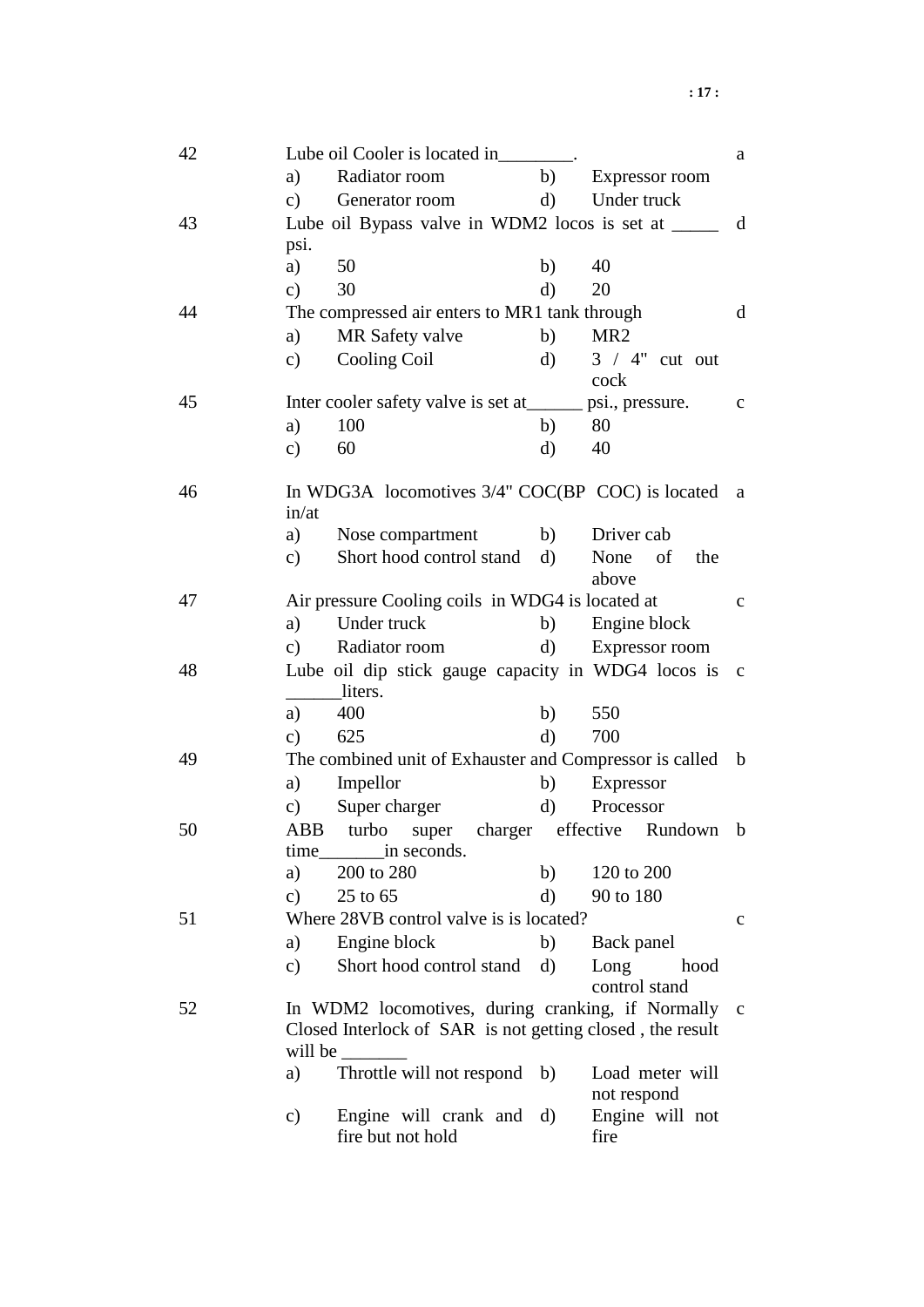| No. | Question | | | | Ans |
|---|---|---|---|---|---|
| 42 | Lube oil Cooler is located in________. | | | | a |
| | a) Radiator room | | b) Expressor room | | |
| | c) Generator room | | d) Under truck | | |
| 43 | Lube oil Bypass valve in WDM2 locos is set at _____ psi. | | | | d |
| | a) 50 | | b) 40 | | |
| | c) 30 | | d) 20 | | |
| 44 | The compressed air enters to MR1 tank through | | | | d |
| | a) MR Safety valve | | b) MR2 | | |
| | c) Cooling Coil | | d) 3 / 4" cut out cock | | |
| 45 | Inter cooler safety valve is set at______ psi., pressure. | | | | c |
| | a) 100 | | b) 80 | | |
| | c) 60 | | d) 40 | | |
| 46 | In WDG3A locomotives 3/4" COC(BP COC) is located in/at | | | | a |
| | a) Nose compartment | | b) Driver cab | | |
| | c) Short hood control stand | | d) None of the above | | |
| 47 | Air pressure Cooling coils in WDG4 is located at | | | | c |
| | a) Under truck | | b) Engine block | | |
| | c) Radiator room | | d) Expressor room | | |
| 48 | Lube oil dip stick gauge capacity in WDG4 locos is ______liters. | | | | c |
| | a) 400 | | b) 550 | | |
| | c) 625 | | d) 700 | | |
| 49 | The combined unit of Exhauster and Compressor is called | | | | b |
| | a) Impellor | | b) Expressor | | |
| | c) Super charger | | d) Processor | | |
| 50 | ABB turbo super charger effective Rundown time_______in seconds. | | | | b |
| | a) 200 to 280 | | b) 120 to 200 | | |
| | c) 25 to 65 | | d) 90 to 180 | | |
| 51 | Where 28VB control valve is is located? | | | | c |
| | a) Engine block | | b) Back panel | | |
| | c) Short hood control stand | | d) Long hood control stand | | |
| 52 | In WDM2 locomotives, during cranking, if Normally Closed Interlock of SAR is not getting closed , the result will be _______ | | | | c |
| | a) Throttle will not respond | | b) Load meter will not respond | | |
| | c) Engine will crank and fire but not hold | | d) Engine will not fire | | |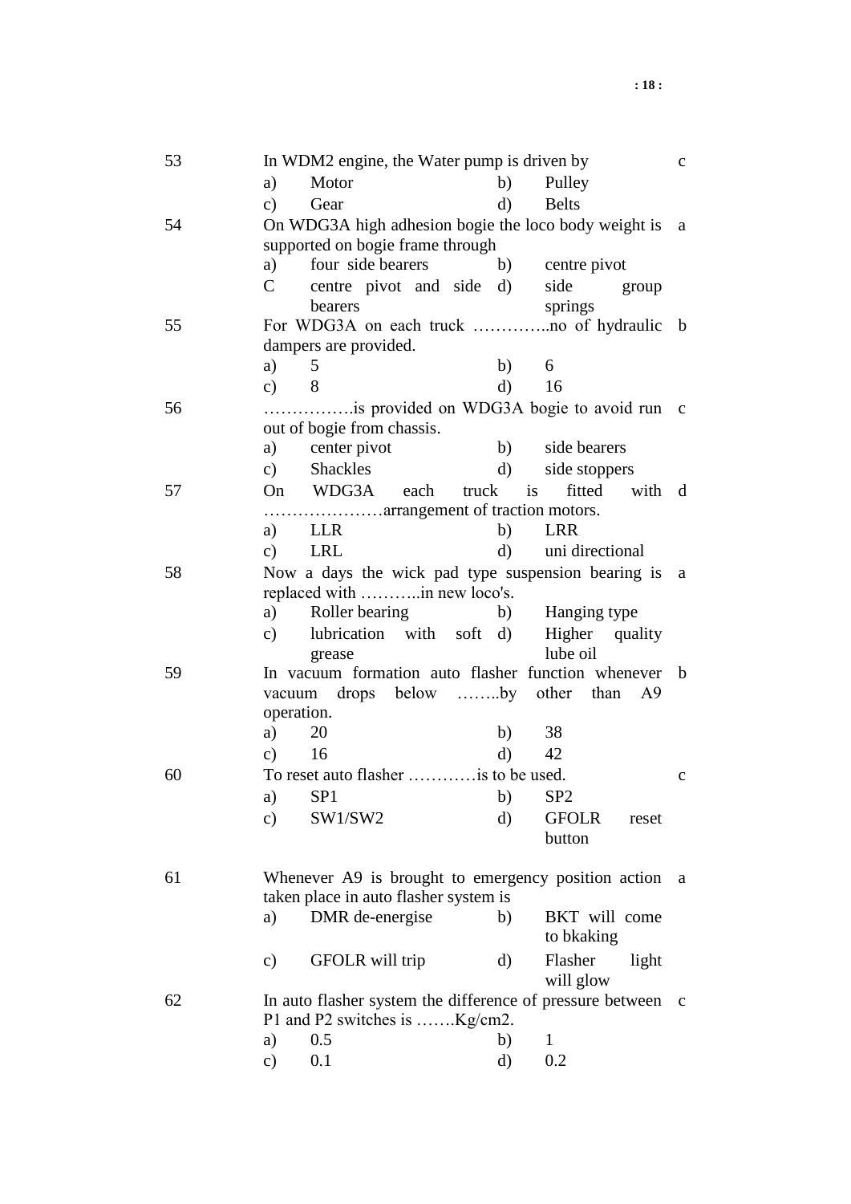| No. | Question | Ans |
|---|---|---|
| 53 | In WDM2 engine, the Water pump is driven by<br>a) Motor b) Pulley<br>c) Gear d) Belts | c |
| 54 | On WDG3A high adhesion bogie the loco body weight is supported on bogie frame through<br>a) four side bearers b) centre pivot<br>C centre pivot and side bearers d) side group springs | a |
| 55 | For WDG3A on each truck …………..no of hydraulic dampers are provided.<br>a) 5 b) 6<br>c) 8 d) 16 | b |
| 56 | …………….is provided on WDG3A bogie to avoid run out of bogie from chassis.<br>a) center pivot b) side bearers<br>c) Shackles d) side stoppers | c |
| 57 | On WDG3A each truck is fitted with …………………arrangement of traction motors.<br>a) LLR b) LRR<br>c) LRL d) uni directional | d |
| 58 | Now a days the wick pad type suspension bearing is replaced with ………..in new loco's.<br>a) Roller bearing b) Hanging type<br>c) lubrication with soft grease d) Higher quality lube oil | a |
| 59 | In vacuum formation auto flasher function whenever vacuum drops below ……..by other than A9 operation.<br>a) 20 b) 38<br>c) 16 d) 42 | b |
| 60 | To reset auto flasher …………is to be used.<br>a) SP1 b) SP2<br>c) SW1/SW2 d) GFOLR reset button | c |
| 61 | Whenever A9 is brought to emergency position action taken place in auto flasher system is<br>a) DMR de-energise b) BKT will come to bkaking<br>c) GFOLR will trip d) Flasher light will glow | a |
| 62 | In auto flasher system the difference of pressure between P1 and P2 switches is …….Kg/cm2.<br>a) 0.5 b) 1<br>c) 0.1 d) 0.2 | c |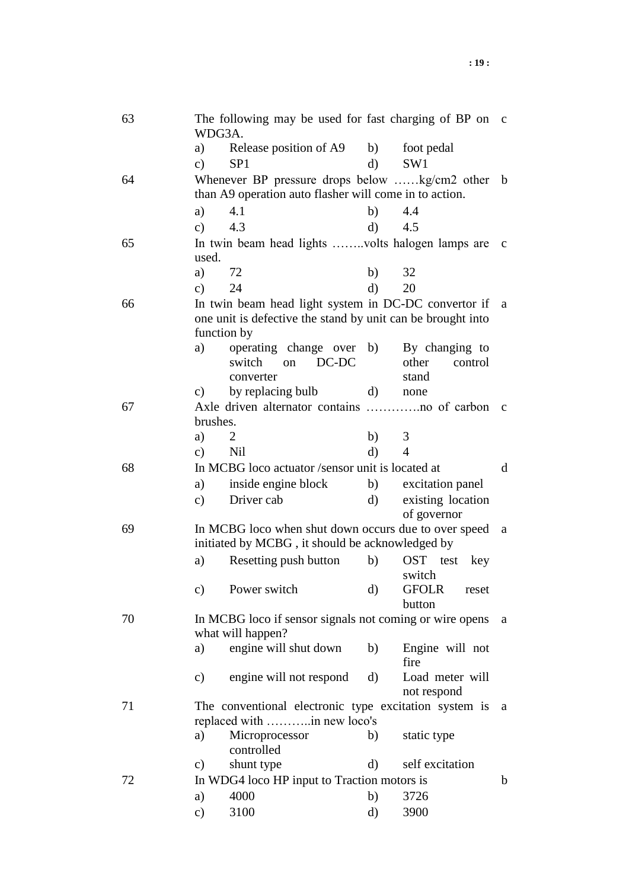| No. | Question | Ans |
|---|---|---|
| 63 | The following may be used for fast charging of BP on WDG3A.<br>a) Release position of A9 b) foot pedal<br>c) SP1 d) SW1 | c |
| 64 | Whenever BP pressure drops below ……kg/cm2 other than A9 operation auto flasher will come in to action.<br>a) 4.1 b) 4.4<br>c) 4.3 d) 4.5 | b |
| 65 | In twin beam head lights ……..volts halogen lamps are used.<br>a) 72 b) 32<br>c) 24 d) 20 | c |
| 66 | In twin beam head light system in DC-DC convertor if one unit is defective the stand by unit can be brought into function by<br>a) operating change over switch on DC-DC converter b) By changing to other control stand<br>c) by replacing bulb d) none | a |
| 67 | Axle driven alternator contains ………….no of carbon brushes.<br>a) 2 b) 3<br>c) Nil d) 4 | c |
| 68 | In MCBG loco actuator /sensor unit is located at<br>a) inside engine block b) excitation panel<br>c) Driver cab d) existing location of governor | d |
| 69 | In MCBG loco when shut down occurs due to over speed initiated by MCBG , it should be acknowledged by<br>a) Resetting push button b) OST test key switch<br>c) Power switch d) GFOLR reset button | a |
| 70 | In MCBG loco if sensor signals not coming or wire opens what will happen?<br>a) engine will shut down b) Engine will not fire<br>c) engine will not respond d) Load meter will not respond | a |
| 71 | The conventional electronic type excitation system is replaced with ………..in new loco's<br>a) Microprocessor controlled b) static type<br>c) shunt type d) self excitation | a |
| 72 | In WDG4 loco HP input to Traction motors is<br>a) 4000 b) 3726<br>c) 3100 d) 3900 | b |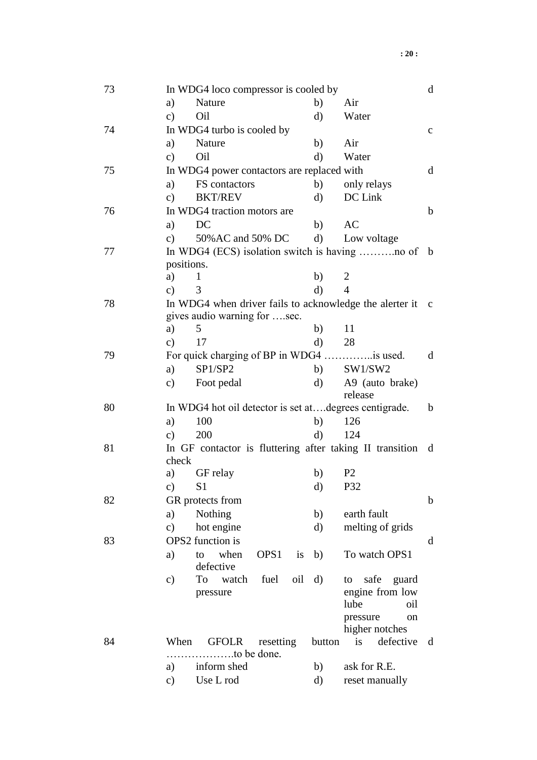| No. | Question | | | | Ans |
|---|---|---|---|---|---|
| 73 | In WDG4 loco compressor is cooled by | | | | d |
| | a) Nature | | b) Air | | |
| | c) Oil | | d) Water | | |
| 74 | In WDG4 turbo is cooled by | | | | c |
| | a) Nature | | b) Air | | |
| | c) Oil | | d) Water | | |
| 75 | In WDG4 power contactors are replaced with | | | | d |
| | a) FS contactors | | b) only relays | | |
| | c) BKT/REV | | d) DC Link | | |
| 76 | In WDG4 traction motors are | | | | b |
| | a) DC | | b) AC | | |
| | c) 50%AC and 50% DC | | d) Low voltage | | |
| 77 | In WDG4 (ECS) isolation switch is having ……….no of positions. | | | | b |
| | a) 1 | | b) 2 | | |
| | c) 3 | | d) 4 | | |
| 78 | In WDG4 when driver fails to acknowledge the alerter it gives audio warning for ….sec. | | | | c |
| | a) 5 | | b) 11 | | |
| | c) 17 | | d) 28 | | |
| 79 | For quick charging of BP in WDG4 …………..is used. | | | | d |
| | a) SP1/SP2 | | b) SW1/SW2 | | |
| | c) Foot pedal | | d) A9 (auto brake) release | | |
| 80 | In WDG4 hot oil detector is set at….degrees centigrade. | | | | b |
| | a) 100 | | b) 126 | | |
| | c) 200 | | d) 124 | | |
| 81 | In GF contactor is fluttering after taking II transition check | | | | d |
| | a) GF relay | | b) P2 | | |
| | c) S1 | | d) P32 | | |
| 82 | GR protects from | | | | b |
| | a) Nothing | | b) earth fault | | |
| | c) hot engine | | d) melting of grids | | |
| 83 | OPS2 function is | | | | d |
| | a) to when OPS1 is defective | | b) To watch OPS1 | | |
| | c) To watch fuel oil pressure | | d) to safe guard engine from low lube oil pressure on higher notches | | |
| 84 | When GFOLR resetting button is defective ……………….to be done. | | | | d |
| | a) inform shed | | b) ask for R.E. | | |
| | c) Use L rod | | d) reset manually | | |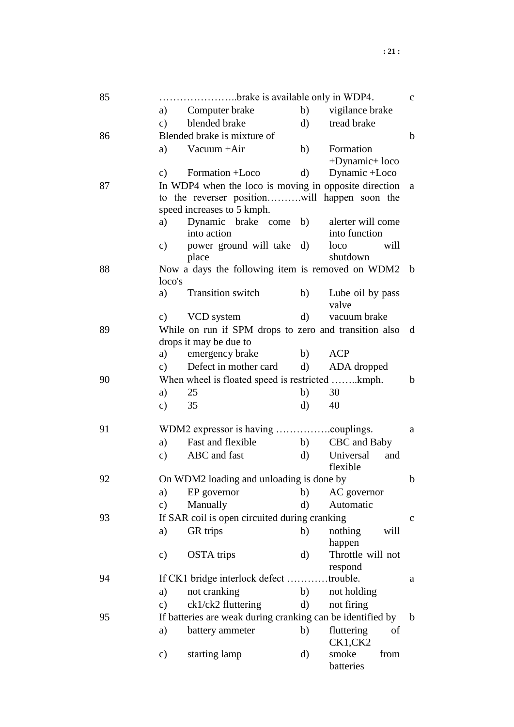85 ………………….brake is available only in WDP4. — c

a) Computer brake  b) vigilance brake
c) blended brake  d) tread brake

86 Blended brake is mixture of — b

a) Vacuum +Air  b) Formation +Dynamic+ loco
c) Formation +Loco  d) Dynamic +Loco

87 In WDP4 when the loco is moving in opposite direction to the reverser position……….will happen soon the speed increases to 5 kmph. — a

a) Dynamic brake come into action  b) alerter will come into function
c) power ground will take place  d) loco will shutdown

88 Now a days the following item is removed on WDM2 loco's — b

a) Transition switch  b) Lube oil by pass valve
c) VCD system  d) vacuum brake

89 While on run if SPM drops to zero and transition also drops it may be due to — d

a) emergency brake  b) ACP
c) Defect in mother card  d) ADA dropped

90 When wheel is floated speed is restricted ……..kmph. — b

a) 25  b) 30
c) 35  d) 40

91 WDM2 expressor is having …………….couplings. — a

a) Fast and flexible  b) CBC and Baby
c) ABC and fast  d) Universal and flexible

92 On WDM2 loading and unloading is done by — b

a) EP governor  b) AC governor
c) Manually  d) Automatic

93 If SAR coil is open circuited during cranking — c

a) GR trips  b) nothing will happen
c) OSTA trips  d) Throttle will not respond

94 If CK1 bridge interlock defect …………trouble. — a

a) not cranking  b) not holding
c) ck1/ck2 fluttering  d) not firing

95 If batteries are weak during cranking can be identified by — b

a) battery ammeter  b) fluttering of CK1,CK2
c) starting lamp  d) smoke from batteries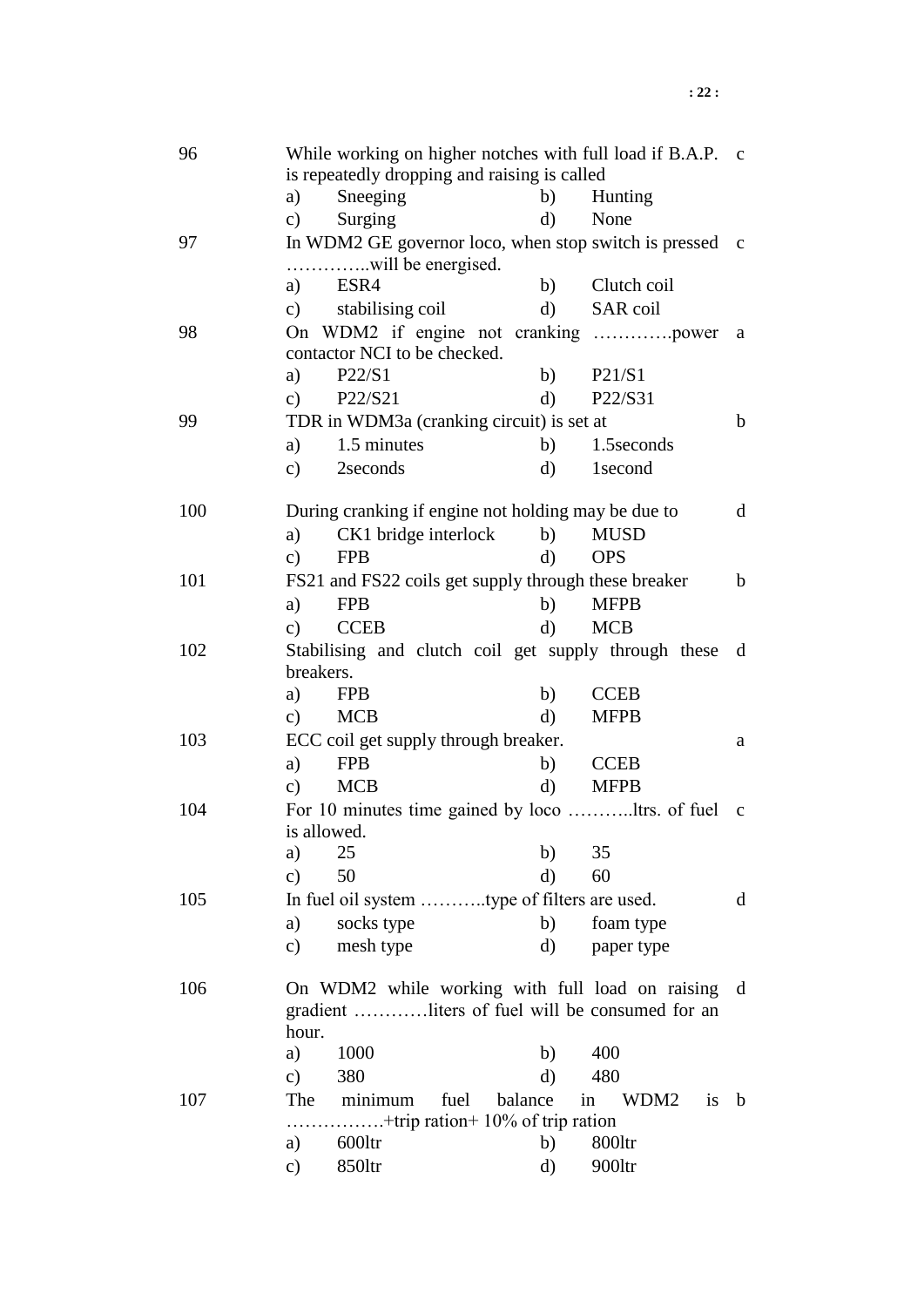96. While working on higher notches with full load if B.A.P. is repeatedly dropping and raising is called — **c**
    - a) Sneeging
    - b) Hunting
    - c) Surging
    - d) None

97. In WDM2 GE governor loco, when stop switch is pressed …………..will be energised. — **c**
    - a) ESR4
    - b) Clutch coil
    - c) stabilising coil
    - d) SAR coil

98. On WDM2 if engine not cranking ………….power contactor NCI to be checked. — **a**
    - a) P22/S1
    - b) P21/S1
    - c) P22/S21
    - d) P22/S31

99. TDR in WDM3a (cranking circuit) is set at — **b**
    - a) 1.5 minutes
    - b) 1.5seconds
    - c) 2seconds
    - d) 1second

100. During cranking if engine not holding may be due to — **d**
    - a) CK1 bridge interlock
    - b) MUSD
    - c) FPB
    - d) OPS

101. FS21 and FS22 coils get supply through these breaker — **b**
    - a) FPB
    - b) MFPB
    - c) CCEB
    - d) MCB

102. Stabilising and clutch coil get supply through these breakers. — **d**
    - a) FPB
    - b) CCEB
    - c) MCB
    - d) MFPB

103. ECC coil get supply through breaker. — **a**
    - a) FPB
    - b) CCEB
    - c) MCB
    - d) MFPB

104. For 10 minutes time gained by loco ………..ltrs. of fuel is allowed. — **c**
    - a) 25
    - b) 35
    - c) 50
    - d) 60

105. In fuel oil system ………..type of filters are used. — **d**
    - a) socks type
    - b) foam type
    - c) mesh type
    - d) paper type

106. On WDM2 while working with full load on raising gradient …………liters of fuel will be consumed for an hour. — **d**
    - a) 1000
    - b) 400
    - c) 380
    - d) 480

107. The minimum fuel balance in WDM2 is …………….+trip ration+ 10% of trip ration — **b**
    - a) 600ltr
    - b) 800ltr
    - c) 850ltr
    - d) 900ltr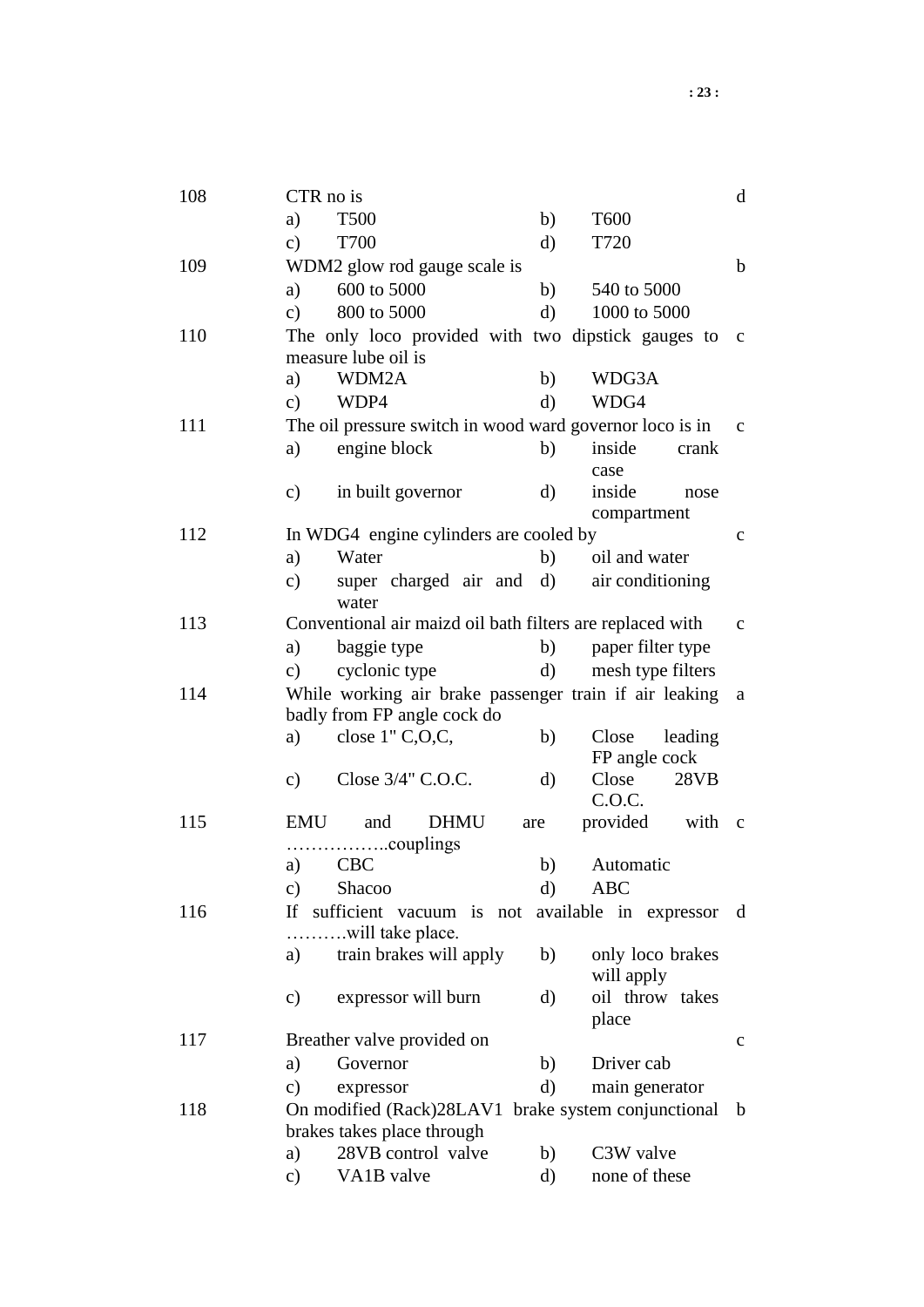| No. | Question | | | | Ans |
|---|---|---|---|---|---|
| 108 | CTR no is | | | | d |
| | a) T500 | | b) T600 | | |
| | c) T700 | | d) T720 | | |
| 109 | WDM2 glow rod gauge scale is | | | | b |
| | a) 600 to 5000 | | b) 540 to 5000 | | |
| | c) 800 to 5000 | | d) 1000 to 5000 | | |
| 110 | The only loco provided with two dipstick gauges to measure lube oil is | | | | c |
| | a) WDM2A | | b) WDG3A | | |
| | c) WDP4 | | d) WDG4 | | |
| 111 | The oil pressure switch in wood ward governor loco is in | | | | c |
| | a) engine block | | b) inside crank case | | |
| | c) in built governor | | d) inside nose compartment | | |
| 112 | In WDG4 engine cylinders are cooled by | | | | c |
| | a) Water | | b) oil and water | | |
| | c) super charged air and water | | d) air conditioning | | |
| 113 | Conventional air maizd oil bath filters are replaced with | | | | c |
| | a) baggie type | | b) paper filter type | | |
| | c) cyclonic type | | d) mesh type filters | | |
| 114 | While working air brake passenger train if air leaking badly from FP angle cock do | | | | a |
| | a) close 1" C,O,C, | | b) Close leading FP angle cock | | |
| | c) Close 3/4" C.O.C. | | d) Close 28VB C.O.C. | | |
| 115 | EMU and DHMU are provided with ……………..couplings | | | | c |
| | a) CBC | | b) Automatic | | |
| | c) Shacoo | | d) ABC | | |
| 116 | If sufficient vacuum is not available in expressor ……….will take place. | | | | d |
| | a) train brakes will apply | | b) only loco brakes will apply | | |
| | c) expressor will burn | | d) oil throw takes place | | |
| 117 | Breather valve provided on | | | | c |
| | a) Governor | | b) Driver cab | | |
| | c) expressor | | d) main generator | | |
| 118 | On modified (Rack)28LAV1 brake system conjunctional brakes takes place through | | | | b |
| | a) 28VB control valve | | b) C3W valve | | |
| | c) VA1B valve | | d) none of these | | |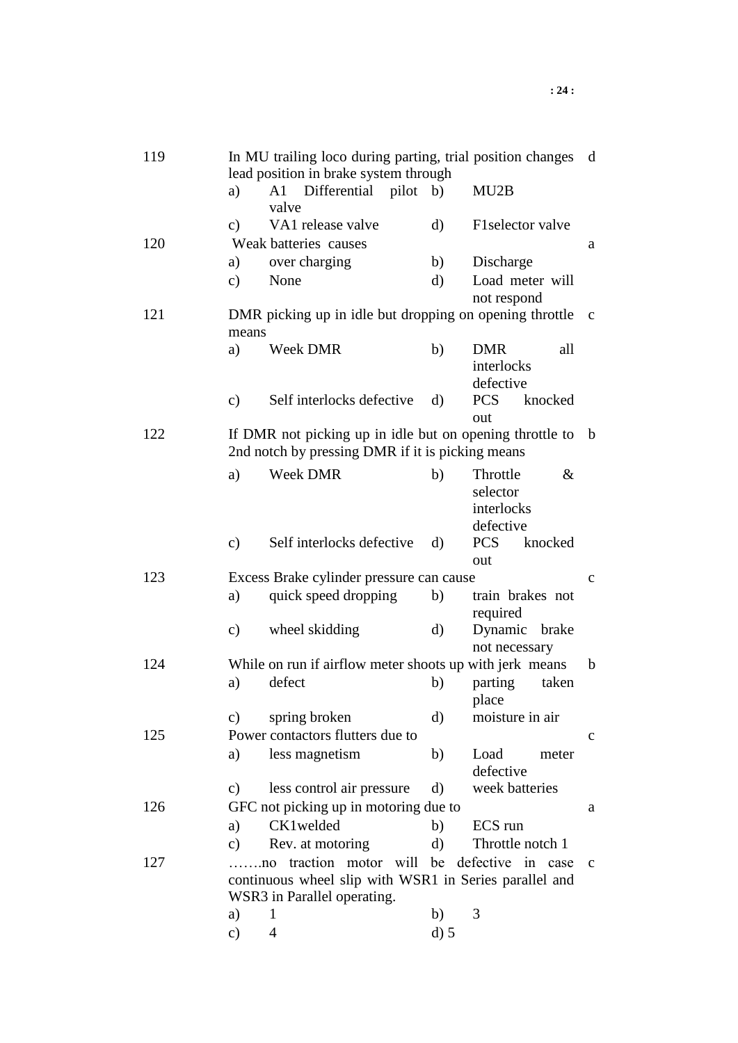| No. | Question | | | | Ans |
|---|---|---|---|---|---|
| 119 | In MU trailing loco during parting, trial position changes lead position in brake system through | | | | d |
| | a) A1 Differential pilot valve | | b) MU2B | | |
| | c) VA1 release valve | | d) F1selector valve | | |
| 120 | Weak batteries causes | | | | a |
| | a) over charging | | b) Discharge | | |
| | c) None | | d) Load meter will not respond | | |
| 121 | DMR picking up in idle but dropping on opening throttle means | | | | c |
| | a) Week DMR | | b) DMR all interlocks defective | | |
| | c) Self interlocks defective | | d) PCS knocked out | | |
| 122 | If DMR not picking up in idle but on opening throttle to 2nd notch by pressing DMR if it is picking means | | | | b |
| | a) Week DMR | | b) Throttle & selector interlocks defective | | |
| | c) Self interlocks defective | | d) PCS knocked out | | |
| 123 | Excess Brake cylinder pressure can cause | | | | c |
| | a) quick speed dropping | | b) train brakes not required | | |
| | c) wheel skidding | | d) Dynamic brake not necessary | | |
| 124 | While on run if airflow meter shoots up with jerk means | | | | b |
| | a) defect | | b) parting taken place | | |
| | c) spring broken | | d) moisture in air | | |
| 125 | Power contactors flutters due to | | | | c |
| | a) less magnetism | | b) Load meter defective | | |
| | c) less control air pressure | | d) week batteries | | |
| 126 | GFC not picking up in motoring due to | | | | a |
| | a) CK1welded | | b) ECS run | | |
| | c) Rev. at motoring | | d) Throttle notch 1 | | |
| 127 | …….no traction motor will be defective in case continuous wheel slip with WSR1 in Series parallel and WSR3 in Parallel operating. | | | | c |
| | a) 1 | | b) 3 | | |
| | c) 4 | | d) 5 | | |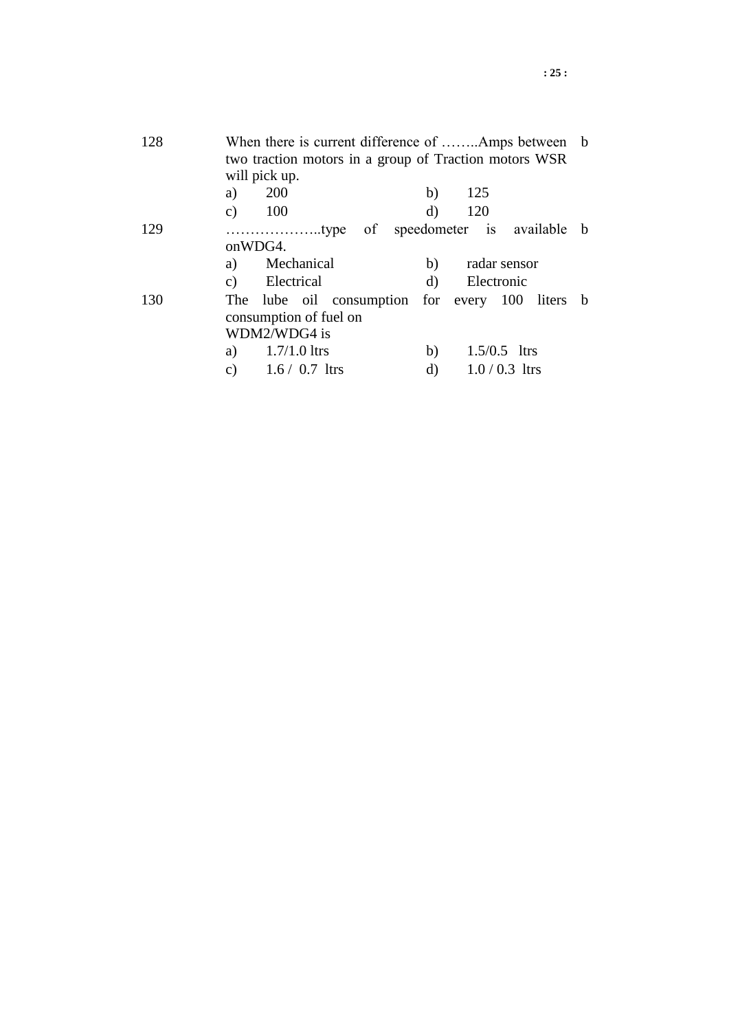| | | |
|---|---|---|
| 128 | When there is current difference of ……..Amps between two traction motors in a group of Traction motors WSR will pick up.<br>a) 200 b) 125<br>c) 100 d) 120 | b |
| 129 | ………………..type of speedometer is available onWDG4.<br>a) Mechanical b) radar sensor<br>c) Electrical d) Electronic | b |
| 130 | The lube oil consumption for every 100 liters consumption of fuel on WDM2/WDG4 is<br>a) 1.7/1.0 ltrs b) 1.5/0.5 ltrs<br>c) 1.6 / 0.7 ltrs d) 1.0 / 0.3 ltrs | b |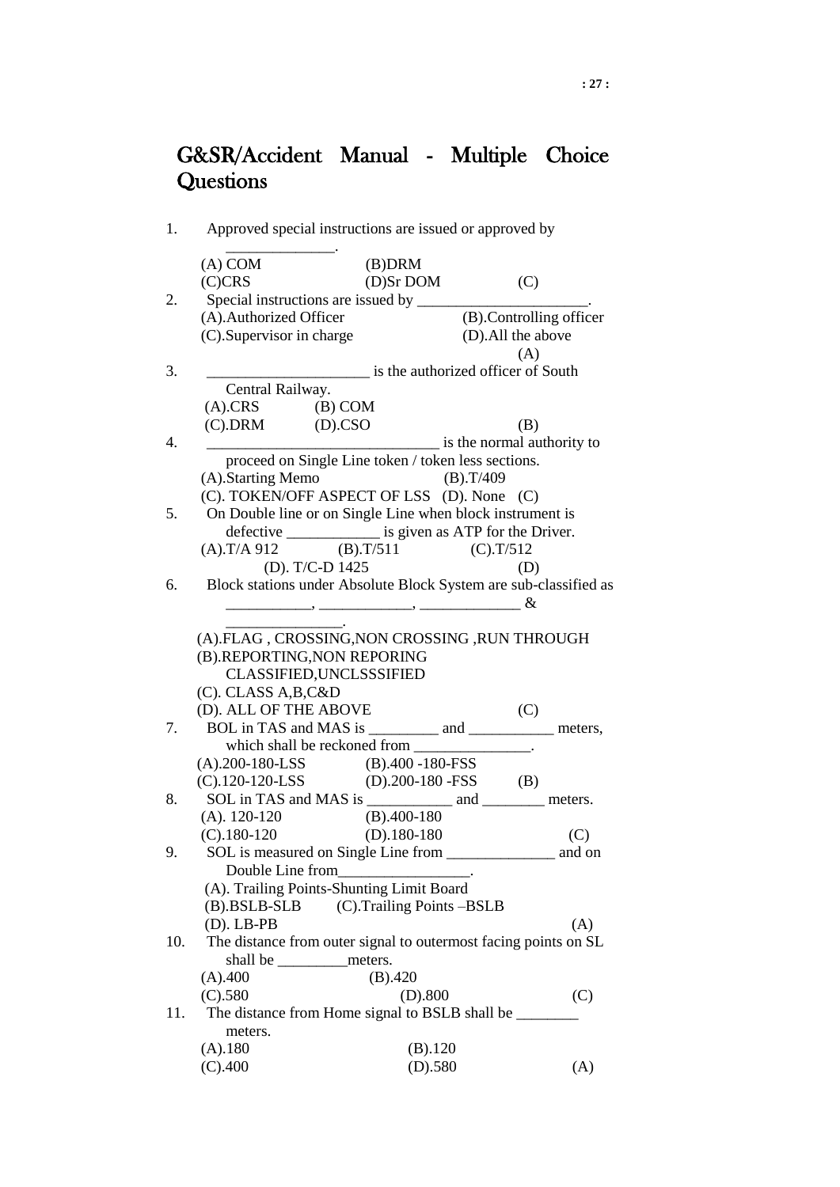# G&SR/Accident Manual - Multiple Choice Questions

1. Approved special instructions are issued or approved by ______________.
   (A) COM (B)DRM
   (C)CRS (D)Sr DOM (C)
2. Special instructions are issued by ______________________.
   (A).Authorized Officer (B).Controlling officer
   (C).Supervisor in charge (D).All the above
   (A)
3. _____________________ is the authorized officer of South Central Railway.
   (A).CRS (B) COM
   (C).DRM (D).CSO (B)
4. _______________________________ is the normal authority to proceed on Single Line token / token less sections.
   (A).Starting Memo (B).T/409
   (C). TOKEN/OFF ASPECT OF LSS (D). None (C)
5. On Double line or on Single Line when block instrument is defective ____________ is given as ATP for the Driver.
   (A).T/A 912 (B).T/511 (C).T/512
   (D). T/C-D 1425 (D)
6. Block stations under Absolute Block System are sub-classified as ___________, ____________, _____________ & _______________.
   (A).FLAG , CROSSING,NON CROSSING ,RUN THROUGH
   (B).REPORTING,NON REPORING CLASSIFIED,UNCLSSSIFIED
   (C). CLASS A,B,C&D
   (D). ALL OF THE ABOVE (C)
7. BOL in TAS and MAS is _________ and ___________ meters, which shall be reckoned from _______________.
   (A).200-180-LSS (B).400 -180-FSS
   (C).120-120-LSS (D).200-180 -FSS (B)
8. SOL in TAS and MAS is ___________ and ________ meters.
   (A). 120-120 (B).400-180
   (C).180-120 (D).180-180 (C)
9. SOL is measured on Single Line from ______________ and on Double Line from_________________.
   (A). Trailing Points-Shunting Limit Board
   (B).BSLB-SLB (C).Trailing Points –BSLB
   (D). LB-PB (A)
10. The distance from outer signal to outermost facing points on SL shall be _________meters.
    (A).400 (B).420
    (C).580 (D).800 (C)
11. The distance from Home signal to BSLB shall be ________ meters.
    (A).180 (B).120
    (C).400 (D).580 (A)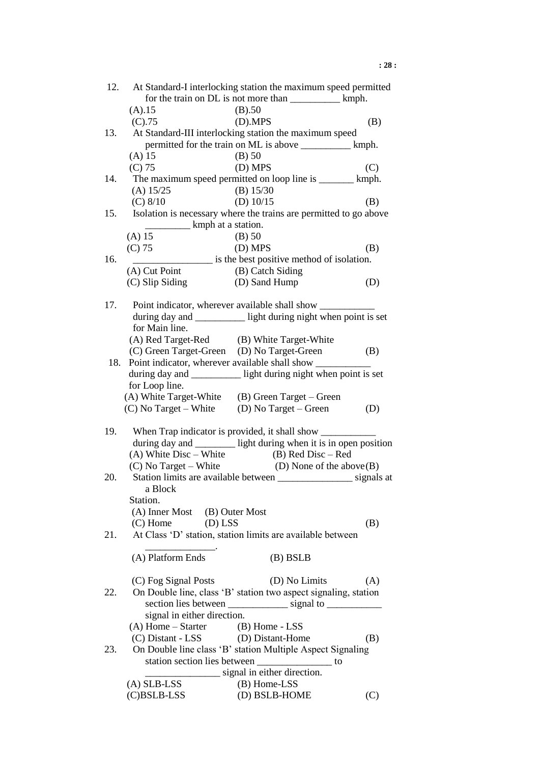12. At Standard-I interlocking station the maximum speed permitted for the train on DL is not more than __________ kmph.
    (A).15 (B).50
    (C).75 (D).MPS (B)

13. At Standard-III interlocking station the maximum speed permitted for the train on ML is above __________ kmph.
    (A) 15 (B) 50
    (C) 75 (D) MPS (C)

14. The maximum speed permitted on loop line is _______ kmph.
    (A) 15/25 (B) 15/30
    (C) 8/10 (D) 10/15 (B)

15. Isolation is necessary where the trains are permitted to go above _________ kmph at a station.
    (A) 15 (B) 50
    (C) 75 (D) MPS (B)

16. ________________ is the best positive method of isolation.
    (A) Cut Point (B) Catch Siding
    (C) Slip Siding (D) Sand Hump (D)

17. Point indicator, wherever available shall show ___________ during day and __________ light during night when point is set for Main line.
    (A) Red Target-Red (B) White Target-White
    (C) Green Target-Green (D) No Target-Green (B)

18. Point indicator, wherever available shall show ___________ during day and __________ light during night when point is set for Loop line.
    (A) White Target-White (B) Green Target – Green
    (C) No Target – White (D) No Target – Green (D)

19. When Trap indicator is provided, it shall show ___________ during day and ________ light during when it is in open position
    (A) White Disc – White (B) Red Disc – Red
    (C) No Target – White (D) None of the above(B)

20. Station limits are available between _______________ signals at a Block Station.
    (A) Inner Most (B) Outer Most
    (C) Home (D) LSS (B)

21. At Class 'D' station, station limits are available between ______________.
    (A) Platform Ends (B) BSLB
    (C) Fog Signal Posts (D) No Limits (A)

22. On Double line, class 'B' station two aspect signaling, station section lies between ____________ signal to ___________ signal in either direction.
    (A) Home – Starter (B) Home - LSS
    (C) Distant - LSS (D) Distant-Home (B)

23. On Double line class 'B' station Multiple Aspect Signaling station section lies between _______________ to _______________ signal in either direction.
    (A) SLB-LSS (B) Home-LSS
    (C)BSLB-LSS (D) BSLB-HOME (C)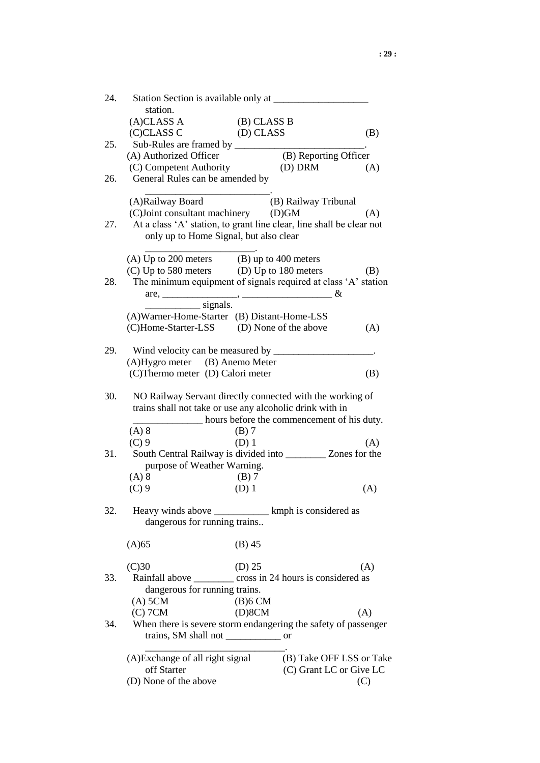24. Station Section is available only at ___________________ station.

(A)CLASS A (B) CLASS B
(C)CLASS C (D) CLASS (B)

25. Sub-Rules are framed by __________________________.

(A) Authorized Officer (B) Reporting Officer
(C) Competent Authority (D) DRM (A)

26. General Rules can be amended by __________________________.

(A)Railway Board (B) Railway Tribunal
(C)Joint consultant machinery (D)GM (A)

27. At a class 'A' station, to grant line clear, line shall be clear not only up to Home Signal, but also clear ______________________.

(A) Up to 200 meters (B) up to 400 meters
(C) Up to 580 meters (D) Up to 180 meters (B)

28. The minimum equipment of signals required at class 'A' station are, _______________, __________________ & ___________ signals.

(A)Warner-Home-Starter (B) Distant-Home-LSS
(C)Home-Starter-LSS (D) None of the above (A)

29. Wind velocity can be measured by ____________________.

(A)Hygro meter (B) Anemo Meter
(C)Thermo meter (D) Calori meter (B)

30. NO Railway Servant directly connected with the working of trains shall not take or use any alcoholic drink with in ______________ hours before the commencement of his duty.

(A) 8 (B) 7
(C) 9 (D) 1 (A)

31. South Central Railway is divided into ________ Zones for the purpose of Weather Warning.

(A) 8 (B) 7
(C) 9 (D) 1 (A)

32. Heavy winds above ___________ kmph is considered as dangerous for running trains..

(A)65 (B) 45
(C)30 (D) 25 (A)

33. Rainfall above ________ cross in 24 hours is considered as dangerous for running trains.

(A) 5CM (B)6 CM
(C) 7CM (D)8CM (A)

34. When there is severe storm endangering the safety of passenger trains, SM shall not ___________ or ____________________________.

(A)Exchange of all right signal (B) Take OFF LSS or Take off Starter
(C) Grant LC or Give LC
(D) None of the above (C)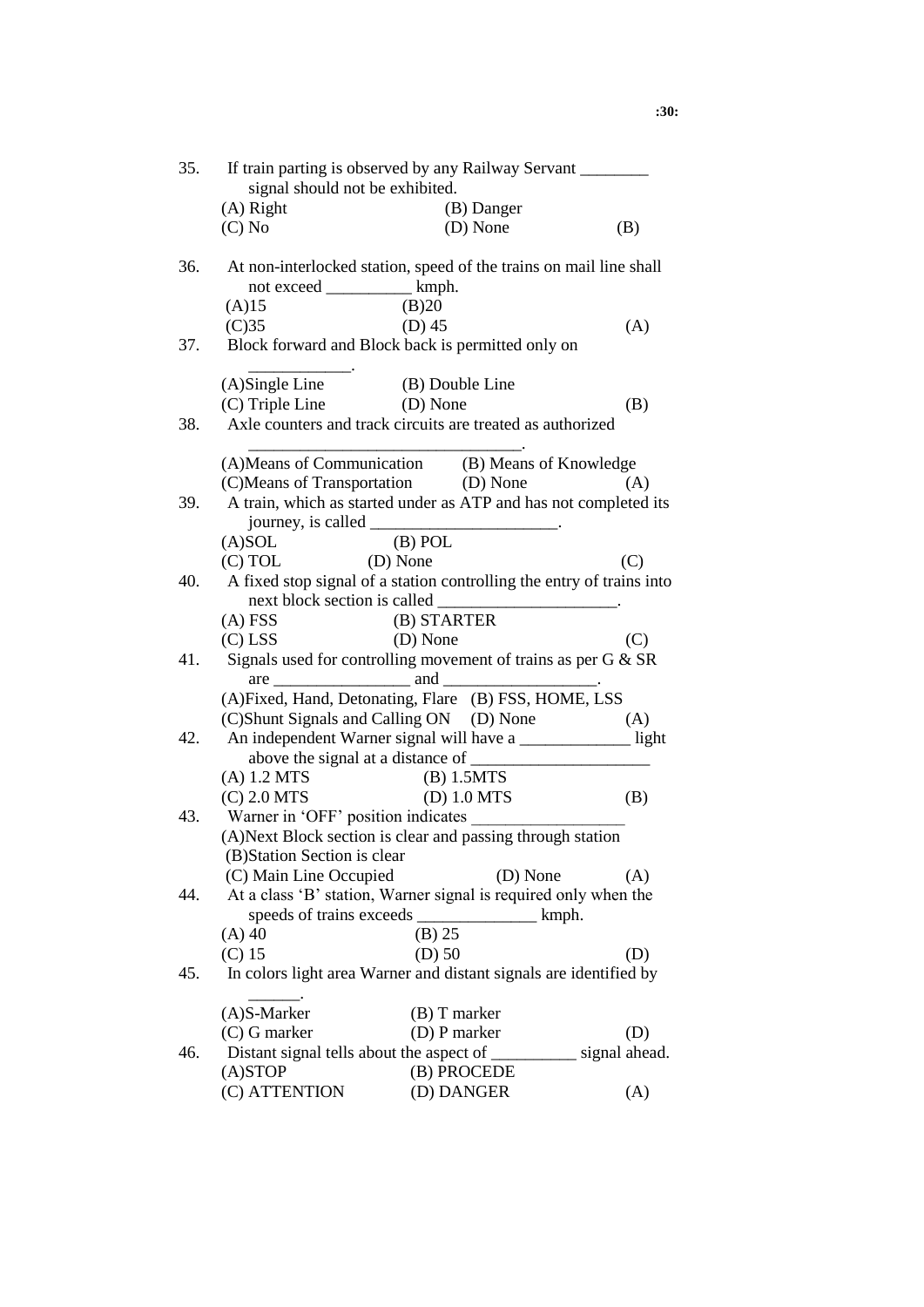35. If train parting is observed by any Railway Servant ________ signal should not be exhibited.
    (A) Right (B) Danger
    (C) No (D) None (B)

36. At non-interlocked station, speed of the trains on mail line shall not exceed __________ kmph.
    (A)15 (B)20
    (C)35 (D) 45 (A)

37. Block forward and Block back is permitted only on ____________.
    (A)Single Line (B) Double Line
    (C) Triple Line (D) None (B)

38. Axle counters and track circuits are treated as authorized _______________________________.
    (A)Means of Communication (B) Means of Knowledge
    (C)Means of Transportation (D) None (A)

39. A train, which as started under as ATP and has not completed its journey, is called ______________________.
    (A)SOL (B) POL
    (C) TOL (D) None (C)

40. A fixed stop signal of a station controlling the entry of trains into next block section is called _____________________.
    (A) FSS (B) STARTER
    (C) LSS (D) None (C)

41. Signals used for controlling movement of trains as per G & SR are ________________ and __________________.
    (A)Fixed, Hand, Detonating, Flare (B) FSS, HOME, LSS
    (C)Shunt Signals and Calling ON (D) None (A)

42. An independent Warner signal will have a _____________ light above the signal at a distance of _____________________
    (A) 1.2 MTS (B) 1.5MTS
    (C) 2.0 MTS (D) 1.0 MTS (B)

43. Warner in 'OFF' position indicates __________________
    (A)Next Block section is clear and passing through station
    (B)Station Section is clear
    (C) Main Line Occupied (D) None (A)

44. At a class 'B' station, Warner signal is required only when the speeds of trains exceeds ______________ kmph.
    (A) 40 (B) 25
    (C) 15 (D) 50 (D)

45. In colors light area Warner and distant signals are identified by ______.
    (A)S-Marker (B) T marker
    (C) G marker (D) P marker (D)

46. Distant signal tells about the aspect of __________ signal ahead.
    (A)STOP (B) PROCEDE
    (C) ATTENTION (D) DANGER (A)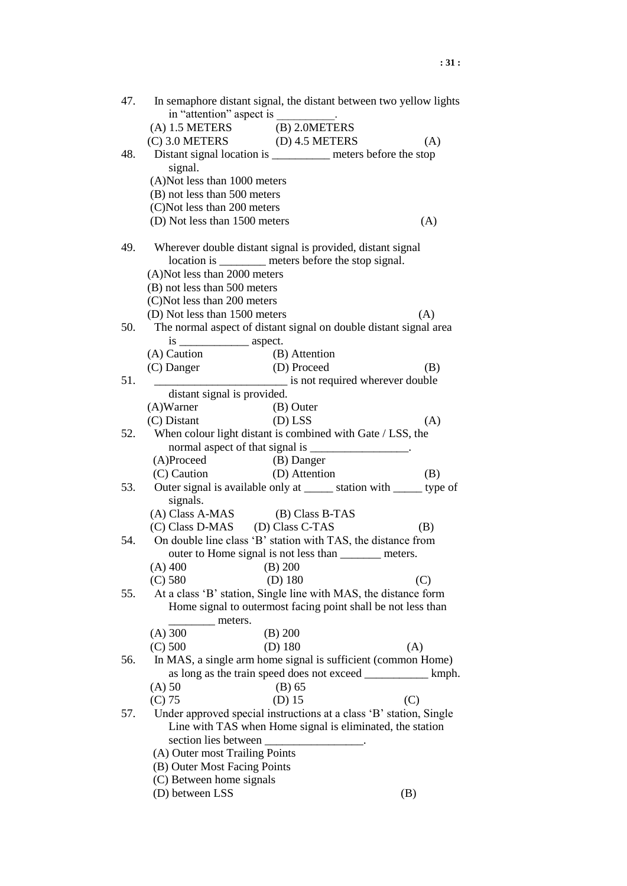47. In semaphore distant signal, the distant between two yellow lights in "attention" aspect is __________.
    (A) 1.5 METERS (B) 2.0METERS
    (C) 3.0 METERS (D) 4.5 METERS (A)

48. Distant signal location is __________ meters before the stop signal.
    (A)Not less than 1000 meters
    (B) not less than 500 meters
    (C)Not less than 200 meters
    (D) Not less than 1500 meters (A)

49. Wherever double distant signal is provided, distant signal location is ________ meters before the stop signal.
    (A)Not less than 2000 meters
    (B) not less than 500 meters
    (C)Not less than 200 meters
    (D) Not less than 1500 meters (A)

50. The normal aspect of distant signal on double distant signal area is ____________ aspect.
    (A) Caution (B) Attention
    (C) Danger (D) Proceed (B)

51. _______________________ is not required wherever double distant signal is provided.
    (A)Warner (B) Outer
    (C) Distant (D) LSS (A)

52. When colour light distant is combined with Gate / LSS, the normal aspect of that signal is _________________.
    (A)Proceed (B) Danger
    (C) Caution (D) Attention (B)

53. Outer signal is available only at _____ station with _____ type of signals.
    (A) Class A-MAS (B) Class B-TAS
    (C) Class D-MAS (D) Class C-TAS (B)

54. On double line class 'B' station with TAS, the distance from outer to Home signal is not less than _______ meters.
    (A) 400 (B) 200
    (C) 580 (D) 180 (C)

55. At a class 'B' station, Single line with MAS, the distance form Home signal to outermost facing point shall be not less than ________ meters.
    (A) 300 (B) 200
    (C) 500 (D) 180 (A)

56. In MAS, a single arm home signal is sufficient (common Home) as long as the train speed does not exceed ___________ kmph.
    (A) 50 (B) 65
    (C) 75 (D) 15 (C)

57. Under approved special instructions at a class 'B' station, Single Line with TAS when Home signal is eliminated, the station section lies between _________________.
    (A) Outer most Trailing Points
    (B) Outer Most Facing Points
    (C) Between home signals
    (D) between LSS (B)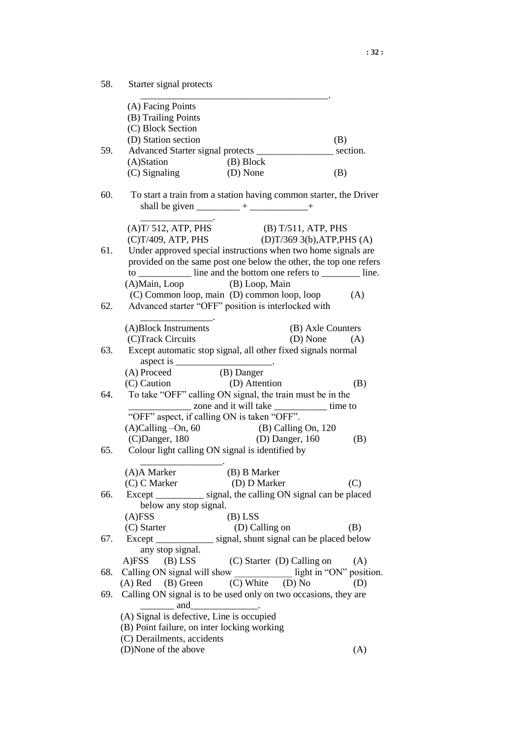58. Starter signal protects ______________________________________.

(A) Facing Points
(B) Trailing Points
(C) Block Section
(D) Station section (B)

59. Advanced Starter signal protects ________________ section.

(A)Station (B) Block
(C) Signaling (D) None (B)

60. To start a train from a station having common starter, the Driver shall be given _________ + ____________+ _______________.

(A)T/ 512, ATP, PHS (B) T/511, ATP, PHS
(C)T/409, ATP, PHS (D)T/369 3(b),ATP,PHS (A)

61. Under approved special instructions when two home signals are provided on the same post one below the other, the top one refers to ___________ line and the bottom one refers to ________ line.

(A)Main, Loop (B) Loop, Main
(C) Common loop, main (D) common loop, loop (A)

62. Advanced starter "OFF" position is interlocked with _______________.

(A)Block Instruments (B) Axle Counters
(C)Track Circuits (D) None (A)

63. Except automatic stop signal, all other fixed signals normal aspect is ____________________.

(A) Proceed (B) Danger
(C) Caution (D) Attention (B)

64. To take "OFF" calling ON signal, the train must be in the _____________ zone and it will take ___________ time to "OFF" aspect, if calling ON is taken "OFF".

(A)Calling –On, 60 (B) Calling On, 120
(C)Danger, 180 (D) Danger, 160 (B)

65. Colour light calling ON signal is identified by _________________.

(A)A Marker (B) B Marker
(C) C Marker (D) D Marker (C)

66. Except __________ signal, the calling ON signal can be placed below any stop signal.

(A)FSS (B) LSS
(C) Starter (D) Calling on (B)

67. Except ____________ signal, shunt signal can be placed below any stop signal.

A)FSS (B) LSS (C) Starter (D) Calling on (A)

68. Calling ON signal will show ____________ light in "ON" position.

(A) Red (B) Green (C) White (D) No (D)

69. Calling ON signal is to be used only on two occasions, they are _______ and______________.

(A) Signal is defective, Line is occupied
(B) Point failure, on inter locking working
(C) Derailments, accidents
(D)None of the above (A)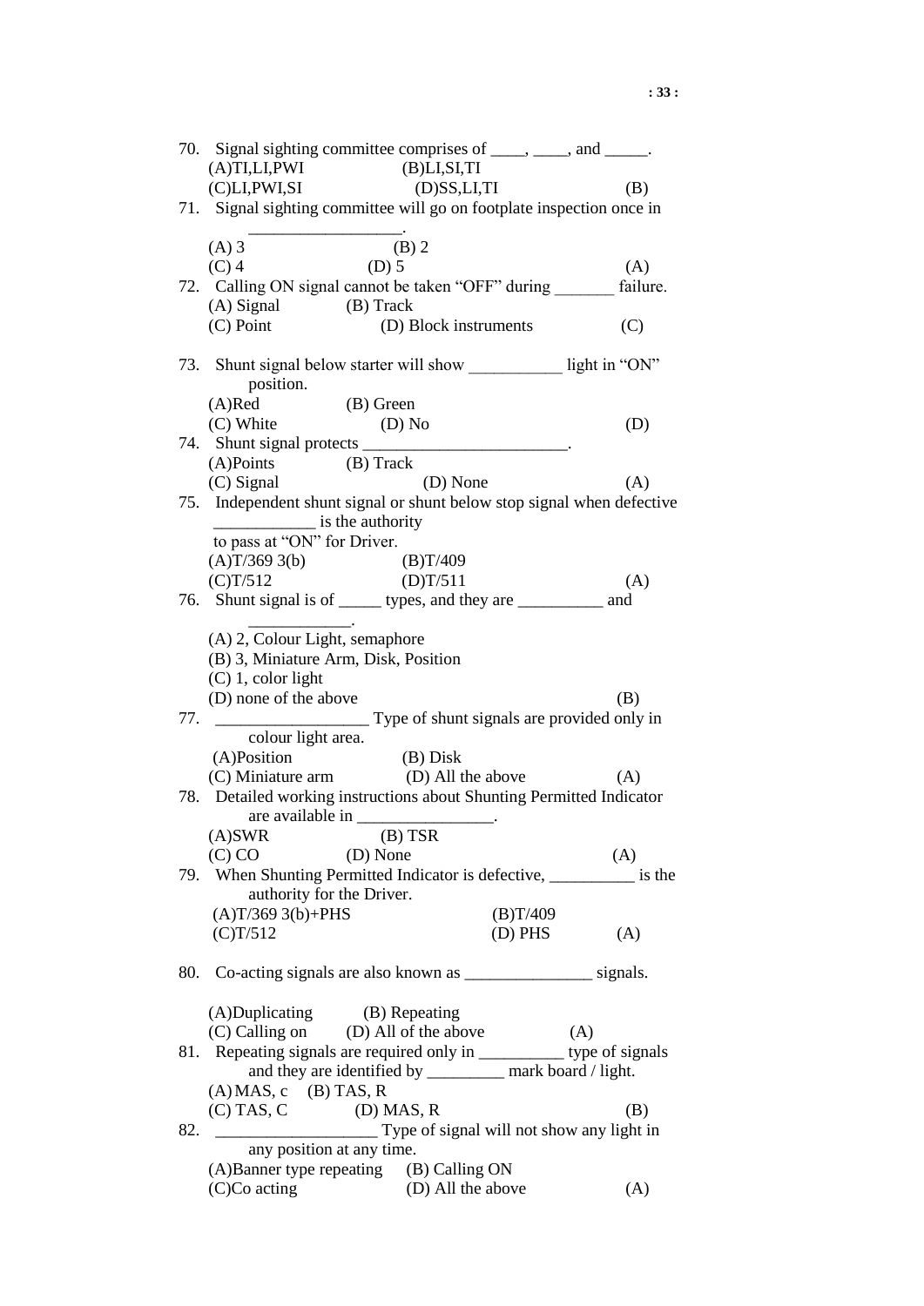70. Signal sighting committee comprises of ____, ____, and _____.
    (A)TI,LI,PWI (B)LI,SI,TI
    (C)LI,PWI,SI (D)SS,LI,TI (B)

71. Signal sighting committee will go on footplate inspection once in __________________.
    (A) 3 (B) 2
    (C) 4 (D) 5 (A)

72. Calling ON signal cannot be taken "OFF" during _______ failure.
    (A) Signal (B) Track
    (C) Point (D) Block instruments (C)

73. Shunt signal below starter will show ___________ light in "ON" position.
    (A)Red (B) Green
    (C) White (D) No (D)

74. Shunt signal protects ________________________.
    (A)Points (B) Track
    (C) Signal (D) None (A)

75. Independent shunt signal or shunt below stop signal when defective ____________ is the authority to pass at "ON" for Driver.
    (A)T/369 3(b) (B)T/409
    (C)T/512 (D)T/511 (A)

76. Shunt signal is of _____ types, and they are __________ and ____________.
    (A) 2, Colour Light, semaphore
    (B) 3, Miniature Arm, Disk, Position
    (C) 1, color light
    (D) none of the above (B)

77. __________________ Type of shunt signals are provided only in colour light area.
    (A)Position (B) Disk
    (C) Miniature arm (D) All the above (A)

78. Detailed working instructions about Shunting Permitted Indicator are available in ________________.
    (A)SWR (B) TSR
    (C) CO (D) None (A)

79. When Shunting Permitted Indicator is defective, __________ is the authority for the Driver.
    (A)T/369 3(b)+PHS (B)T/409
    (C)T/512 (D) PHS (A)

80. Co-acting signals are also known as _______________ signals.
    (A)Duplicating (B) Repeating
    (C) Calling on (D) All of the above (A)

81. Repeating signals are required only in __________ type of signals and they are identified by _________ mark board / light.
    (A) MAS, c (B) TAS, R
    (C) TAS, C (D) MAS, R (B)

82. ___________________ Type of signal will not show any light in any position at any time.
    (A)Banner type repeating (B) Calling ON
    (C)Co acting (D) All the above (A)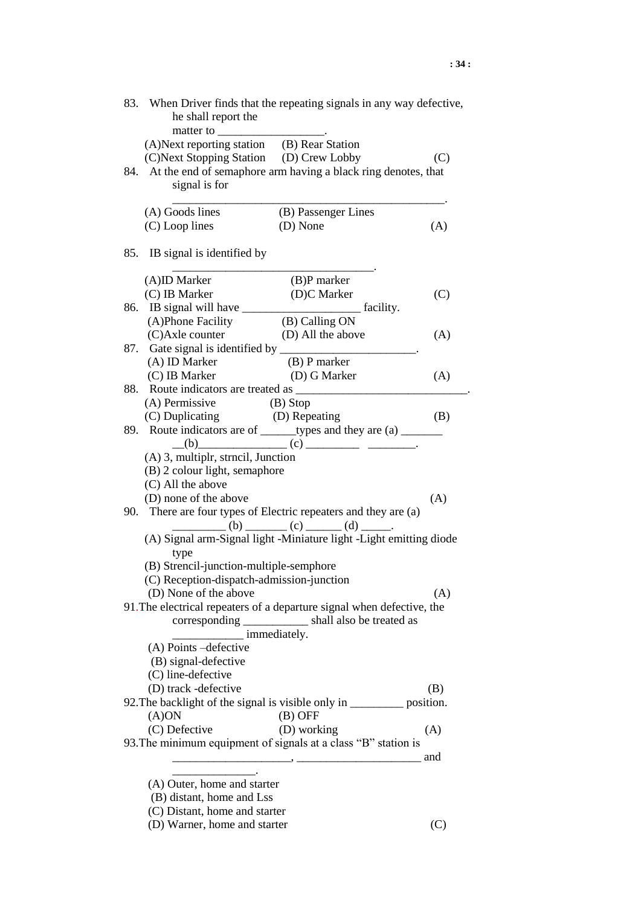83. When Driver finds that the repeating signals in any way defective, he shall report the matter to __________________.

(A)Next reporting station (B) Rear Station
(C)Next Stopping Station (D) Crew Lobby (C)

84. At the end of semaphore arm having a black ring denotes, that signal is for ________________________________________________.

(A) Goods lines (B) Passenger Lines
(C) Loop lines (D) None (A)

85. IB signal is identified by __________________________________.

(A)ID Marker (B)P marker
(C) IB Marker (D)C Marker (C)

86. IB signal will have ____________________ facility.

(A)Phone Facility (B) Calling ON
(C)Axle counter (D) All the above (A)

87. Gate signal is identified by ______________________.

(A) ID Marker (B) P marker
(C) IB Marker (D) G Marker (A)

88. Route indicators are treated as _____________________________.

(A) Permissive (B) Stop
(C) Duplicating (D) Repeating (B)

89. Route indicators are of ______types and they are (a) _________(b)_______________ (c) _________ ________.

(A) 3, multiplr, strncil, Junction
(B) 2 colour light, semaphore
(C) All the above
(D) none of the above (A)

90. There are four types of Electric repeaters and they are (a) _________ (b) _______ (c) ______ (d) _____.

(A) Signal arm-Signal light -Miniature light -Light emitting diode type
(B) Strencil-junction-multiple-semphore
(C) Reception-dispatch-admission-junction
(D) None of the above (A)

91. The electrical repeaters of a departure signal when defective, the corresponding ___________ shall also be treated as ____________ immediately.

(A) Points –defective
(B) signal-defective
(C) line-defective
(D) track -defective (B)

92. The backlight of the signal is visible only in _________ position.

(A)ON (B) OFF
(C) Defective (D) working (A)

93. The minimum equipment of signals at a class "B" station is ____________________, _____________________ and ______________.

(A) Outer, home and starter
(B) distant, home and Lss
(C) Distant, home and starter
(D) Warner, home and starter (C)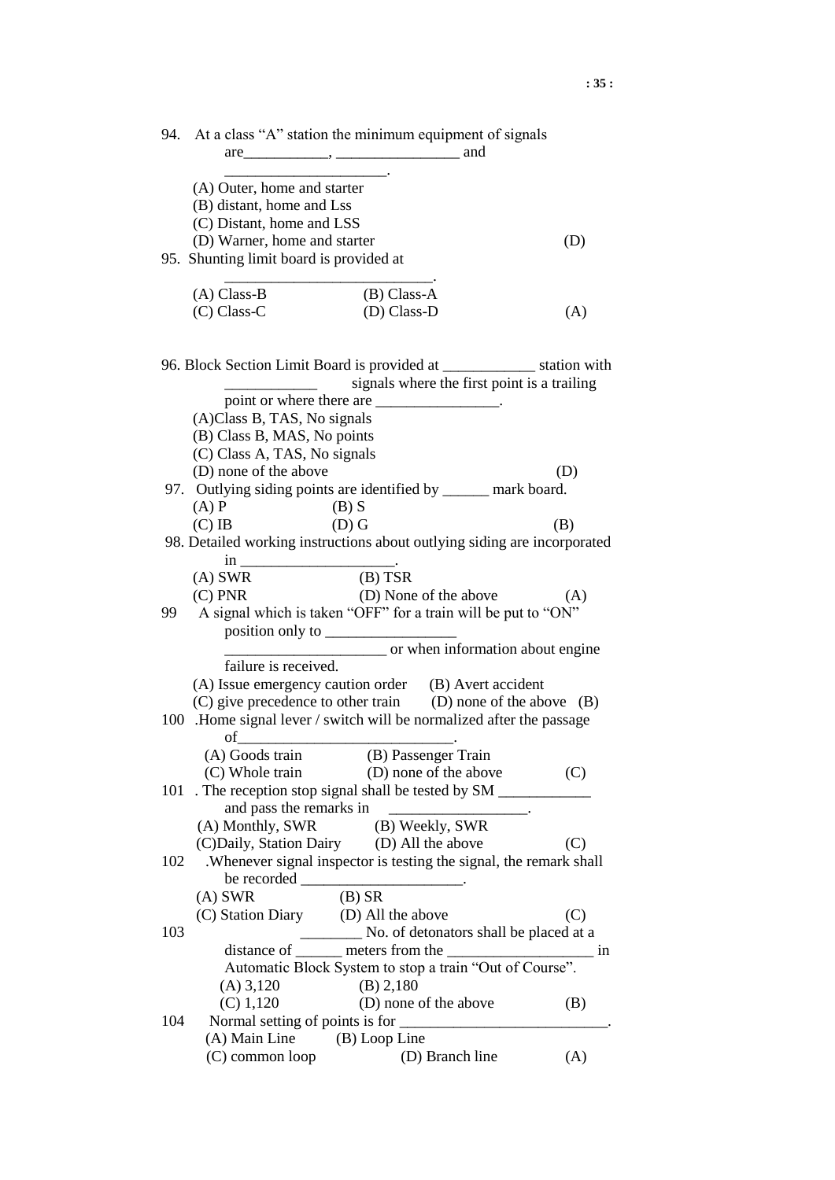94. At a class "A" station the minimum equipment of signals are___________, ________________ and _____________________.

(A) Outer, home and starter
(B) distant, home and Lss
(C) Distant, home and LSS
(D) Warner, home and starter (D)

95. Shunting limit board is provided at ___________________________.

(A) Class-B (B) Class-A
(C) Class-C (D) Class-D (A)

96. Block Section Limit Board is provided at ____________ station with ____________ signals where the first point is a trailing point or where there are ________________.

(A)Class B, TAS, No signals
(B) Class B, MAS, No points
(C) Class A, TAS, No signals
(D) none of the above (D)

97. Outlying siding points are identified by ______ mark board.

(A) P (B) S
(C) IB (D) G (B)

98. Detailed working instructions about outlying siding are incorporated in ____________________.

(A) SWR (B) TSR
(C) PNR (D) None of the above (A)

99 A signal which is taken "OFF" for a train will be put to "ON" position only to _________________ _____________________ or when information about engine failure is received.

(A) Issue emergency caution order (B) Avert accident
(C) give precedence to other train (D) none of the above (B)

100 .Home signal lever / switch will be normalized after the passage of____________________________.

(A) Goods train (B) Passenger Train
(C) Whole train (D) none of the above (C)

101 . The reception stop signal shall be tested by SM ____________ and pass the remarks in __________________.

(A) Monthly, SWR (B) Weekly, SWR
(C)Daily, Station Dairy (D) All the above (C)

102 .Whenever signal inspector is testing the signal, the remark shall be recorded _____________________.

(A) SWR (B) SR
(C) Station Diary (D) All the above (C)

103 ________ No. of detonators shall be placed at a distance of ______ meters from the ___________________ in Automatic Block System to stop a train "Out of Course".

(A) 3,120 (B) 2,180
(C) 1,120 (D) none of the above (B)

104 Normal setting of points is for ___________________________.

(A) Main Line (B) Loop Line
(C) common loop (D) Branch line (A)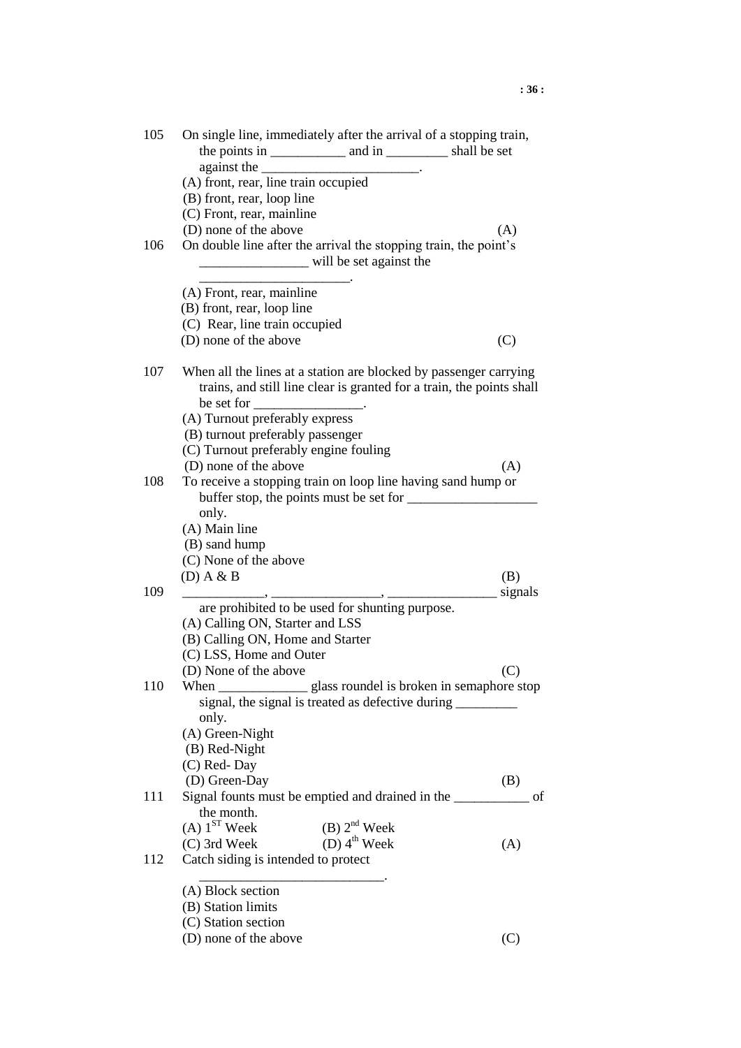105 On single line, immediately after the arrival of a stopping train, the points in ___________ and in _________ shall be set against the _______________________.

(A) front, rear, line train occupied
(B) front, rear, loop line
(C) Front, rear, mainline
(D) none of the above (A)

106 On double line after the arrival the stopping train, the point's ________________ will be set against the ______________________.

(A) Front, rear, mainline
(B) front, rear, loop line
(C) Rear, line train occupied
(D) none of the above (C)

107 When all the lines at a station are blocked by passenger carrying trains, and still line clear is granted for a train, the points shall be set for ________________.

(A) Turnout preferably express
(B) turnout preferably passenger
(C) Turnout preferably engine fouling
(D) none of the above (A)

108 To receive a stopping train on loop line having sand hump or buffer stop, the points must be set for ___________________ only.

(A) Main line
(B) sand hump
(C) None of the above
(D) A & B (B)

109 ____________, ________________, ________________ signals are prohibited to be used for shunting purpose.

(A) Calling ON, Starter and LSS
(B) Calling ON, Home and Starter
(C) LSS, Home and Outer
(D) None of the above (C)

110 When _____________ glass roundel is broken in semaphore stop signal, the signal is treated as defective during _________ only.

(A) Green-Night
(B) Red-Night
(C) Red- Day
(D) Green-Day (B)

111 Signal founts must be emptied and drained in the ___________ of the month.

(A) 1<sup>ST</sup> Week (B) 2<sup>nd</sup> Week
(C) 3rd Week (D) 4<sup>th</sup> Week (A)

112 Catch siding is intended to protect ___________________________.

(A) Block section
(B) Station limits
(C) Station section
(D) none of the above (C)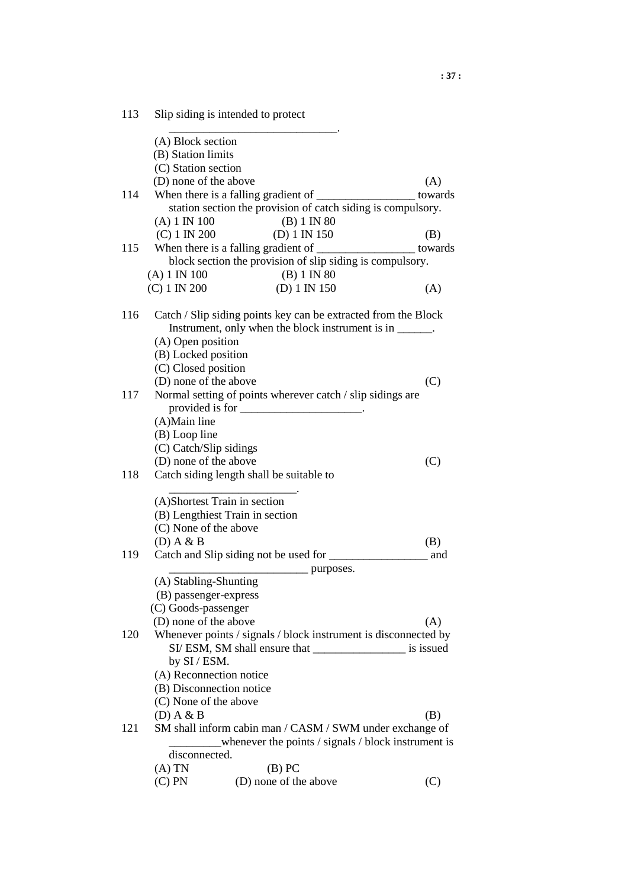113 Slip siding is intended to protect _____________________________.

(A) Block section
(B) Station limits
(C) Station section
(D) none of the above (A)

114 When there is a falling gradient of _________________ towards station section the provision of catch siding is compulsory.

(A) 1 IN 100 (B) 1 IN 80
(C) 1 IN 200 (D) 1 IN 150 (B)

115 When there is a falling gradient of _________________ towards block section the provision of slip siding is compulsory.

(A) 1 IN 100 (B) 1 IN 80
(C) 1 IN 200 (D) 1 IN 150 (A)

116 Catch / Slip siding points key can be extracted from the Block Instrument, only when the block instrument is in ______.

(A) Open position
(B) Locked position
(C) Closed position
(D) none of the above (C)

117 Normal setting of points wherever catch / slip sidings are provided is for _____________________.

(A)Main line
(B) Loop line
(C) Catch/Slip sidings
(D) none of the above (C)

118 Catch siding length shall be suitable to ______________________.

(A)Shortest Train in section
(B) Lengthiest Train in section
(C) None of the above
(D) A & B (B)

119 Catch and Slip siding not be used for _________________ and ________________________ purposes.

(A) Stabling-Shunting
(B) passenger-express
(C) Goods-passenger
(D) none of the above (A)

120 Whenever points / signals / block instrument is disconnected by SI/ ESM, SM shall ensure that ________________ is issued by SI / ESM.

(A) Reconnection notice
(B) Disconnection notice
(C) None of the above
(D) A & B (B)

121 SM shall inform cabin man / CASM / SWM under exchange of _________whenever the points / signals / block instrument is disconnected.

(A) TN (B) PC
(C) PN (D) none of the above (C)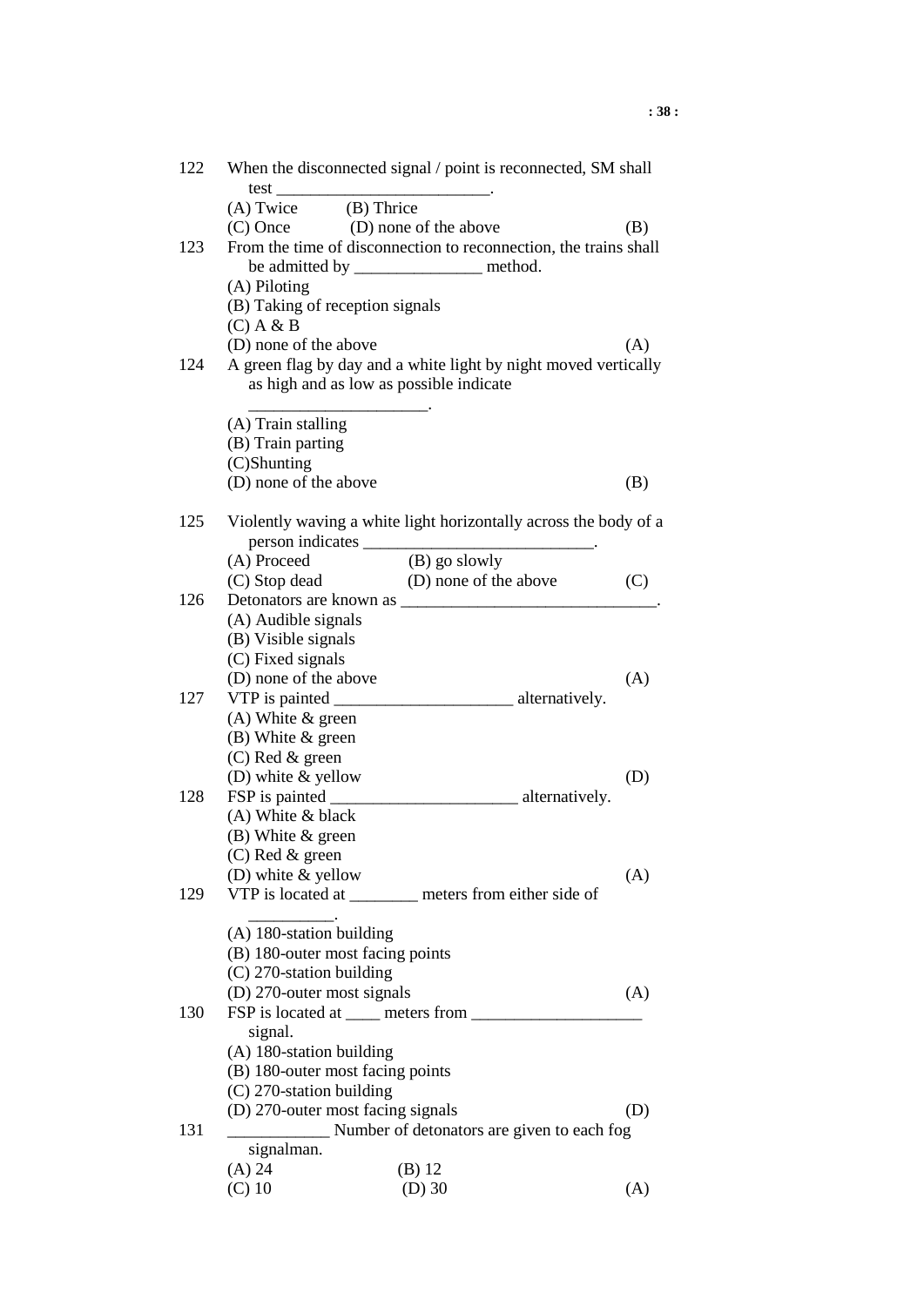122 When the disconnected signal / point is reconnected, SM shall test _________________________.

(A) Twice (B) Thrice

(C) Once (D) none of the above (B)

123 From the time of disconnection to reconnection, the trains shall be admitted by _______________ method.

(A) Piloting

(B) Taking of reception signals

(C) A & B

(D) none of the above (A)

124 A green flag by day and a white light by night moved vertically as high and as low as possible indicate _____________________.

(A) Train stalling

(B) Train parting

(C)Shunting

(D) none of the above (B)

125 Violently waving a white light horizontally across the body of a person indicates ___________________________.

(A) Proceed (B) go slowly

(C) Stop dead (D) none of the above (C)

126 Detonators are known as ______________________________.

(A) Audible signals

(B) Visible signals

(C) Fixed signals

(D) none of the above (A)

127 VTP is painted _____________________ alternatively.

(A) White & green

(B) White & green

(C) Red & green

(D) white & yellow (D)

128 FSP is painted ______________________ alternatively.

(A) White & black

(B) White & green

(C) Red & green

(D) white & yellow (A)

129 VTP is located at ________ meters from either side of __________.

(A) 180-station building

(B) 180-outer most facing points

(C) 270-station building

(D) 270-outer most signals (A)

130 FSP is located at ____ meters from ____________________ signal.

(A) 180-station building

(B) 180-outer most facing points

(C) 270-station building

(D) 270-outer most facing signals (D)

131 ____________ Number of detonators are given to each fog signalman.

(A) 24 (B) 12

(C) 10 (D) 30 (A)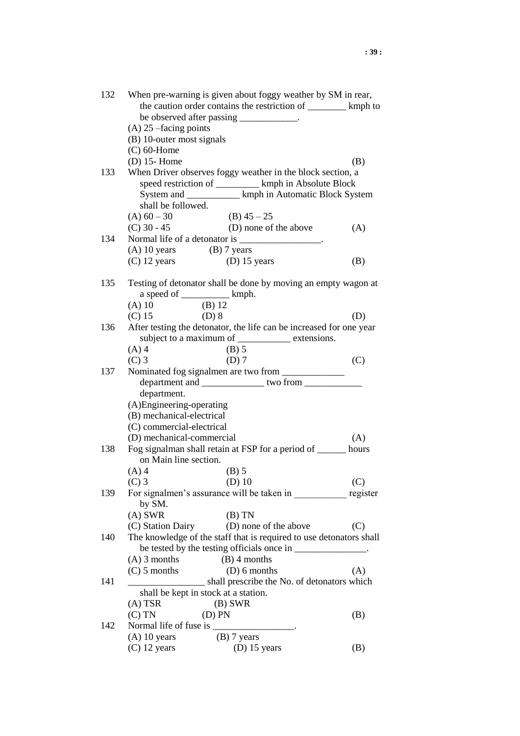132 When pre-warning is given about foggy weather by SM in rear, the caution order contains the restriction of ________ kmph to be observed after passing ____________.

(A) 25 –facing points
(B) 10-outer most signals
(C) 60-Home
(D) 15- Home (B)

133 When Driver observes foggy weather in the block section, a speed restriction of _________ kmph in Absolute Block System and ___________ kmph in Automatic Block System shall be followed.

(A) 60 – 30 (B) 45 – 25
(C) 30 - 45 (D) none of the above (A)

134 Normal life of a detonator is _________________.

(A) 10 years (B) 7 years
(C) 12 years (D) 15 years (B)

135 Testing of detonator shall be done by moving an empty wagon at a speed of __________ kmph.

(A) 10 (B) 12
(C) 15 (D) 8 (D)

136 After testing the detonator, the life can be increased for one year subject to a maximum of ___________ extensions.

(A) 4 (B) 5
(C) 3 (D) 7 (C)

137 Nominated fog signalmen are two from _____________ department and _____________ two from ____________ department.

(A)Engineering-operating
(B) mechanical-electrical
(C) commercial-electrical
(D) mechanical-commercial (A)

138 Fog signalman shall retain at FSP for a period of ______ hours on Main line section.

(A) 4 (B) 5
(C) 3 (D) 10 (C)

139 For signalmen's assurance will be taken in ___________ register by SM.

(A) SWR (B) TN
(C) Station Dairy (D) none of the above (C)

140 The knowledge of the staff that is required to use detonators shall be tested by the testing officials once in _______________.

(A) 3 months (B) 4 months
(C) 5 months (D) 6 months (A)

141 ________________ shall prescribe the No. of detonators which shall be kept in stock at a station.

(A) TSR (B) SWR
(C) TN (D) PN (B)

142 Normal life of fuse is _________________.

(A) 10 years (B) 7 years
(C) 12 years (D) 15 years (B)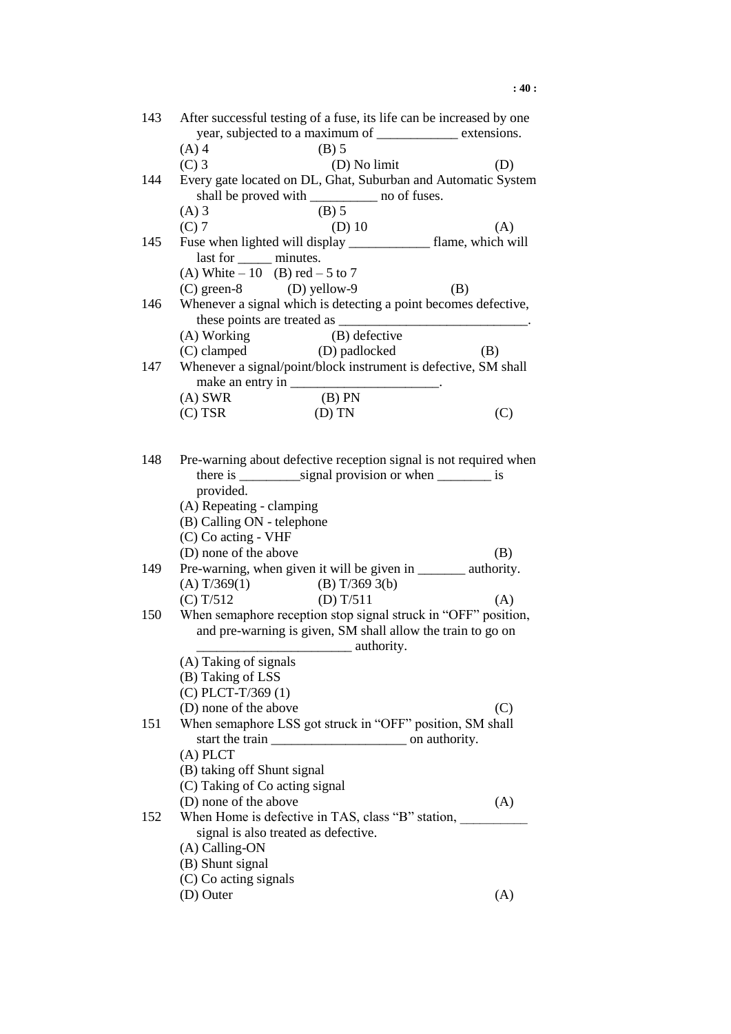143 After successful testing of a fuse, its life can be increased by one year, subjected to a maximum of ____________ extensions.

(A) 4 (B) 5
(C) 3 (D) No limit (D)

144 Every gate located on DL, Ghat, Suburban and Automatic System shall be proved with __________ no of fuses.

(A) 3 (B) 5
(C) 7 (D) 10 (A)

145 Fuse when lighted will display ____________ flame, which will last for _____ minutes.

(A) White – 10 (B) red – 5 to 7
(C) green-8 (D) yellow-9 (B)

146 Whenever a signal which is detecting a point becomes defective, these points are treated as ____________________________.

(A) Working (B) defective
(C) clamped (D) padlocked (B)

147 Whenever a signal/point/block instrument is defective, SM shall make an entry in ______________________.

(A) SWR (B) PN
(C) TSR (D) TN (C)

148 Pre-warning about defective reception signal is not required when there is _________signal provision or when ________ is provided.

(A) Repeating - clamping
(B) Calling ON - telephone
(C) Co acting - VHF
(D) none of the above (B)

149 Pre-warning, when given it will be given in _______ authority.

(A) T/369(1) (B) T/369 3(b)
(C) T/512 (D) T/511 (A)

150 When semaphore reception stop signal struck in "OFF" position, and pre-warning is given, SM shall allow the train to go on _______________________ authority.

(A) Taking of signals
(B) Taking of LSS
(C) PLCT-T/369 (1)
(D) none of the above (C)

151 When semaphore LSS got struck in "OFF" position, SM shall start the train ____________________ on authority.

(A) PLCT
(B) taking off Shunt signal
(C) Taking of Co acting signal
(D) none of the above (A)

152 When Home is defective in TAS, class "B" station, __________ signal is also treated as defective.

(A) Calling-ON
(B) Shunt signal
(C) Co acting signals
(D) Outer (A)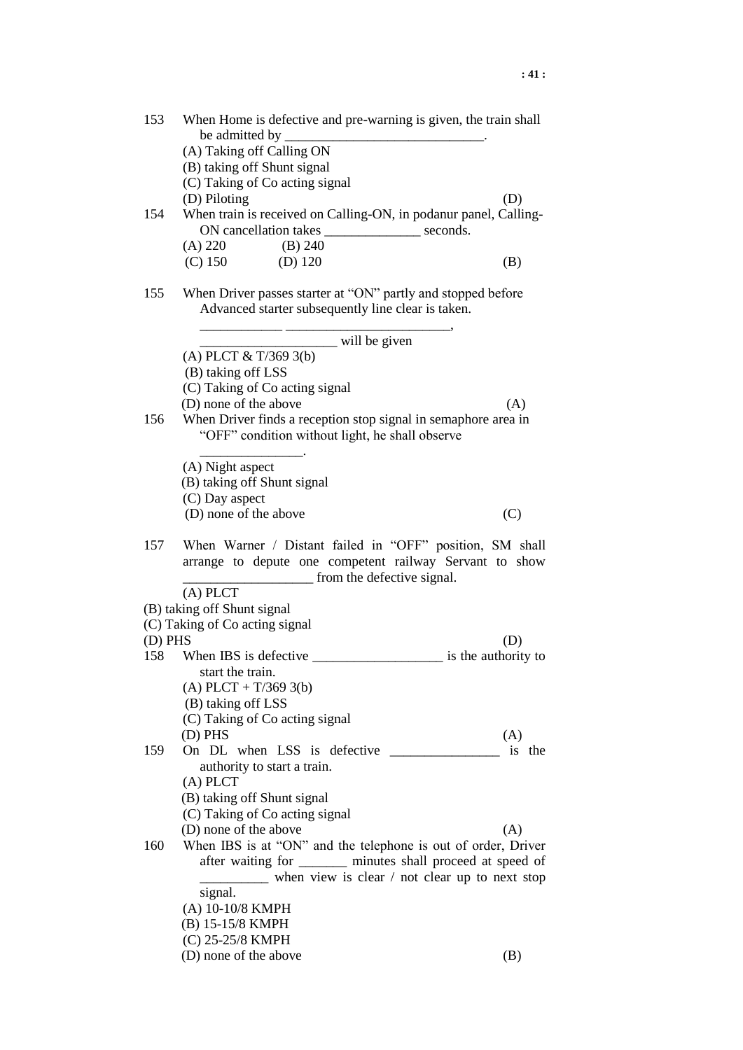153 When Home is defective and pre-warning is given, the train shall be admitted by ______________________________.

(A) Taking off Calling ON
(B) taking off Shunt signal
(C) Taking of Co acting signal
(D) Piloting (D)

154 When train is received on Calling-ON, in podanur panel, Calling-ON cancellation takes ______________ seconds.

(A) 220 (B) 240
(C) 150 (D) 120 (B)

155 When Driver passes starter at "ON" partly and stopped before Advanced starter subsequently line clear is taken.

____________ ________________________, ____________________ will be given

(A) PLCT & T/369 3(b)
(B) taking off LSS
(C) Taking of Co acting signal
(D) none of the above (A)

156 When Driver finds a reception stop signal in semaphore area in "OFF" condition without light, he shall observe _______________.

(A) Night aspect
(B) taking off Shunt signal
(C) Day aspect
(D) none of the above (C)

157 When Warner / Distant failed in "OFF" position, SM shall arrange to depute one competent railway Servant to show ___________________ from the defective signal.

(A) PLCT
(B) taking off Shunt signal
(C) Taking of Co acting signal
(D) PHS (D)

158 When IBS is defective ___________________ is the authority to start the train.

(A) PLCT + T/369 3(b)
(B) taking off LSS
(C) Taking of Co acting signal
(D) PHS (A)

159 On DL when LSS is defective ________________ is the authority to start a train.

(A) PLCT
(B) taking off Shunt signal
(C) Taking of Co acting signal
(D) none of the above (A)

160 When IBS is at "ON" and the telephone is out of order, Driver after waiting for _______ minutes shall proceed at speed of __________ when view is clear / not clear up to next stop signal.

(A) 10-10/8 KMPH
(B) 15-15/8 KMPH
(C) 25-25/8 KMPH
(D) none of the above (B)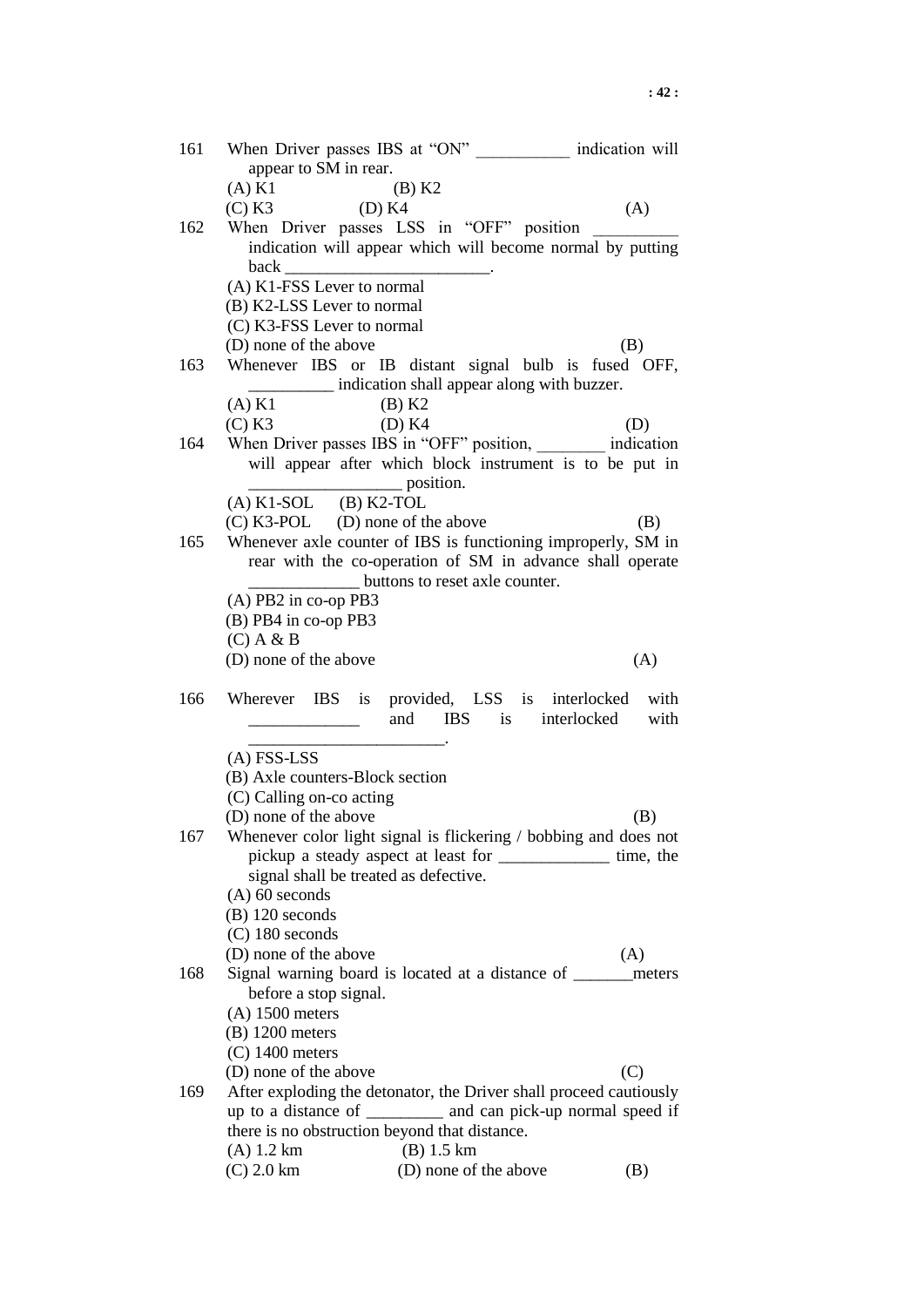161 When Driver passes IBS at "ON" ___________ indication will appear to SM in rear.

(A) K1 (B) K2

(C) K3 (D) K4 (A)

162 When Driver passes LSS in "OFF" position __________ indication will appear which will become normal by putting back ________________________.

(A) K1-FSS Lever to normal

(B) K2-LSS Lever to normal

(C) K3-FSS Lever to normal

(D) none of the above (B)

163 Whenever IBS or IB distant signal bulb is fused OFF, __________ indication shall appear along with buzzer.

(A) K1 (B) K2

(C) K3 (D) K4 (D)

164 When Driver passes IBS in "OFF" position, ________ indication will appear after which block instrument is to be put in __________________ position.

(A) K1-SOL (B) K2-TOL

(C) K3-POL (D) none of the above (B)

165 Whenever axle counter of IBS is functioning improperly, SM in rear with the co-operation of SM in advance shall operate _____________ buttons to reset axle counter.

(A) PB2 in co-op PB3

(B) PB4 in co-op PB3

(C) A & B

(D) none of the above (A)

166 Wherever IBS is provided, LSS is interlocked with _____________ and IBS is interlocked with ________________________.

(A) FSS-LSS

(B) Axle counters-Block section

(C) Calling on-co acting

(D) none of the above (B)

167 Whenever color light signal is flickering / bobbing and does not pickup a steady aspect at least for _____________ time, the signal shall be treated as defective.

(A) 60 seconds

(B) 120 seconds

(C) 180 seconds

(D) none of the above (A)

168 Signal warning board is located at a distance of _______meters before a stop signal.

(A) 1500 meters

(B) 1200 meters

(C) 1400 meters

(D) none of the above (C)

169 After exploding the detonator, the Driver shall proceed cautiously up to a distance of _________ and can pick-up normal speed if there is no obstruction beyond that distance.

(A) 1.2 km (B) 1.5 km

(C) 2.0 km (D) none of the above (B)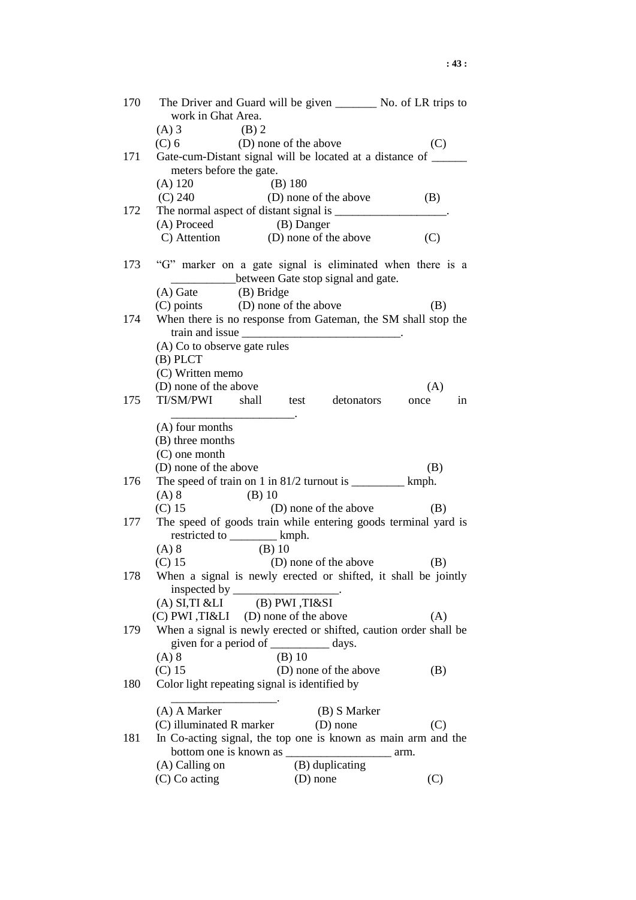170 The Driver and Guard will be given _______ No. of LR trips to work in Ghat Area.
(A) 3 (B) 2
(C) 6 (D) none of the above (C)

171 Gate-cum-Distant signal will be located at a distance of ______ meters before the gate.
(A) 120 (B) 180
(C) 240 (D) none of the above (B)

172 The normal aspect of distant signal is ___________________.
(A) Proceed (B) Danger
C) Attention (D) none of the above (C)

173 "G" marker on a gate signal is eliminated when there is a ___________between Gate stop signal and gate.
(A) Gate (B) Bridge
(C) points (D) none of the above (B)

174 When there is no response from Gateman, the SM shall stop the train and issue ___________________________.
(A) Co to observe gate rules
(B) PLCT
(C) Written memo
(D) none of the above (A)

175 TI/SM/PWI shall test detonators once in _____________________.
(A) four months
(B) three months
(C) one month
(D) none of the above (B)

176 The speed of train on 1 in 81/2 turnout is _________ kmph.
(A) 8 (B) 10
(C) 15 (D) none of the above (B)

177 The speed of goods train while entering goods terminal yard is restricted to ________ kmph.
(A) 8 (B) 10
(C) 15 (D) none of the above (B)

178 When a signal is newly erected or shifted, it shall be jointly inspected by __________________.
(A) SI,TI &LI (B) PWI ,TI&SI
(C) PWI ,TI&LI (D) none of the above (A)

179 When a signal is newly erected or shifted, caution order shall be given for a period of __________ days.
(A) 8 (B) 10
(C) 15 (D) none of the above (B)

180 Color light repeating signal is identified by __________________.
(A) A Marker (B) S Marker
(C) illuminated R marker (D) none (C)

181 In Co-acting signal, the top one is known as main arm and the bottom one is known as __________________ arm.
(A) Calling on (B) duplicating
(C) Co acting (D) none (C)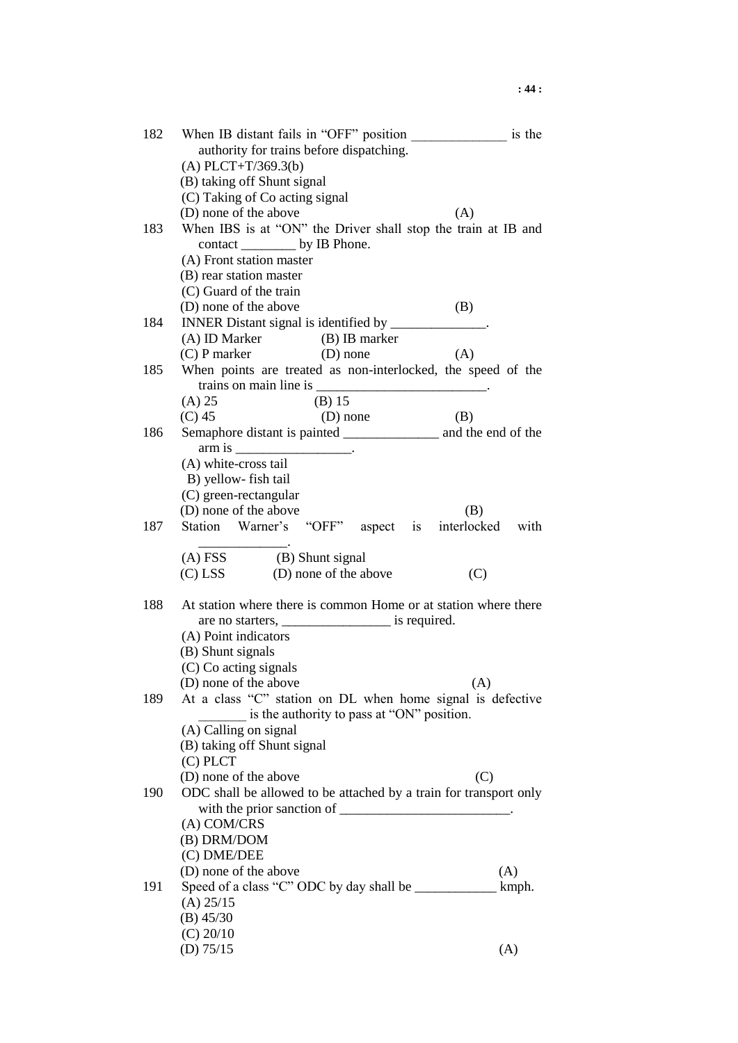182 When IB distant fails in "OFF" position ______________ is the authority for trains before dispatching.
(A) PLCT+T/369.3(b)
(B) taking off Shunt signal
(C) Taking of Co acting signal
(D) none of the above (A)

183 When IBS is at "ON" the Driver shall stop the train at IB and contact ________ by IB Phone.
(A) Front station master
(B) rear station master
(C) Guard of the train
(D) none of the above (B)

184 INNER Distant signal is identified by ______________.
(A) ID Marker (B) IB marker
(C) P marker (D) none (A)

185 When points are treated as non-interlocked, the speed of the trains on main line is _________________________.
(A) 25 (B) 15
(C) 45 (D) none (B)

186 Semaphore distant is painted ______________ and the end of the arm is _________________.
(A) white-cross tail
B) yellow- fish tail
(C) green-rectangular
(D) none of the above (B)

187 Station Warner's "OFF" aspect is interlocked with _____________.
(A) FSS (B) Shunt signal
(C) LSS (D) none of the above (C)

188 At station where there is common Home or at station where there are no starters, ________________ is required.
(A) Point indicators
(B) Shunt signals
(C) Co acting signals
(D) none of the above (A)

189 At a class "C" station on DL when home signal is defective _______ is the authority to pass at "ON" position.
(A) Calling on signal
(B) taking off Shunt signal
(C) PLCT
(D) none of the above (C)

190 ODC shall be allowed to be attached by a train for transport only with the prior sanction of _________________________.
(A) COM/CRS
(B) DRM/DOM
(C) DME/DEE
(D) none of the above (A)

191 Speed of a class "C" ODC by day shall be ____________ kmph.
(A) 25/15
(B) 45/30
(C) 20/10
(D) 75/15 (A)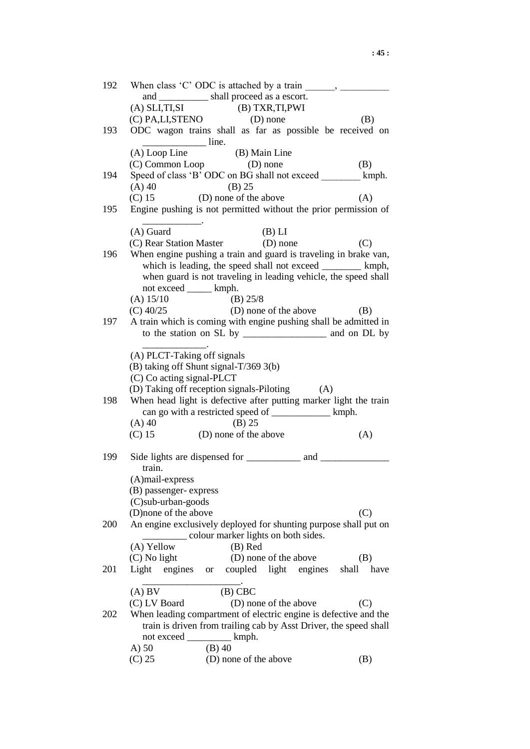192 When class 'C' ODC is attached by a train ______, __________ and __________ shall proceed as a escort.
(A) SLI,TI,SI (B) TXR,TI,PWI
(C) PA,LI,STENO (D) none (B)

193 ODC wagon trains shall as far as possible be received on _____________ line.
(A) Loop Line (B) Main Line
(C) Common Loop (D) none (B)

194 Speed of class 'B' ODC on BG shall not exceed ________ kmph.
(A) 40 (B) 25
(C) 15 (D) none of the above (A)

195 Engine pushing is not permitted without the prior permission of ____________.
(A) Guard (B) LI
(C) Rear Station Master (D) none (C)

196 When engine pushing a train and guard is traveling in brake van, which is leading, the speed shall not exceed ________ kmph, when guard is not traveling in leading vehicle, the speed shall not exceed _____ kmph.
(A) 15/10 (B) 25/8
(C) 40/25 (D) none of the above (B)

197 A train which is coming with engine pushing shall be admitted in to the station on SL by _________________ and on DL by _____________.
(A) PLCT-Taking off signals
(B) taking off Shunt signal-T/369 3(b)
(C) Co acting signal-PLCT
(D) Taking off reception signals-Piloting (A)

198 When head light is defective after putting marker light the train can go with a restricted speed of ____________ kmph.
(A) 40 (B) 25
(C) 15 (D) none of the above (A)

199 Side lights are dispensed for ___________ and ______________ train.
(A)mail-express
(B) passenger- express
(C)sub-urban-goods
(D)none of the above (C)

200 An engine exclusively deployed for shunting purpose shall put on _________ colour marker lights on both sides.
(A) Yellow (B) Red
(C) No light (D) none of the above (B)

201 Light engines or coupled light engines shall have ____________________.
(A) BV (B) CBC
(C) LV Board (D) none of the above (C)

202 When leading compartment of electric engine is defective and the train is driven from trailing cab by Asst Driver, the speed shall not exceed _________ kmph.
A) 50 (B) 40
(C) 25 (D) none of the above (B)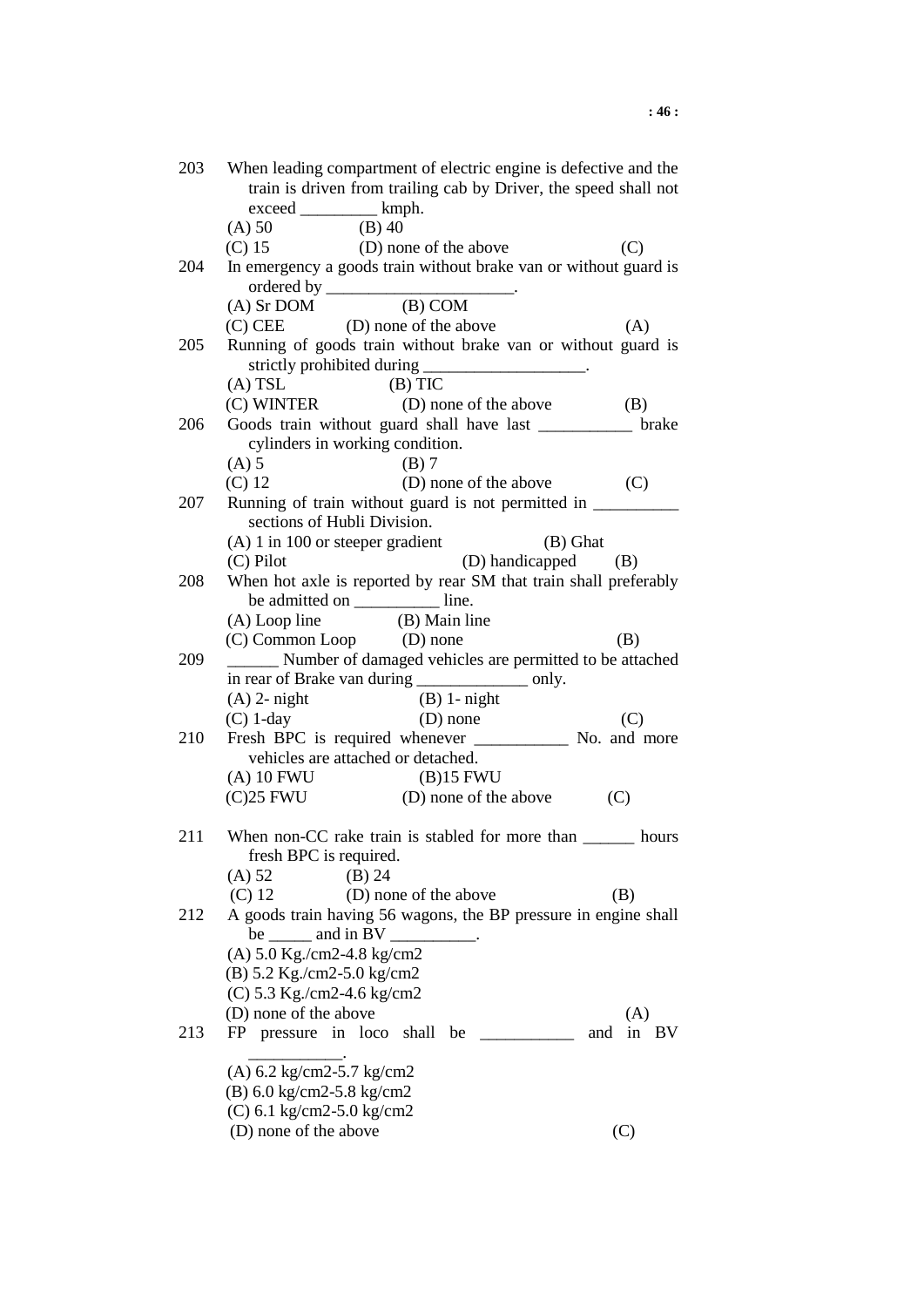203 When leading compartment of electric engine is defective and the train is driven from trailing cab by Driver, the speed shall not exceed _________ kmph.
(A) 50 (B) 40
(C) 15 (D) none of the above (C)

204 In emergency a goods train without brake van or without guard is ordered by ______________________.
(A) Sr DOM (B) COM
(C) CEE (D) none of the above (A)

205 Running of goods train without brake van or without guard is strictly prohibited during ___________________.
(A) TSL (B) TIC
(C) WINTER (D) none of the above (B)

206 Goods train without guard shall have last ___________ brake cylinders in working condition.
(A) 5 (B) 7
(C) 12 (D) none of the above (C)

207 Running of train without guard is not permitted in __________ sections of Hubli Division.
(A) 1 in 100 or steeper gradient (B) Ghat
(C) Pilot (D) handicapped (B)

208 When hot axle is reported by rear SM that train shall preferably be admitted on __________ line.
(A) Loop line (B) Main line
(C) Common Loop (D) none (B)

209 ______ Number of damaged vehicles are permitted to be attached in rear of Brake van during _____________ only.
(A) 2- night (B) 1- night
(C) 1-day (D) none (C)

210 Fresh BPC is required whenever ___________ No. and more vehicles are attached or detached.
(A) 10 FWU (B)15 FWU
(C)25 FWU (D) none of the above (C)

211 When non-CC rake train is stabled for more than ______ hours fresh BPC is required.
(A) 52 (B) 24
(C) 12 (D) none of the above (B)

212 A goods train having 56 wagons, the BP pressure in engine shall be _____ and in BV __________.
(A) 5.0 Kg./cm2-4.8 kg/cm2
(B) 5.2 Kg./cm2-5.0 kg/cm2
(C) 5.3 Kg./cm2-4.6 kg/cm2
(D) none of the above (A)

213 FP pressure in loco shall be ___________ and in BV ___________.
(A) 6.2 kg/cm2-5.7 kg/cm2
(B) 6.0 kg/cm2-5.8 kg/cm2
(C) 6.1 kg/cm2-5.0 kg/cm2
(D) none of the above (C)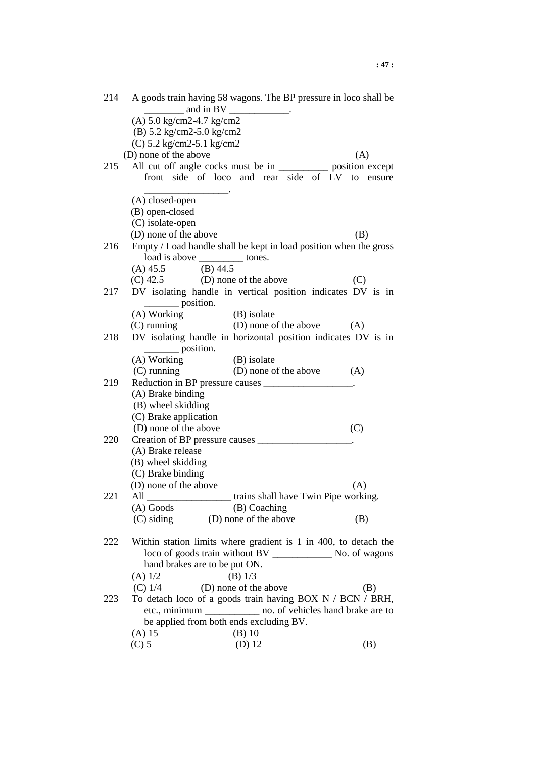214 A goods train having 58 wagons. The BP pressure in loco shall be ________ and in BV ____________.

(A) 5.0 kg/cm2-4.7 kg/cm2
(B) 5.2 kg/cm2-5.0 kg/cm2
(C) 5.2 kg/cm2-5.1 kg/cm2
(D) none of the above (A)

215 All cut off angle cocks must be in __________ position except front side of loco and rear side of LV to ensure _________________.

(A) closed-open
(B) open-closed
(C) isolate-open
(D) none of the above (B)

216 Empty / Load handle shall be kept in load position when the gross load is above _________ tones.

(A) 45.5 (B) 44.5
(C) 42.5 (D) none of the above (C)

217 DV isolating handle in vertical position indicates DV is in _______ position.

(A) Working (B) isolate
(C) running (D) none of the above (A)

218 DV isolating handle in horizontal position indicates DV is in _______ position.

(A) Working (B) isolate
(C) running (D) none of the above (A)

219 Reduction in BP pressure causes __________________.

(A) Brake binding
(B) wheel skidding
(C) Brake application
(D) none of the above (C)

220 Creation of BP pressure causes ___________________.

(A) Brake release
(B) wheel skidding
(C) Brake binding
(D) none of the above (A)

221 All _________________ trains shall have Twin Pipe working.

(A) Goods (B) Coaching
(C) siding (D) none of the above (B)

222 Within station limits where gradient is 1 in 400, to detach the loco of goods train without BV ____________ No. of wagons hand brakes are to be put ON.

(A) 1/2 (B) 1/3
(C) 1/4 (D) none of the above (B)

223 To detach loco of a goods train having BOX N / BCN / BRH, etc., minimum ___________ no. of vehicles hand brake are to be applied from both ends excluding BV.

(A) 15 (B) 10
(C) 5 (D) 12 (B)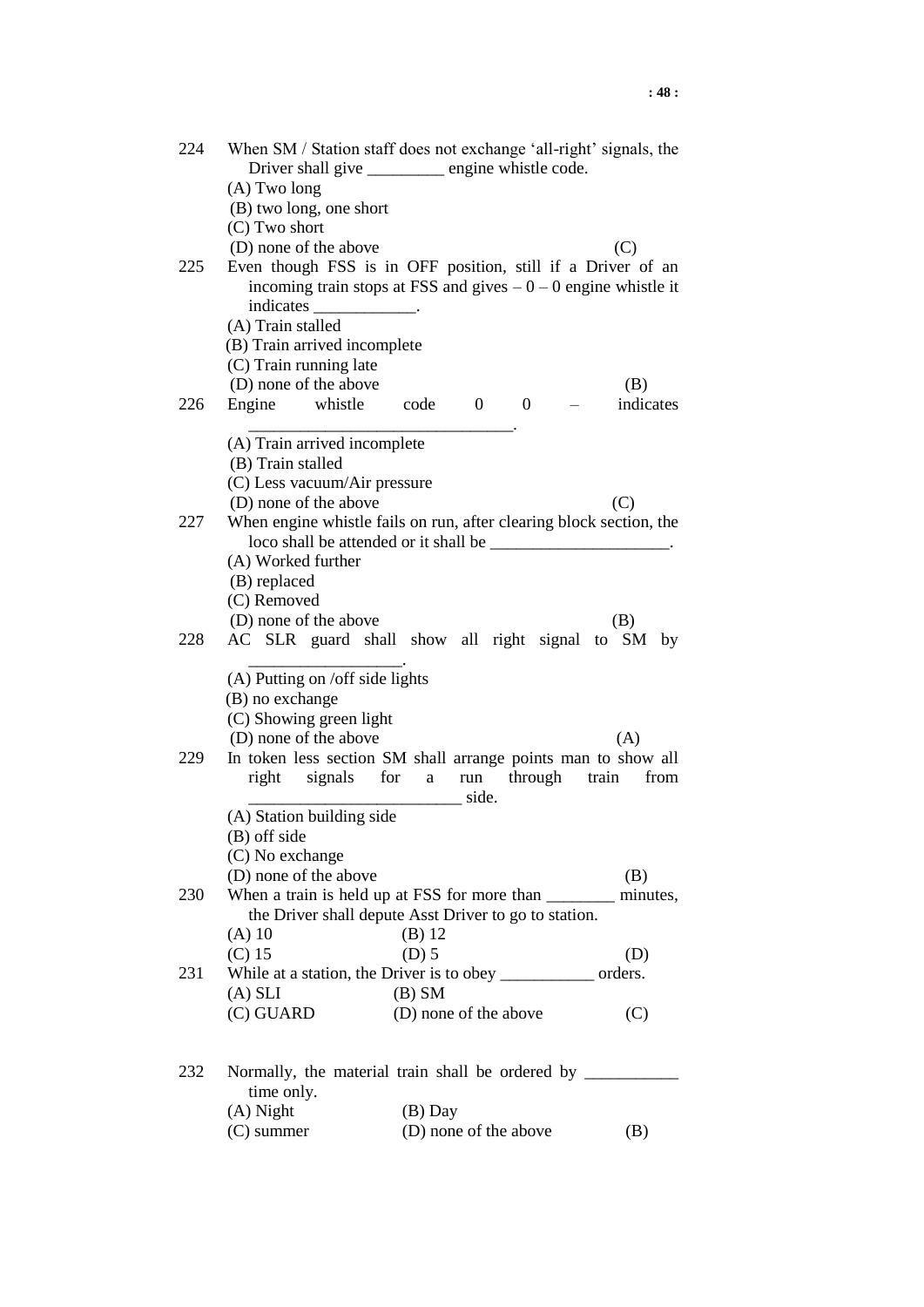224 When SM / Station staff does not exchange 'all-right' signals, the Driver shall give _________ engine whistle code.
(A) Two long
(B) two long, one short
(C) Two short
(D) none of the above (C)

225 Even though FSS is in OFF position, still if a Driver of an incoming train stops at FSS and gives – 0 – 0 engine whistle it indicates ____________.
(A) Train stalled
(B) Train arrived incomplete
(C) Train running late
(D) none of the above (B)

226 Engine whistle code 0 0 – indicates _______________________________.
(A) Train arrived incomplete
(B) Train stalled
(C) Less vacuum/Air pressure
(D) none of the above (C)

227 When engine whistle fails on run, after clearing block section, the loco shall be attended or it shall be _____________________.
(A) Worked further
(B) replaced
(C) Removed
(D) none of the above (B)

228 AC SLR guard shall show all right signal to SM by __________________.
(A) Putting on /off side lights
(B) no exchange
(C) Showing green light
(D) none of the above (A)

229 In token less section SM shall arrange points man to show all right signals for a run through train from _________________________ side.
(A) Station building side
(B) off side
(C) No exchange
(D) none of the above (B)

230 When a train is held up at FSS for more than ________ minutes, the Driver shall depute Asst Driver to go to station.
(A) 10 (B) 12
(C) 15 (D) 5 (D)

231 While at a station, the Driver is to obey ___________ orders.
(A) SLI (B) SM
(C) GUARD (D) none of the above (C)

232 Normally, the material train shall be ordered by ___________ time only.
(A) Night (B) Day
(C) summer (D) none of the above (B)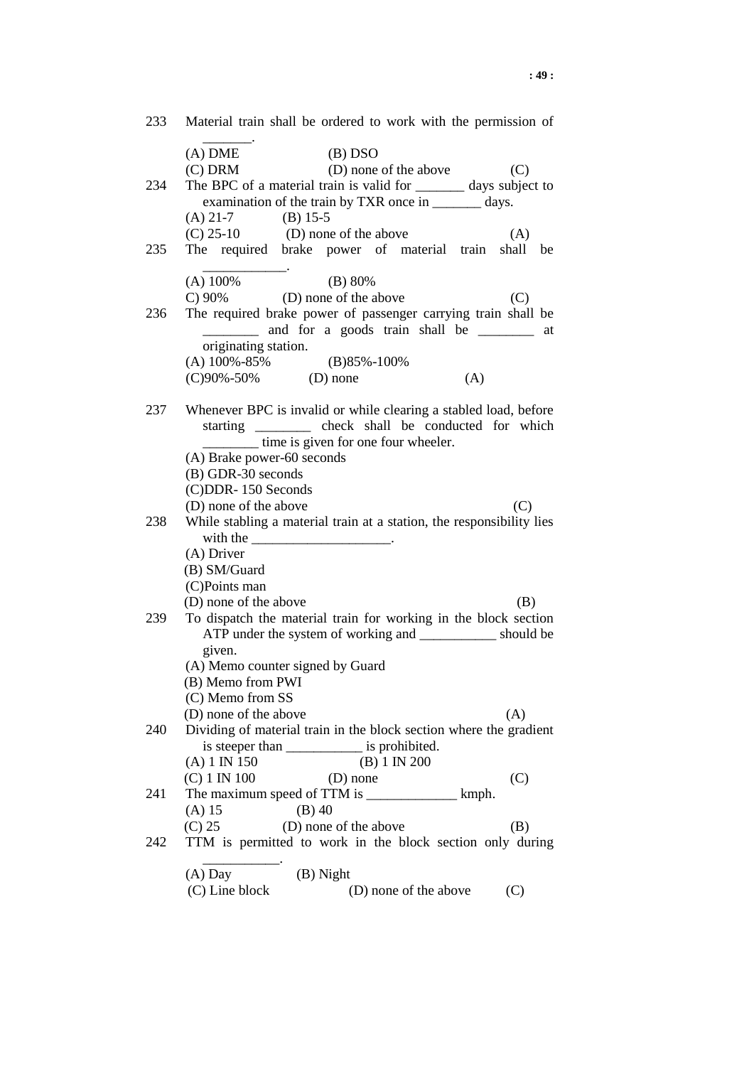233 Material train shall be ordered to work with the permission of _______.
(A) DME (B) DSO
(C) DRM (D) none of the above (C)

234 The BPC of a material train is valid for _______ days subject to examination of the train by TXR once in _______ days.
(A) 21-7 (B) 15-5
(C) 25-10 (D) none of the above (A)

235 The required brake power of material train shall be ____________.
(A) 100% (B) 80%
C) 90% (D) none of the above (C)

236 The required brake power of passenger carrying train shall be ________ and for a goods train shall be ________ at originating station.
(A) 100%-85% (B)85%-100%
(C)90%-50% (D) none (A)

237 Whenever BPC is invalid or while clearing a stabled load, before starting ________ check shall be conducted for which ________ time is given for one four wheeler.
(A) Brake power-60 seconds
(B) GDR-30 seconds
(C)DDR- 150 Seconds
(D) none of the above (C)

238 While stabling a material train at a station, the responsibility lies with the ____________________.
(A) Driver
(B) SM/Guard
(C)Points man
(D) none of the above (B)

239 To dispatch the material train for working in the block section ATP under the system of working and ___________ should be given.
(A) Memo counter signed by Guard
(B) Memo from PWI
(C) Memo from SS
(D) none of the above (A)

240 Dividing of material train in the block section where the gradient is steeper than ___________ is prohibited.
(A) 1 IN 150 (B) 1 IN 200
(C) 1 IN 100 (D) none (C)

241 The maximum speed of TTM is _____________ kmph.
(A) 15 (B) 40
(C) 25 (D) none of the above (B)

242 TTM is permitted to work in the block section only during ___________.
(A) Day (B) Night
(C) Line block (D) none of the above (C)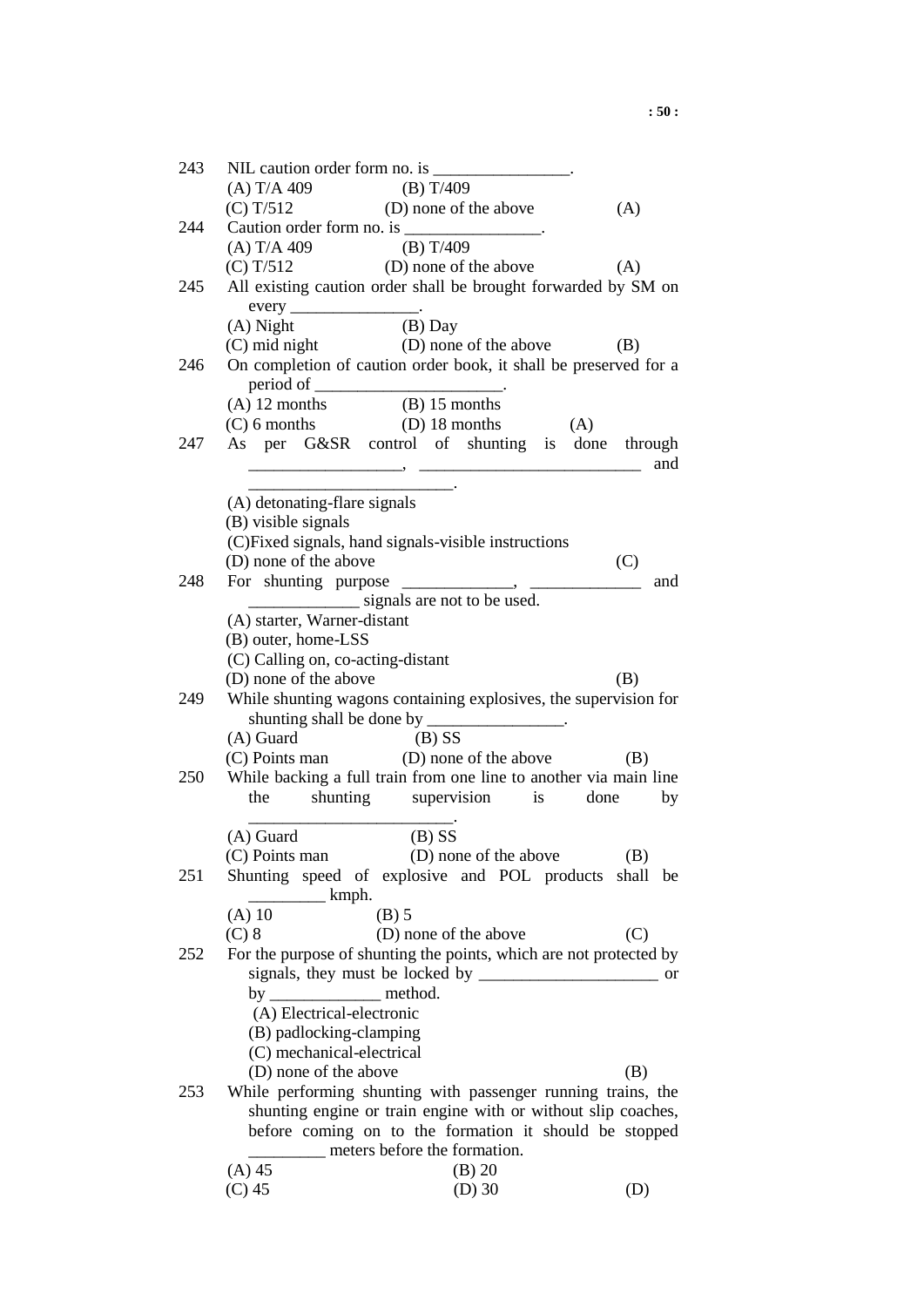243 NIL caution order form no. is ________________.
(A) T/A 409 (B) T/409
(C) T/512 (D) none of the above (A)

244 Caution order form no. is ________________.
(A) T/A 409 (B) T/409
(C) T/512 (D) none of the above (A)

245 All existing caution order shall be brought forwarded by SM on every _______________.
(A) Night (B) Day
(C) mid night (D) none of the above (B)

246 On completion of caution order book, it shall be preserved for a period of ______________________.
(A) 12 months (B) 15 months
(C) 6 months (D) 18 months (A)

247 As per G&SR control of shunting is done through __________________, __________________________ and ________________________.
(A) detonating-flare signals
(B) visible signals
(C)Fixed signals, hand signals-visible instructions
(D) none of the above (C)

248 For shunting purpose _____________, _____________ and _____________ signals are not to be used.
(A) starter, Warner-distant
(B) outer, home-LSS
(C) Calling on, co-acting-distant
(D) none of the above (B)

249 While shunting wagons containing explosives, the supervision for shunting shall be done by ________________.
(A) Guard (B) SS
(C) Points man (D) none of the above (B)

250 While backing a full train from one line to another via main line the shunting supervision is done by ________________________.
(A) Guard (B) SS
(C) Points man (D) none of the above (B)

251 Shunting speed of explosive and POL products shall be _________ kmph.
(A) 10 (B) 5
(C) 8 (D) none of the above (C)

252 For the purpose of shunting the points, which are not protected by signals, they must be locked by _____________________ or by _____________ method.
(A) Electrical-electronic
(B) padlocking-clamping
(C) mechanical-electrical
(D) none of the above (B)

253 While performing shunting with passenger running trains, the shunting engine or train engine with or without slip coaches, before coming on to the formation it should be stopped _________ meters before the formation.
(A) 45 (B) 20
(C) 45 (D) 30 (D)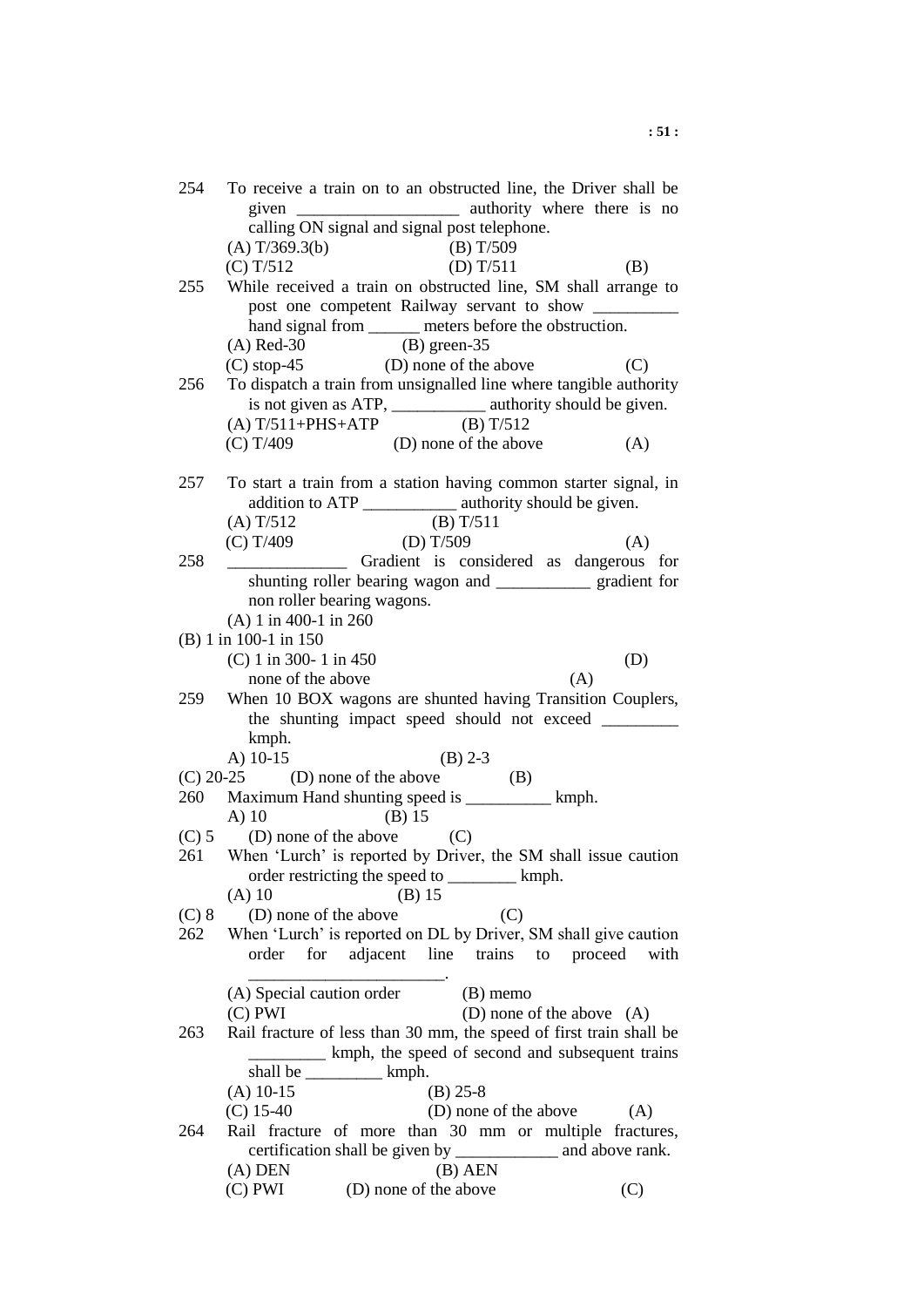254 To receive a train on to an obstructed line, the Driver shall be given ___________________ authority where there is no calling ON signal and signal post telephone.

(A) T/369.3(b) (B) T/509

(C) T/512 (D) T/511 (B)

255 While received a train on obstructed line, SM shall arrange to post one competent Railway servant to show __________ hand signal from ______ meters before the obstruction.

(A) Red-30 (B) green-35

(C) stop-45 (D) none of the above (C)

256 To dispatch a train from unsignalled line where tangible authority is not given as ATP, ___________ authority should be given.

(A) T/511+PHS+ATP (B) T/512

(C) T/409 (D) none of the above (A)

257 To start a train from a station having common starter signal, in addition to ATP ___________ authority should be given.

(A) T/512 (B) T/511

(C) T/409 (D) T/509 (A)

258 ______________ Gradient is considered as dangerous for shunting roller bearing wagon and ___________ gradient for non roller bearing wagons.

(A) 1 in 400-1 in 260

(B) 1 in 100-1 in 150

(C) 1 in 300- 1 in 450 (D) none of the above (A)

259 When 10 BOX wagons are shunted having Transition Couplers, the shunting impact speed should not exceed _________ kmph.

A) 10-15 (B) 2-3

(C) 20-25 (D) none of the above (B)

260 Maximum Hand shunting speed is __________ kmph.

A) 10 (B) 15

(C) 5 (D) none of the above (C)

261 When 'Lurch' is reported by Driver, the SM shall issue caution order restricting the speed to ________ kmph.

(A) 10 (B) 15

(C) 8 (D) none of the above (C)

262 When 'Lurch' is reported on DL by Driver, SM shall give caution order for adjacent line trains to proceed with _______________________.

(A) Special caution order (B) memo

(C) PWI (D) none of the above (A)

263 Rail fracture of less than 30 mm, the speed of first train shall be _________ kmph, the speed of second and subsequent trains shall be _________ kmph.

(A) 10-15 (B) 25-8

(C) 15-40 (D) none of the above (A)

264 Rail fracture of more than 30 mm or multiple fractures, certification shall be given by ____________ and above rank.

(A) DEN (B) AEN

(C) PWI (D) none of the above (C)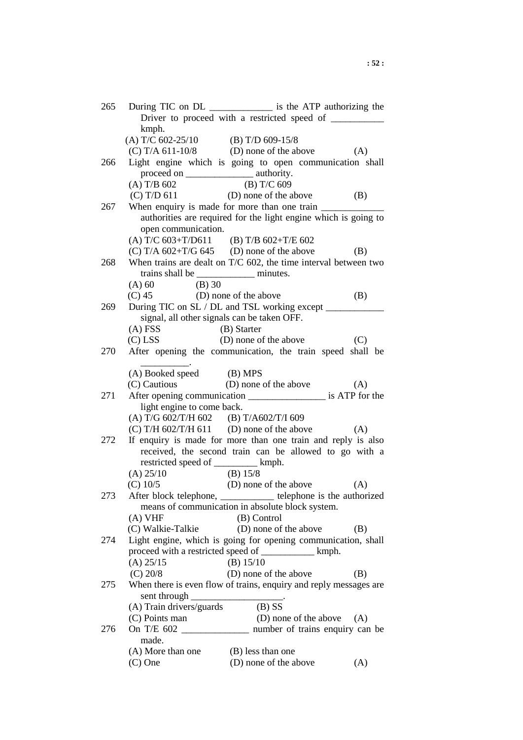265 During TIC on DL _____________ is the ATP authorizing the Driver to proceed with a restricted speed of ___________ kmph.
(A) T/C 602-25/10 (B) T/D 609-15/8
(C) T/A 611-10/8 (D) none of the above (A)

266 Light engine which is going to open communication shall proceed on ______________ authority.
(A) T/B 602 (B) T/C 609
(C) T/D 611 (D) none of the above (B)

267 When enquiry is made for more than one train _____________ authorities are required for the light engine which is going to open communication.
(A) T/C 603+T/D611 (B) T/B 602+T/E 602
(C) T/A 602+T/G 645 (D) none of the above (B)

268 When trains are dealt on T/C 602, the time interval between two trains shall be ____________ minutes.
(A) 60 (B) 30
(C) 45 (D) none of the above (B)

269 During TIC on SL / DL and TSL working except ____________ signal, all other signals can be taken OFF.
(A) FSS (B) Starter
(C) LSS (D) none of the above (C)

270 After opening the communication, the train speed shall be __________.
(A) Booked speed (B) MPS
(C) Cautious (D) none of the above (A)

271 After opening communication ________________ is ATP for the light engine to come back.
(A) T/G 602/T/H 602 (B) T/A602/T/I 609
(C) T/H 602/T/H 611 (D) none of the above (A)

272 If enquiry is made for more than one train and reply is also received, the second train can be allowed to go with a restricted speed of _________ kmph.
(A) 25/10 (B) 15/8
(C) 10/5 (D) none of the above (A)

273 After block telephone, ___________ telephone is the authorized means of communication in absolute block system.
(A) VHF (B) Control
(C) Walkie-Talkie (D) none of the above (B)

274 Light engine, which is going for opening communication, shall proceed with a restricted speed of ___________ kmph.
(A) 25/15 (B) 15/10
(C) 20/8 (D) none of the above (B)

275 When there is even flow of trains, enquiry and reply messages are sent through ___________________.
(A) Train drivers/guards (B) SS
(C) Points man (D) none of the above (A)

276 On T/E 602 ______________ number of trains enquiry can be made.
(A) More than one (B) less than one
(C) One (D) none of the above (A)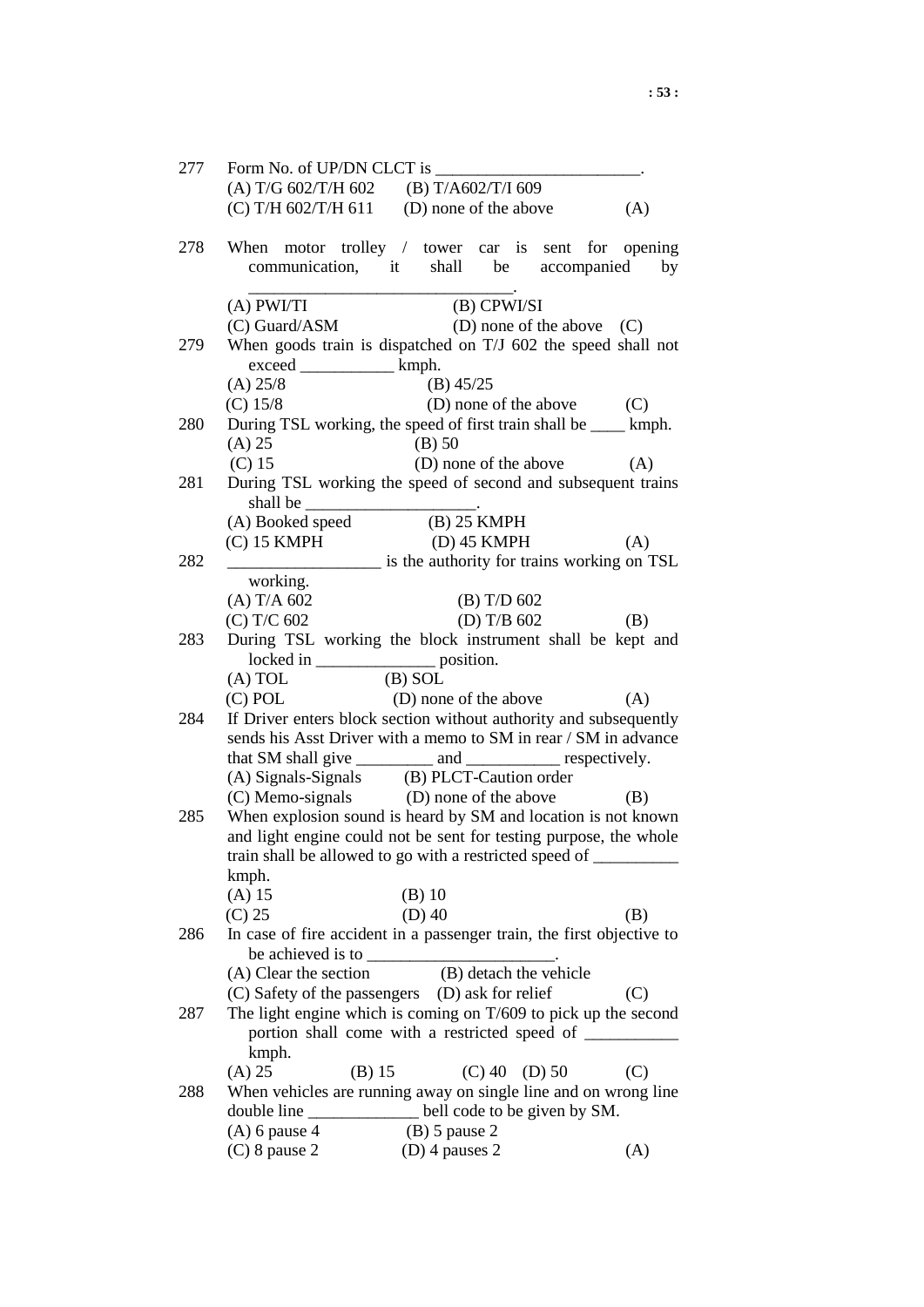277 Form No. of UP/DN CLCT is ________________________.
(A) T/G 602/T/H 602 (B) T/A602/T/I 609
(C) T/H 602/T/H 611 (D) none of the above (A)

278 When motor trolley / tower car is sent for opening communication, it shall be accompanied by ________________________________.
(A) PWI/TI (B) CPWI/SI
(C) Guard/ASM (D) none of the above (C)

279 When goods train is dispatched on T/J 602 the speed shall not exceed ___________ kmph.
(A) 25/8 (B) 45/25
(C) 15/8 (D) none of the above (C)

280 During TSL working, the speed of first train shall be ____ kmph.
(A) 25 (B) 50
(C) 15 (D) none of the above (A)

281 During TSL working the speed of second and subsequent trains shall be ____________________.
(A) Booked speed (B) 25 KMPH
(C) 15 KMPH (D) 45 KMPH (A)

282 __________________ is the authority for trains working on TSL working.
(A) T/A 602 (B) T/D 602
(C) T/C 602 (D) T/B 602 (B)

283 During TSL working the block instrument shall be kept and locked in ______________ position.
(A) TOL (B) SOL
(C) POL (D) none of the above (A)

284 If Driver enters block section without authority and subsequently sends his Asst Driver with a memo to SM in rear / SM in advance that SM shall give _________ and ___________ respectively.
(A) Signals-Signals (B) PLCT-Caution order
(C) Memo-signals (D) none of the above (B)

285 When explosion sound is heard by SM and location is not known and light engine could not be sent for testing purpose, the whole train shall be allowed to go with a restricted speed of __________ kmph.
(A) 15 (B) 10
(C) 25 (D) 40 (B)

286 In case of fire accident in a passenger train, the first objective to be achieved is to ______________________.
(A) Clear the section (B) detach the vehicle
(C) Safety of the passengers (D) ask for relief (C)

287 The light engine which is coming on T/609 to pick up the second portion shall come with a restricted speed of ___________ kmph.
(A) 25 (B) 15 (C) 40 (D) 50 (C)

288 When vehicles are running away on single line and on wrong line double line _____________ bell code to be given by SM.
(A) 6 pause 4 (B) 5 pause 2
(C) 8 pause 2 (D) 4 pauses 2 (A)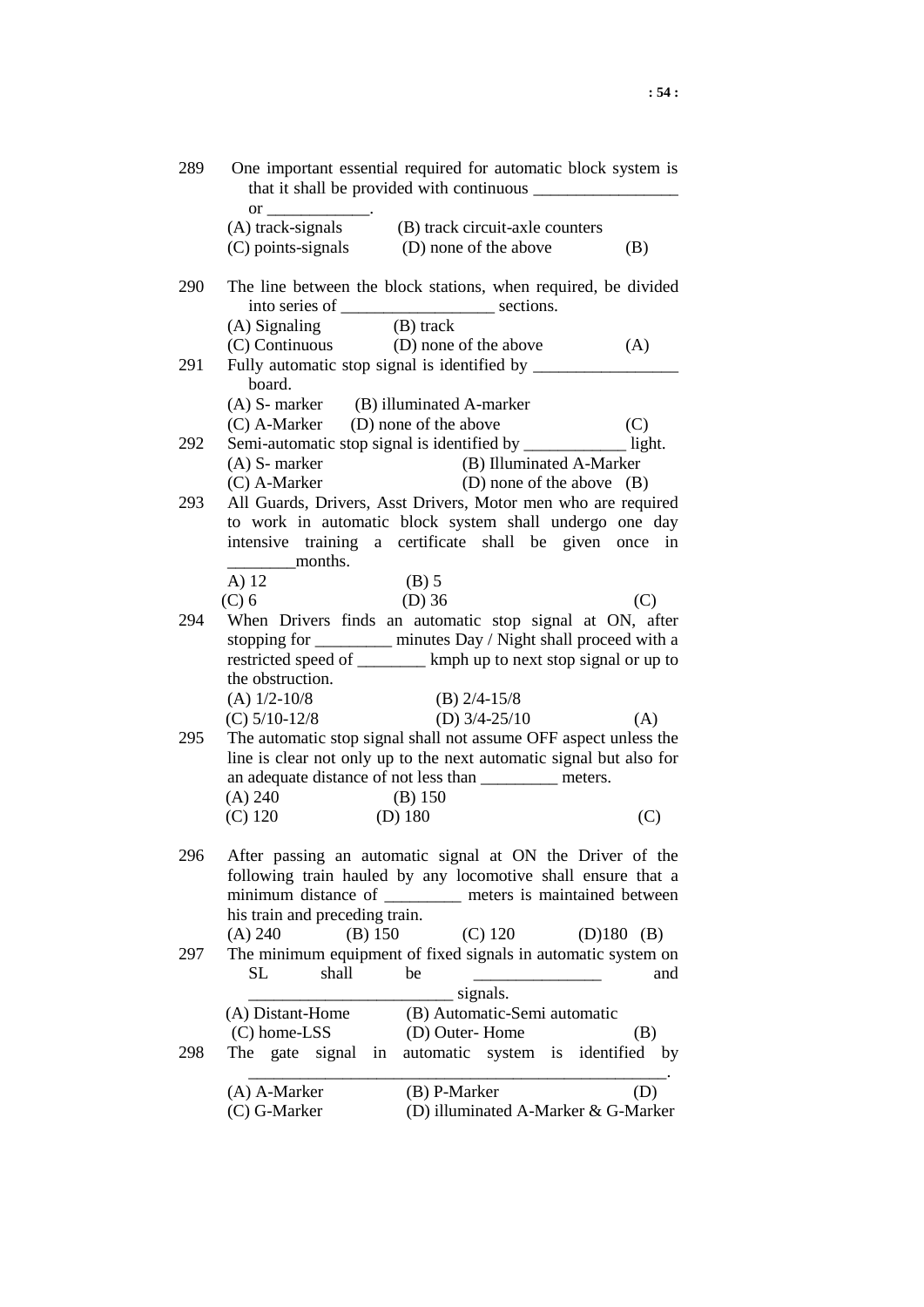289 One important essential required for automatic block system is that it shall be provided with continuous _________________ or ____________.

(A) track-signals (B) track circuit-axle counters
(C) points-signals (D) none of the above (B)

290 The line between the block stations, when required, be divided into series of __________________ sections.

(A) Signaling (B) track
(C) Continuous (D) none of the above (A)

291 Fully automatic stop signal is identified by _________________ board.

(A) S- marker (B) illuminated A-marker
(C) A-Marker (D) none of the above (C)

292 Semi-automatic stop signal is identified by ____________ light.

(A) S- marker (B) Illuminated A-Marker
(C) A-Marker (D) none of the above (B)

293 All Guards, Drivers, Asst Drivers, Motor men who are required to work in automatic block system shall undergo one day intensive training a certificate shall be given once in ________months.

A) 12 (B) 5
(C) 6 (D) 36 (C)

294 When Drivers finds an automatic stop signal at ON, after stopping for _________ minutes Day / Night shall proceed with a restricted speed of ________ kmph up to next stop signal or up to the obstruction.

(A) 1/2-10/8 (B) 2/4-15/8
(C) 5/10-12/8 (D) 3/4-25/10 (A)

295 The automatic stop signal shall not assume OFF aspect unless the line is clear not only up to the next automatic signal but also for an adequate distance of not less than _________ meters.

(A) 240 (B) 150
(C) 120 (D) 180 (C)

296 After passing an automatic signal at ON the Driver of the following train hauled by any locomotive shall ensure that a minimum distance of _________ meters is maintained between his train and preceding train.

(A) 240 (B) 150 (C) 120 (D)180 (B)

297 The minimum equipment of fixed signals in automatic system on SL shall be _______________ and ________________________ signals.

(A) Distant-Home (B) Automatic-Semi automatic
(C) home-LSS (D) Outer- Home (B)

298 The gate signal in automatic system is identified by _________________________________________________.

(A) A-Marker (B) P-Marker (D)
(C) G-Marker (D) illuminated A-Marker & G-Marker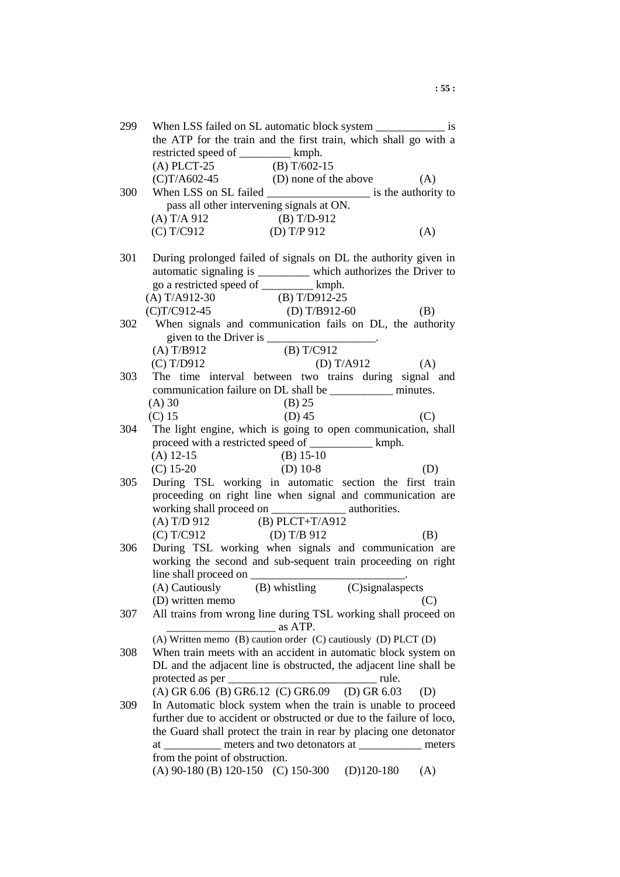299 When LSS failed on SL automatic block system ____________ is the ATP for the train and the first train, which shall go with a restricted speed of _________ kmph.

(A) PLCT-25 (B) T/602-15
(C)T/A602-45 (D) none of the above (A)

300 When LSS on SL failed __________________ is the authority to pass all other intervening signals at ON.

(A) T/A 912 (B) T/D-912
(C) T/C912 (D) T/P 912 (A)

301 During prolonged failed of signals on DL the authority given in automatic signaling is _________ which authorizes the Driver to go a restricted speed of _________ kmph.

(A) T/A912-30 (B) T/D912-25
(C)T/C912-45 (D) T/B912-60 (B)

302 When signals and communication fails on DL, the authority given to the Driver is ___________________.

(A) T/B912 (B) T/C912
(C) T/D912 (D) T/A912 (A)

303 The time interval between two trains during signal and communication failure on DL shall be ___________ minutes.

(A) 30 (B) 25
(C) 15 (D) 45 (C)

304 The light engine, which is going to open communication, shall proceed with a restricted speed of ___________ kmph.

(A) 12-15 (B) 15-10
(C) 15-20 (D) 10-8 (D)

305 During TSL working in automatic section the first train proceeding on right line when signal and communication are working shall proceed on _____________ authorities.

(A) T/D 912 (B) PLCT+T/A912
(C) T/C912 (D) T/B 912 (B)

306 During TSL working when signals and communication are working the second and sub-sequent train proceeding on right line shall proceed on ___________________________.

(A) Cautiously (B) whistling (C)signalaspects
(D) written memo (C)

307 All trains from wrong line during TSL working shall proceed on ___________________ as ATP.

(A) Written memo (B) caution order (C) cautiously (D) PLCT (D)

308 When train meets with an accident in automatic block system on DL and the adjacent line is obstructed, the adjacent line shall be protected as per __________________________ rule.

(A) GR 6.06 (B) GR6.12 (C) GR6.09 (D) GR 6.03 (D)

309 In Automatic block system when the train is unable to proceed further due to accident or obstructed or due to the failure of loco, the Guard shall protect the train in rear by placing one detonator at __________ meters and two detonators at ___________ meters from the point of obstruction.

(A) 90-180 (B) 120-150 (C) 150-300 (D)120-180 (A)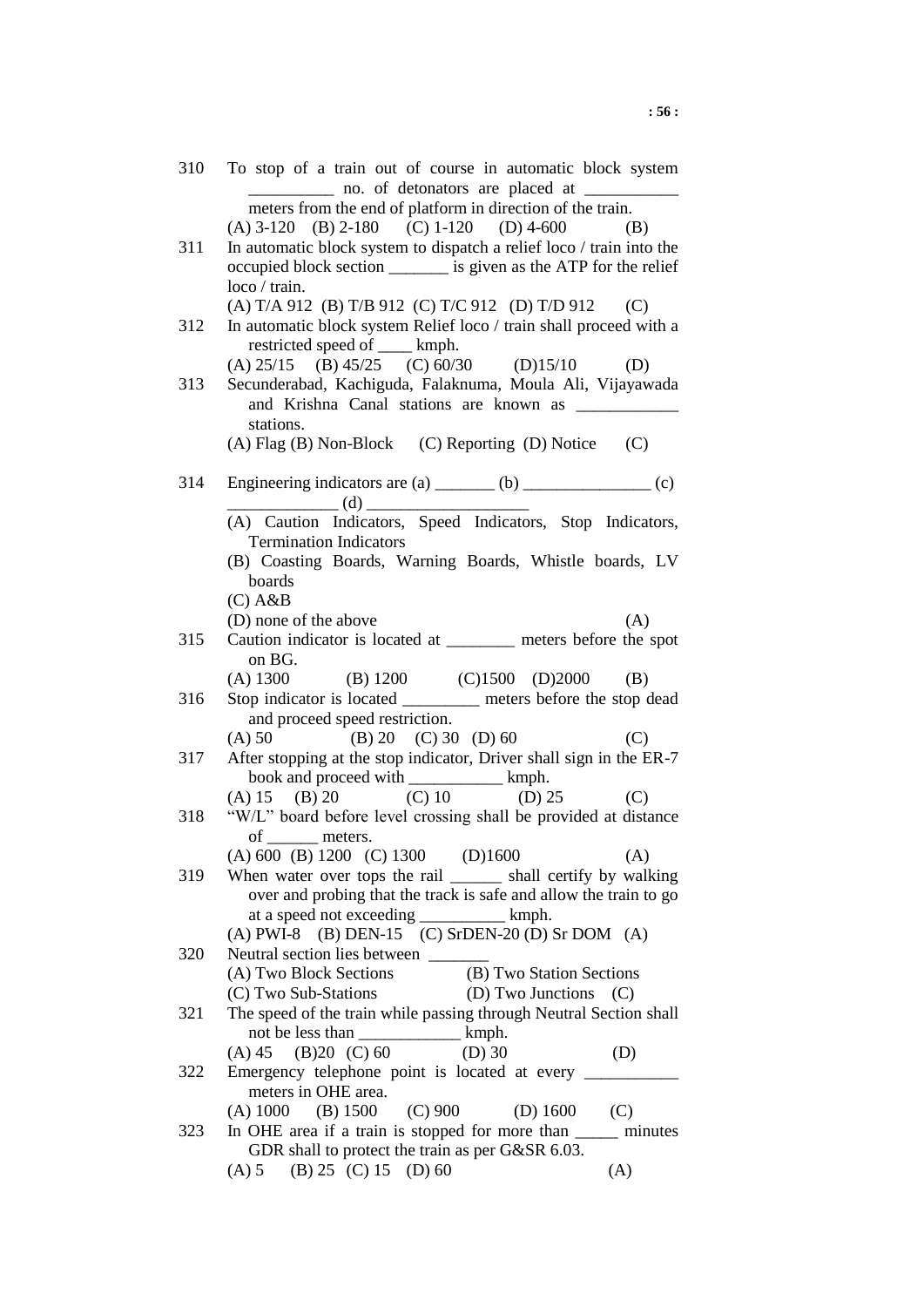310 To stop of a train out of course in automatic block system __________ no. of detonators are placed at ___________ meters from the end of platform in direction of the train.
(A) 3-120 (B) 2-180 (C) 1-120 (D) 4-600 (B)

311 In automatic block system to dispatch a relief loco / train into the occupied block section _______ is given as the ATP for the relief loco / train.
(A) T/A 912 (B) T/B 912 (C) T/C 912 (D) T/D 912 (C)

312 In automatic block system Relief loco / train shall proceed with a restricted speed of ____ kmph.
(A) 25/15 (B) 45/25 (C) 60/30 (D)15/10 (D)

313 Secunderabad, Kachiguda, Falaknuma, Moula Ali, Vijayawada and Krishna Canal stations are known as ____________ stations.
(A) Flag (B) Non-Block (C) Reporting (D) Notice (C)

314 Engineering indicators are (a) _______ (b) _______________ (c) _____________ (d) ___________________
(A) Caution Indicators, Speed Indicators, Stop Indicators, Termination Indicators
(B) Coasting Boards, Warning Boards, Whistle boards, LV boards
(C) A&B
(D) none of the above (A)

315 Caution indicator is located at ________ meters before the spot on BG.
(A) 1300 (B) 1200 (C)1500 (D)2000 (B)

316 Stop indicator is located _________ meters before the stop dead and proceed speed restriction.
(A) 50 (B) 20 (C) 30 (D) 60 (C)

317 After stopping at the stop indicator, Driver shall sign in the ER-7 book and proceed with ___________ kmph.
(A) 15 (B) 20 (C) 10 (D) 25 (C)

318 "W/L" board before level crossing shall be provided at distance of ______ meters.
(A) 600 (B) 1200 (C) 1300 (D)1600 (A)

319 When water over tops the rail ______ shall certify by walking over and probing that the track is safe and allow the train to go at a speed not exceeding __________ kmph.
(A) PWI-8 (B) DEN-15 (C) SrDEN-20 (D) Sr DOM (A)

320 Neutral section lies between _______
(A) Two Block Sections (B) Two Station Sections
(C) Two Sub-Stations (D) Two Junctions (C)

321 The speed of the train while passing through Neutral Section shall not be less than ____________ kmph.
(A) 45 (B)20 (C) 60 (D) 30 (D)

322 Emergency telephone point is located at every ___________ meters in OHE area.
(A) 1000 (B) 1500 (C) 900 (D) 1600 (C)

323 In OHE area if a train is stopped for more than _____ minutes GDR shall to protect the train as per G&SR 6.03.
(A) 5 (B) 25 (C) 15 (D) 60 (A)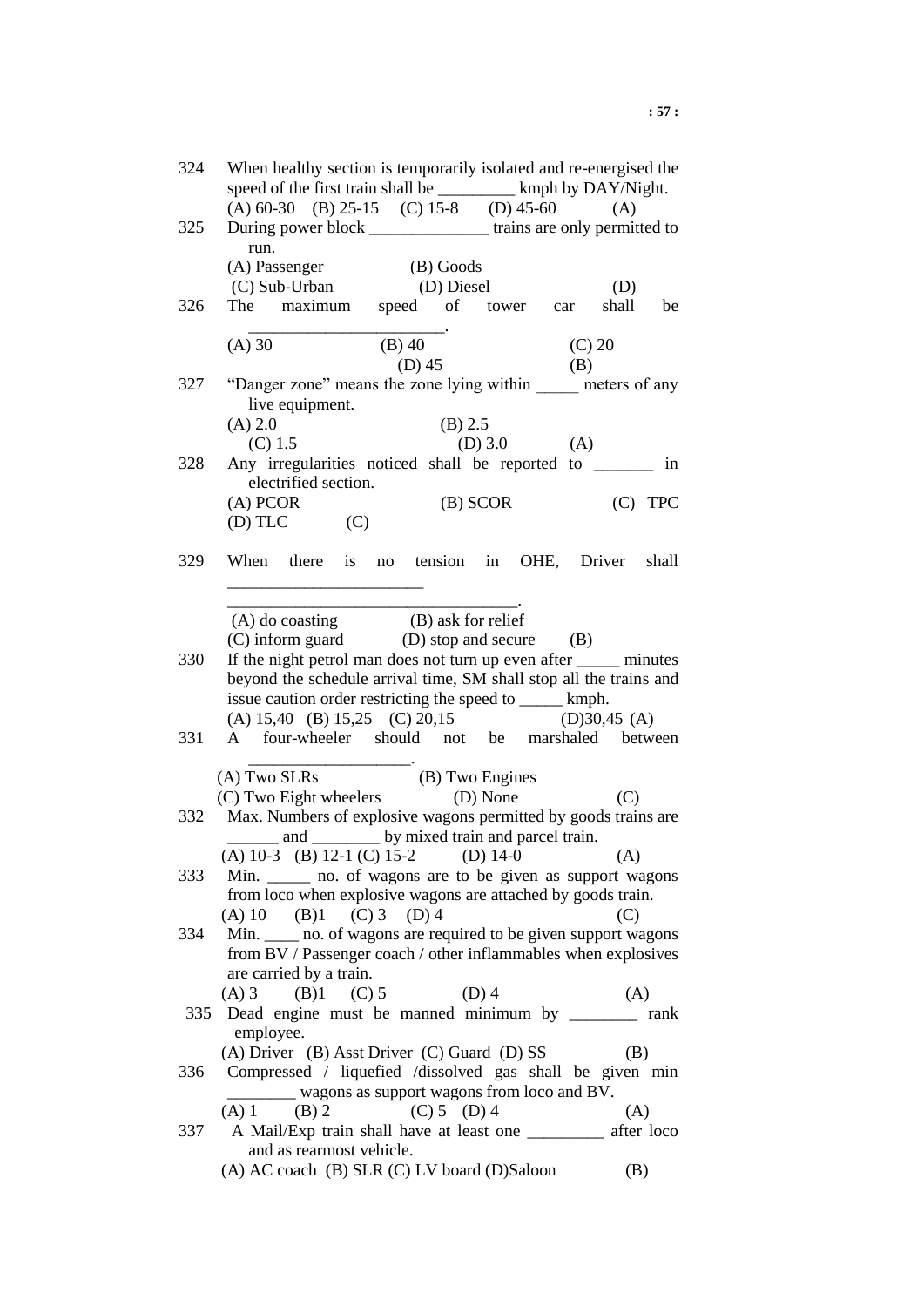324 When healthy section is temporarily isolated and re-energised the speed of the first train shall be _________ kmph by DAY/Night.
(A) 60-30 (B) 25-15 (C) 15-8 (D) 45-60 (A)

325 During power block ______________ trains are only permitted to run.
(A) Passenger (B) Goods
(C) Sub-Urban (D) Diesel (D)

326 The maximum speed of tower car shall be _______________________.
(A) 30 (B) 40 (C) 20
(D) 45 (B)

327 "Danger zone" means the zone lying within _____ meters of any live equipment.
(A) 2.0 (B) 2.5
(C) 1.5 (D) 3.0 (A)

328 Any irregularities noticed shall be reported to _______ in electrified section.
(A) PCOR (B) SCOR (C) TPC
(D) TLC (C)

329 When there is no tension in OHE, Driver shall _______________________ __________________________________.
(A) do coasting (B) ask for relief
(C) inform guard (D) stop and secure (B)

330 If the night petrol man does not turn up even after _____ minutes beyond the schedule arrival time, SM shall stop all the trains and issue caution order restricting the speed to _____ kmph.
(A) 15,40 (B) 15,25 (C) 20,15 (D)30,45 (A)

331 A four-wheeler should not be marshaled between ___________________.
(A) Two SLRs (B) Two Engines
(C) Two Eight wheelers (D) None (C)

332 Max. Numbers of explosive wagons permitted by goods trains are ______ and ________ by mixed train and parcel train.
(A) 10-3 (B) 12-1 (C) 15-2 (D) 14-0 (A)

333 Min. _____ no. of wagons are to be given as support wagons from loco when explosive wagons are attached by goods train.
(A) 10 (B)1 (C) 3 (D) 4 (C)

334 Min. ____ no. of wagons are required to be given support wagons from BV / Passenger coach / other inflammables when explosives are carried by a train.
(A) 3 (B)1 (C) 5 (D) 4 (A)

335 Dead engine must be manned minimum by ________ rank employee.
(A) Driver (B) Asst Driver (C) Guard (D) SS (B)

336 Compressed / liquefied /dissolved gas shall be given min ________ wagons as support wagons from loco and BV.
(A) 1 (B) 2 (C) 5 (D) 4 (A)

337 A Mail/Exp train shall have at least one _________ after loco and as rearmost vehicle.
(A) AC coach (B) SLR (C) LV board (D)Saloon (B)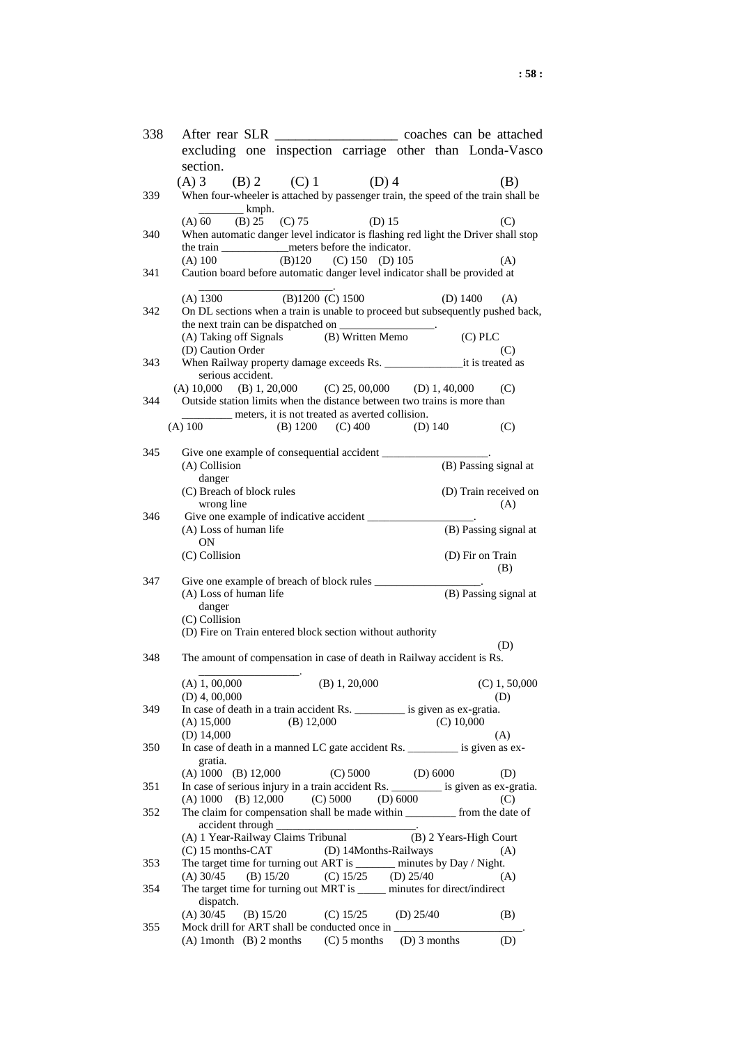338 After rear SLR __________________ coaches can be attached excluding one inspection carriage other than Londa-Vasco section.

(A) 3 (B) 2 (C) 1 (D) 4 (B)

339 When four-wheeler is attached by passenger train, the speed of the train shall be ________ kmph.

(A) 60 (B) 25 (C) 75 (D) 15 (C)

340 When automatic danger level indicator is flashing red light the Driver shall stop the train ____________meters before the indicator.

(A) 100 (B)120 (C) 150 (D) 105 (A)

341 Caution board before automatic danger level indicator shall be provided at ________________________.

(A) 1300 (B)1200 (C) 1500 (D) 1400 (A)

342 On DL sections when a train is unable to proceed but subsequently pushed back, the next train can be dispatched on _________________.

(A) Taking off Signals (B) Written Memo (C) PLC (D) Caution Order (C)

343 When Railway property damage exceeds Rs. ______________it is treated as serious accident.

(A) 10,000 (B) 1, 20,000 (C) 25, 00,000 (D) 1, 40,000 (C)

344 Outside station limits when the distance between two trains is more than _________ meters, it is not treated as averted collision.

(A) 100 (B) 1200 (C) 400 (D) 140 (C)

345 Give one example of consequential accident ___________________.

(A) Collision (B) Passing signal at danger (C) Breach of block rules (D) Train received on wrong line (A)

346 Give one example of indicative accident ___________________.

(A) Loss of human life (B) Passing signal at ON (C) Collision (D) Fir on Train (B)

347 Give one example of breach of block rules ___________________.

(A) Loss of human life (B) Passing signal at danger (C) Collision (D) Fire on Train entered block section without authority (D)

348 The amount of compensation in case of death in Railway accident is Rs. ___________________.

(A) 1, 00,000 (B) 1, 20,000 (C) 1, 50,000 (D) 4, 00,000 (D)

349 In case of death in a train accident Rs. _________ is given as ex-gratia.

(A) 15,000 (B) 12,000 (C) 10,000 (D) 14,000 (A)

350 In case of death in a manned LC gate accident Rs. _________ is given as ex-gratia.

(A) 1000 (B) 12,000 (C) 5000 (D) 6000 (D)

351 In case of serious injury in a train accident Rs. _________ is given as ex-gratia.

(A) 1000 (B) 12,000 (C) 5000 (D) 6000 (C)

352 The claim for compensation shall be made within _________ from the date of accident through _________________________.

(A) 1 Year-Railway Claims Tribunal (B) 2 Years-High Court (C) 15 months-CAT (D) 14Months-Railways (A)

353 The target time for turning out ART is _______ minutes by Day / Night.

(A) 30/45 (B) 15/20 (C) 15/25 (D) 25/40 (A)

354 The target time for turning out MRT is _____ minutes for direct/indirect dispatch.

(A) 30/45 (B) 15/20 (C) 15/25 (D) 25/40 (B)

355 Mock drill for ART shall be conducted once in _______________________.

(A) 1month (B) 2 months (C) 5 months (D) 3 months (D)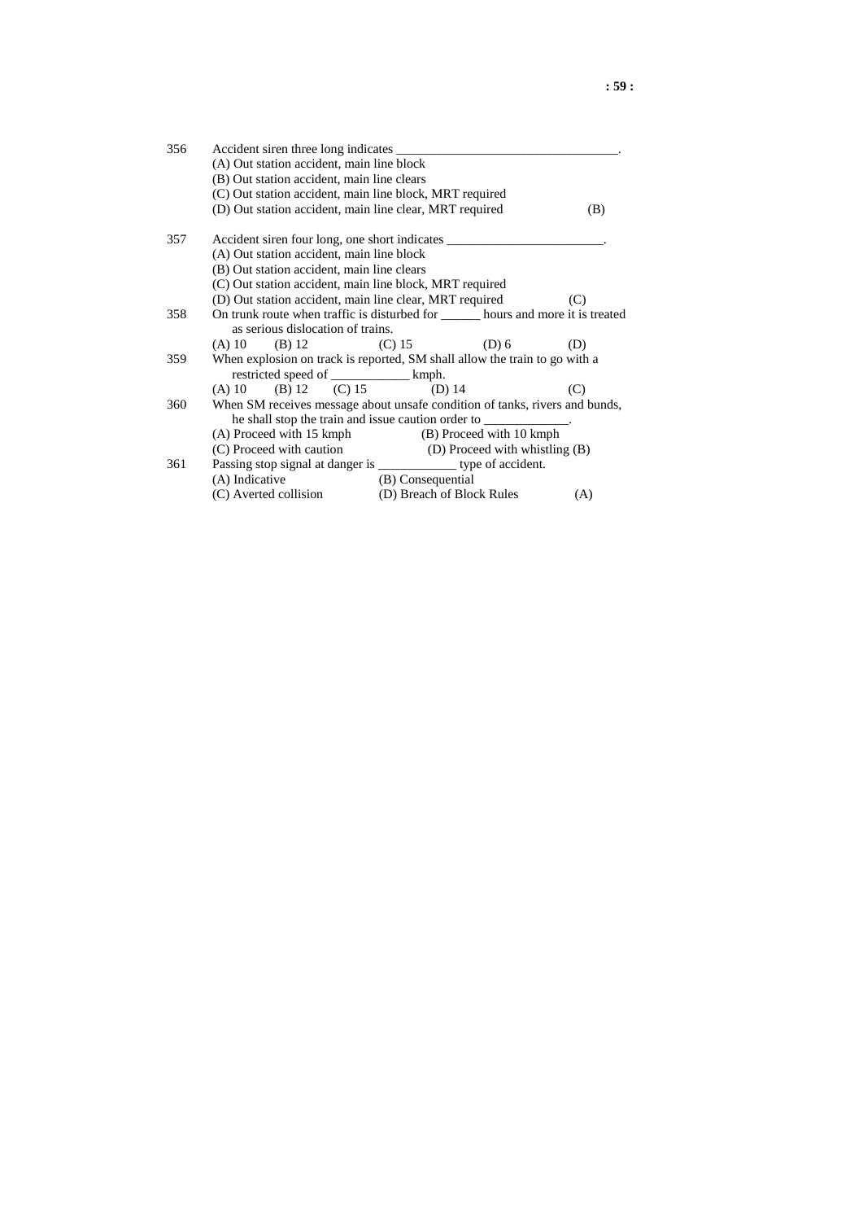356 Accident siren three long indicates ________________________________.

(A) Out station accident, main line block
(B) Out station accident, main line clears
(C) Out station accident, main line block, MRT required
(D) Out station accident, main line clear, MRT required (B)

357 Accident siren four long, one short indicates _______________________.

(A) Out station accident, main line block
(B) Out station accident, main line clears
(C) Out station accident, main line block, MRT required
(D) Out station accident, main line clear, MRT required (C)

358 On trunk route when traffic is disturbed for ______ hours and more it is treated as serious dislocation of trains.

(A) 10 (B) 12 (C) 15 (D) 6 (D)

359 When explosion on track is reported, SM shall allow the train to go with a restricted speed of ____________ kmph.

(A) 10 (B) 12 (C) 15 (D) 14 (C)

360 When SM receives message about unsafe condition of tanks, rivers and bunds, he shall stop the train and issue caution order to _____________.

(A) Proceed with 15 kmph (B) Proceed with 10 kmph
(C) Proceed with caution (D) Proceed with whistling (B)

361 Passing stop signal at danger is ____________ type of accident.

(A) Indicative (B) Consequential
(C) Averted collision (D) Breach of Block Rules (A)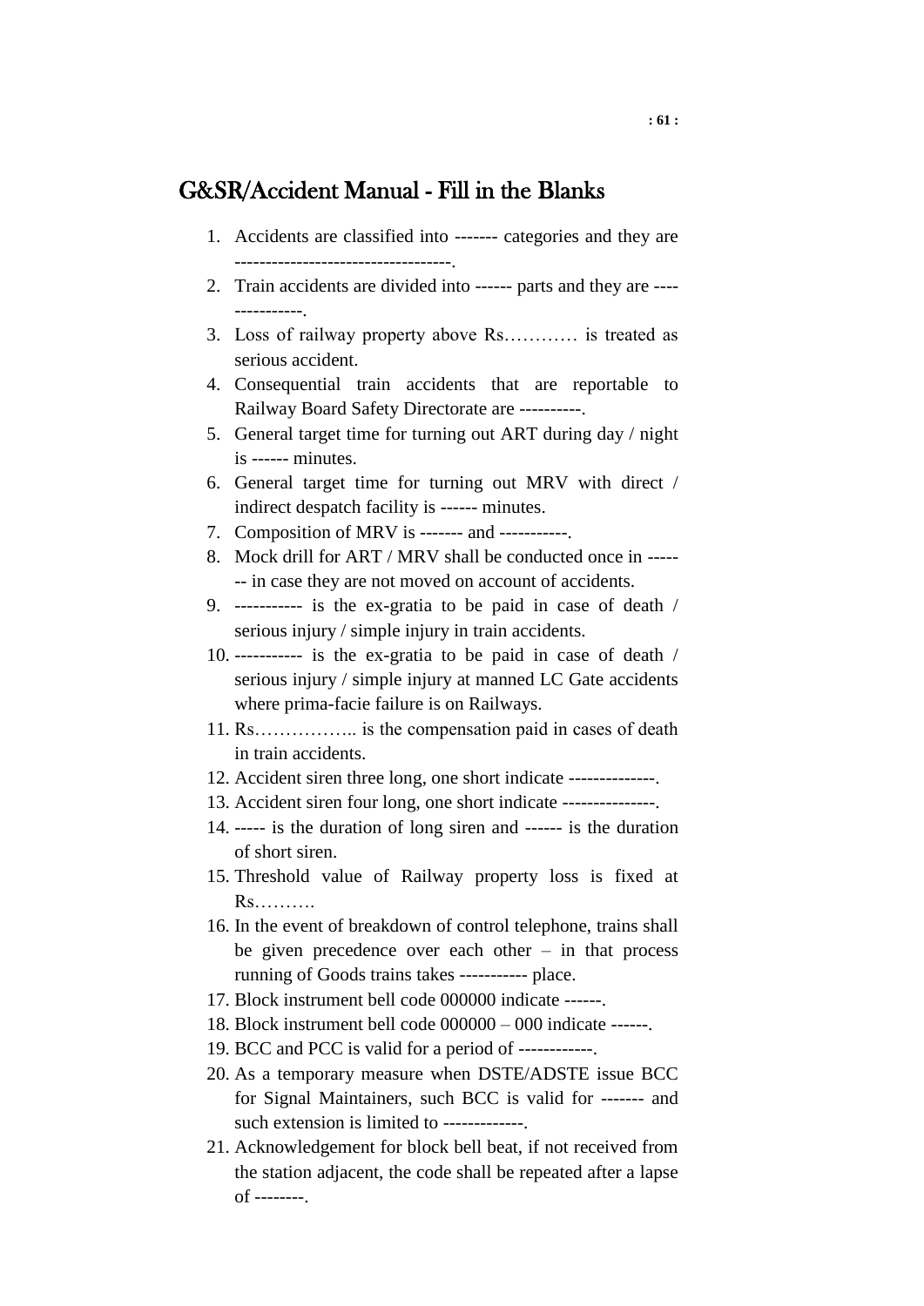## G&SR/Accident Manual - Fill in the Blanks

1. Accidents are classified into ------- categories and they are -----------------------------------.
2. Train accidents are divided into ------ parts and they are ---------------.
3. Loss of railway property above Rs………… is treated as serious accident.
4. Consequential train accidents that are reportable to Railway Board Safety Directorate are ----------.
5. General target time for turning out ART during day / night is ------ minutes.
6. General target time for turning out MRV with direct / indirect despatch facility is ------ minutes.
7. Composition of MRV is ------- and -----------.
8. Mock drill for ART / MRV shall be conducted once in ------- in case they are not moved on account of accidents.
9. ----------- is the ex-gratia to be paid in case of death / serious injury / simple injury in train accidents.
10. ----------- is the ex-gratia to be paid in case of death / serious injury / simple injury at manned LC Gate accidents where prima-facie failure is on Railways.
11. Rs…………….. is the compensation paid in cases of death in train accidents.
12. Accident siren three long, one short indicate --------------.
13. Accident siren four long, one short indicate ---------------.
14. ----- is the duration of long siren and ------ is the duration of short siren.
15. Threshold value of Railway property loss is fixed at Rs……….
16. In the event of breakdown of control telephone, trains shall be given precedence over each other – in that process running of Goods trains takes ----------- place.
17. Block instrument bell code 000000 indicate ------.
18. Block instrument bell code 000000 – 000 indicate ------.
19. BCC and PCC is valid for a period of ------------.
20. As a temporary measure when DSTE/ADSTE issue BCC for Signal Maintainers, such BCC is valid for ------- and such extension is limited to -------------.
21. Acknowledgement for block bell beat, if not received from the station adjacent, the code shall be repeated after a lapse of --------.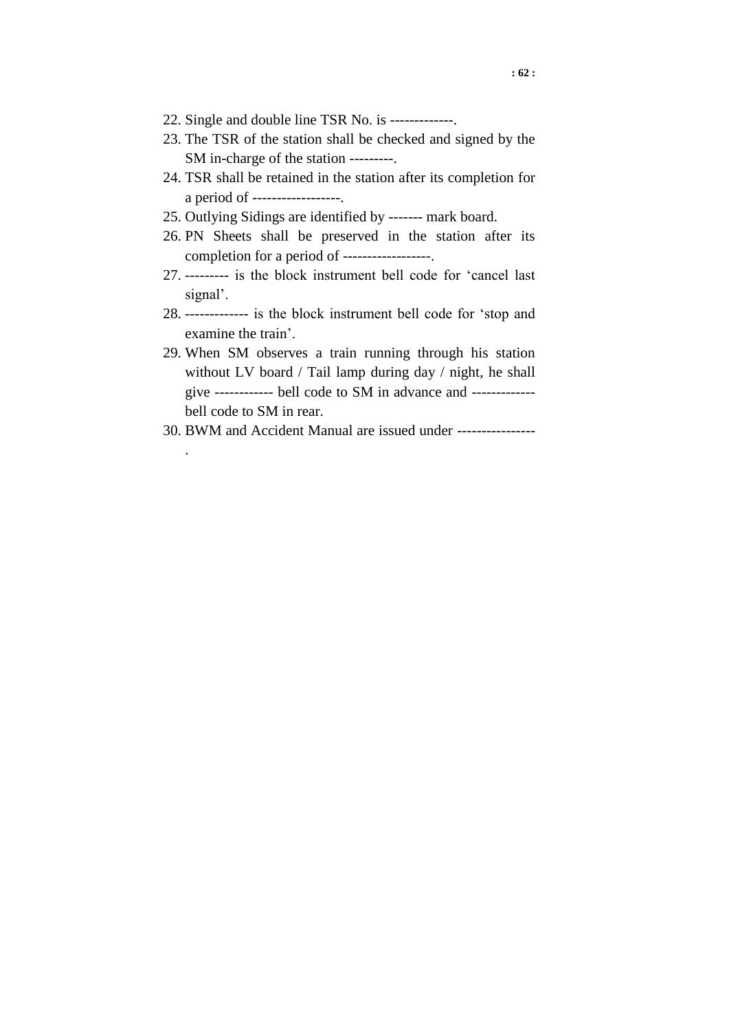22. Single and double line TSR No. is -------------.
23. The TSR of the station shall be checked and signed by the SM in-charge of the station ---------.
24. TSR shall be retained in the station after its completion for a period of ------------------.
25. Outlying Sidings are identified by ------- mark board.
26. PN Sheets shall be preserved in the station after its completion for a period of ------------------.
27. --------- is the block instrument bell code for 'cancel last signal'.
28. ------------- is the block instrument bell code for 'stop and examine the train'.
29. When SM observes a train running through his station without LV board / Tail lamp during day / night, he shall give ------------ bell code to SM in advance and ------------- bell code to SM in rear.
30. BWM and Accident Manual are issued under ----------------.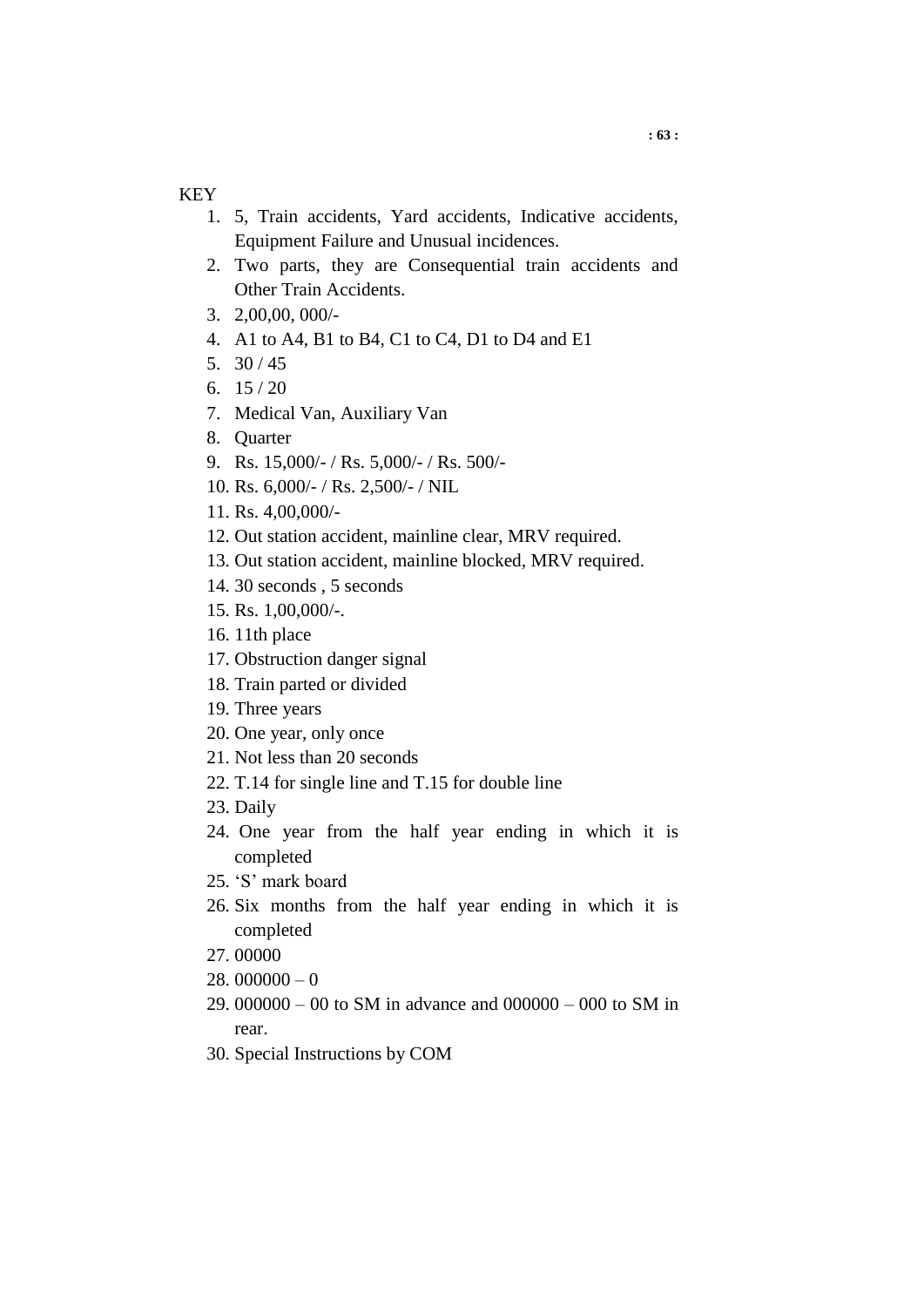KEY

1. 5, Train accidents, Yard accidents, Indicative accidents, Equipment Failure and Unusual incidences.
2. Two parts, they are Consequential train accidents and Other Train Accidents.
3. 2,00,00, 000/-
4. A1 to A4, B1 to B4, C1 to C4, D1 to D4 and E1
5. 30 / 45
6. 15 / 20
7. Medical Van, Auxiliary Van
8. Quarter
9. Rs. 15,000/- / Rs. 5,000/- / Rs. 500/-
10. Rs. 6,000/- / Rs. 2,500/- / NIL
11. Rs. 4,00,000/-
12. Out station accident, mainline clear, MRV required.
13. Out station accident, mainline blocked, MRV required.
14. 30 seconds , 5 seconds
15. Rs. 1,00,000/-.
16. 11th place
17. Obstruction danger signal
18. Train parted or divided
19. Three years
20. One year, only once
21. Not less than 20 seconds
22. T.14 for single line and T.15 for double line
23. Daily
24. One year from the half year ending in which it is completed
25. 'S' mark board
26. Six months from the half year ending in which it is completed
27. 00000
28. 000000 – 0
29. 000000 – 00 to SM in advance and 000000 – 000 to SM in rear.
30. Special Instructions by COM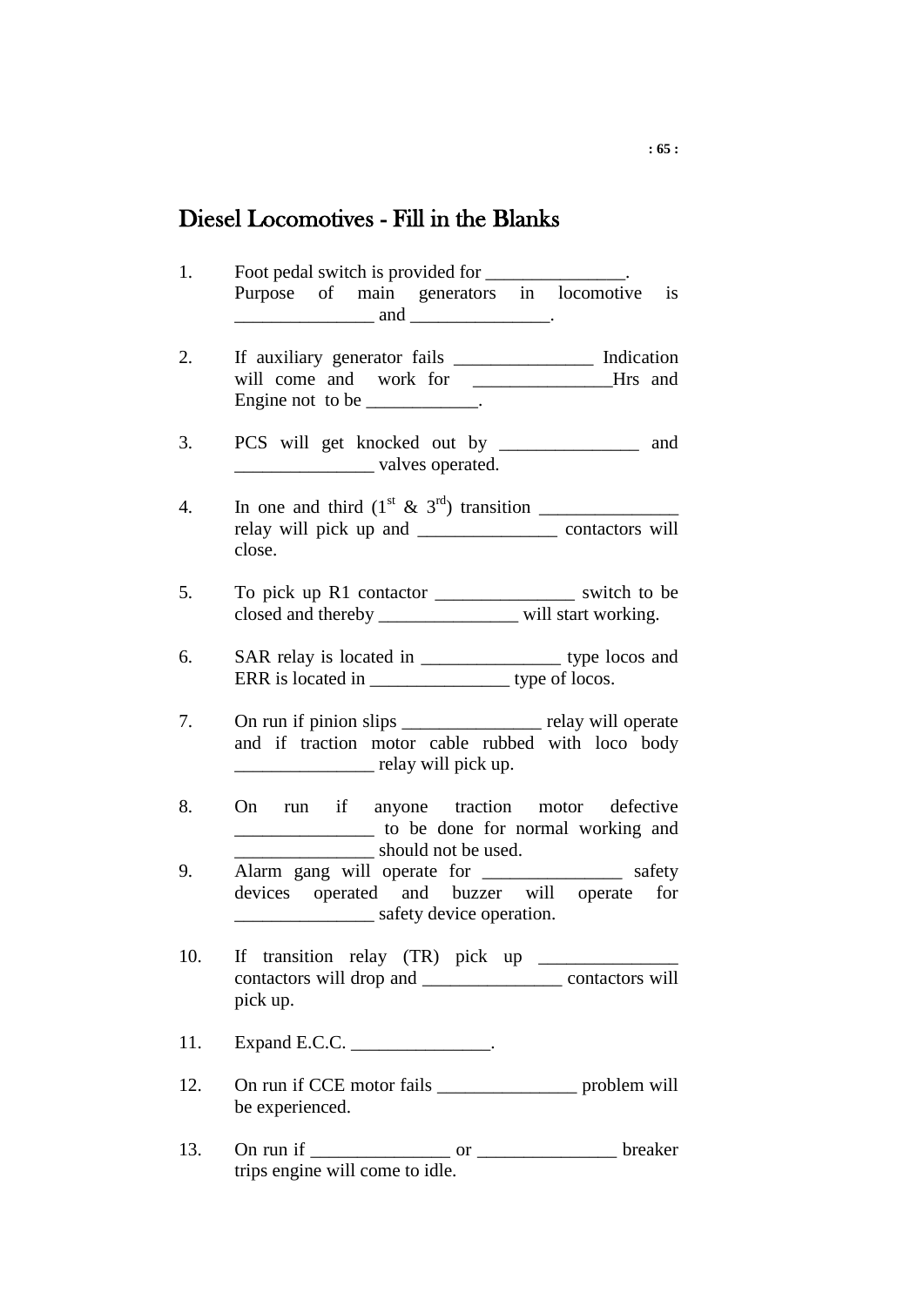## Diesel Locomotives - Fill in the Blanks

1. Foot pedal switch is provided for _______________. Purpose of main generators in locomotive is _______________ and _______________.

2. If auxiliary generator fails _______________ Indication will come and work for _______________Hrs and Engine not to be ____________.

3. PCS will get knocked out by _______________ and _______________ valves operated.

4. In one and third ($1^{st}$ & $3^{rd}$) transition _______________ relay will pick up and _______________ contactors will close.

5. To pick up R1 contactor _______________ switch to be closed and thereby _______________ will start working.

6. SAR relay is located in _______________ type locos and ERR is located in _______________ type of locos.

7. On run if pinion slips _______________ relay will operate and if traction motor cable rubbed with loco body _______________ relay will pick up.

8. On run if anyone traction motor defective _______________ to be done for normal working and _______________ should not be used.

9. Alarm gang will operate for _______________ safety devices operated and buzzer will operate for _______________ safety device operation.

10. If transition relay (TR) pick up _______________ contactors will drop and _______________ contactors will pick up.

11. Expand E.C.C. _______________.

12. On run if CCE motor fails _______________ problem will be experienced.

13. On run if _______________ or _______________ breaker trips engine will come to idle.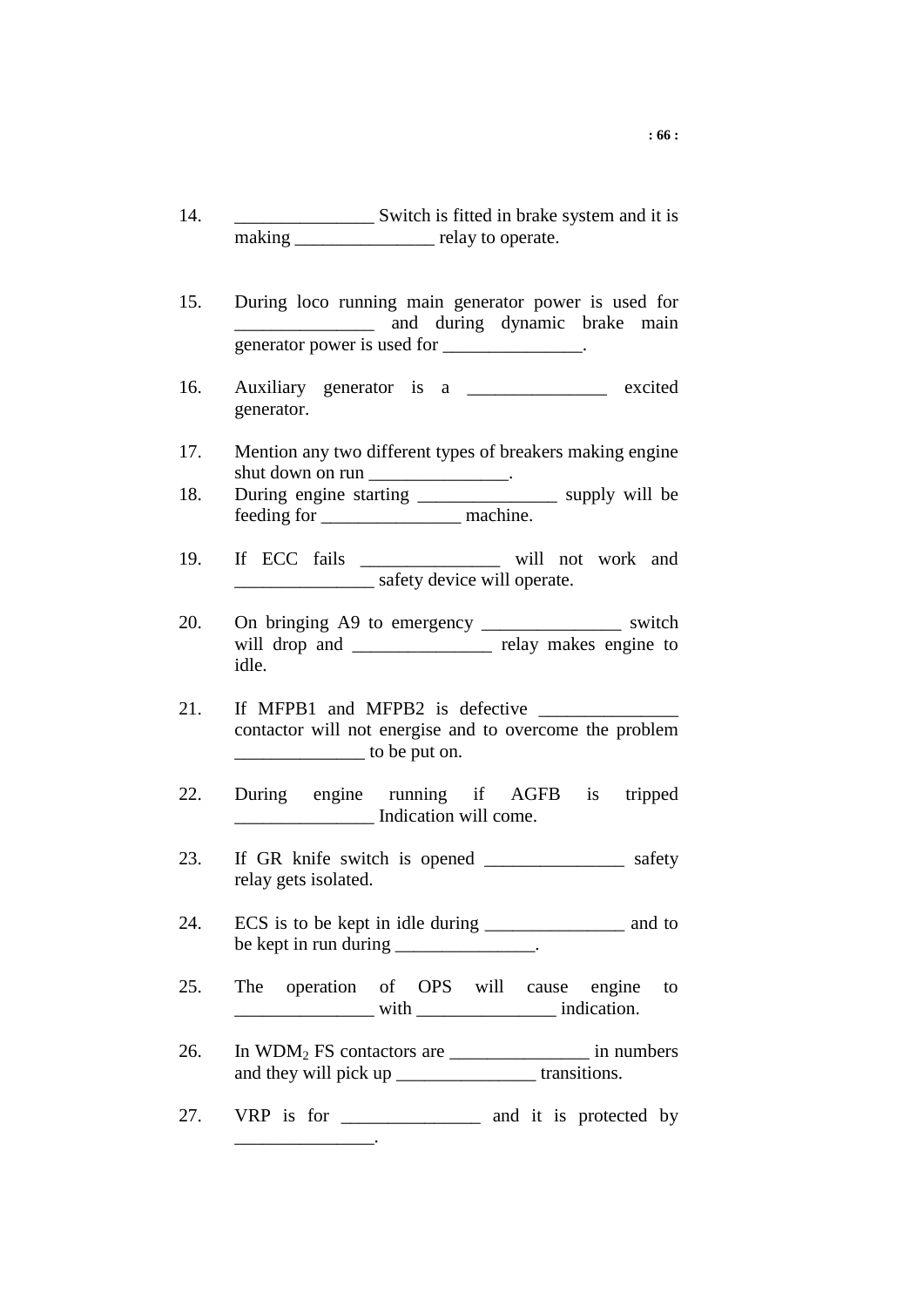14. _______________ Switch is fitted in brake system and it is making _______________ relay to operate.

15. During loco running main generator power is used for _______________ and during dynamic brake main generator power is used for _______________.

16. Auxiliary generator is a _______________ excited generator.

17. Mention any two different types of breakers making engine shut down on run _______________.

18. During engine starting _______________ supply will be feeding for _______________ machine.

19. If ECC fails _______________ will not work and _______________ safety device will operate.

20. On bringing A9 to emergency _______________ switch will drop and _______________ relay makes engine to idle.

21. If MFPB1 and MFPB2 is defective _______________ contactor will not energise and to overcome the problem ______________ to be put on.

22. During engine running if AGFB is tripped _______________ Indication will come.

23. If GR knife switch is opened _______________ safety relay gets isolated.

24. ECS is to be kept in idle during _______________ and to be kept in run during _______________.

25. The operation of OPS will cause engine to _______________ with _______________ indication.

26. In $WDM_2$ FS contactors are _______________ in numbers and they will pick up _______________ transitions.

27. VRP is for _______________ and it is protected by _______________.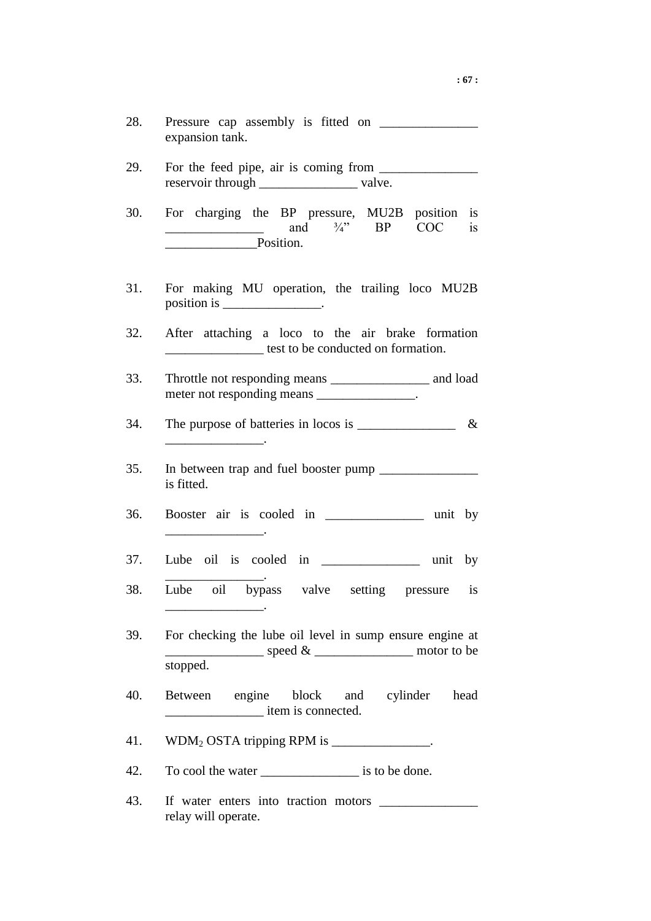28. Pressure cap assembly is fitted on _______________ expansion tank.

29. For the feed pipe, air is coming from _______________ reservoir through _______________ valve.

30. For charging the BP pressure, MU2B position is _______________ and ¾" BP COC is ______________Position.

31. For making MU operation, the trailing loco MU2B position is _______________.

32. After attaching a loco to the air brake formation _______________ test to be conducted on formation.

33. Throttle not responding means _______________ and load meter not responding means _______________.

34. The purpose of batteries in locos is _______________ & _______________.

35. In between trap and fuel booster pump _______________ is fitted.

36. Booster air is cooled in _______________ unit by _______________.

37. Lube oil is cooled in _______________ unit by _______________.

38. Lube oil bypass valve setting pressure is _______________.

39. For checking the lube oil level in sump ensure engine at _______________ speed & _______________ motor to be stopped.

40. Between engine block and cylinder head _______________ item is connected.

41. $WDM_2$ OSTA tripping RPM is _______________.

42. To cool the water _______________ is to be done.

43. If water enters into traction motors _______________ relay will operate.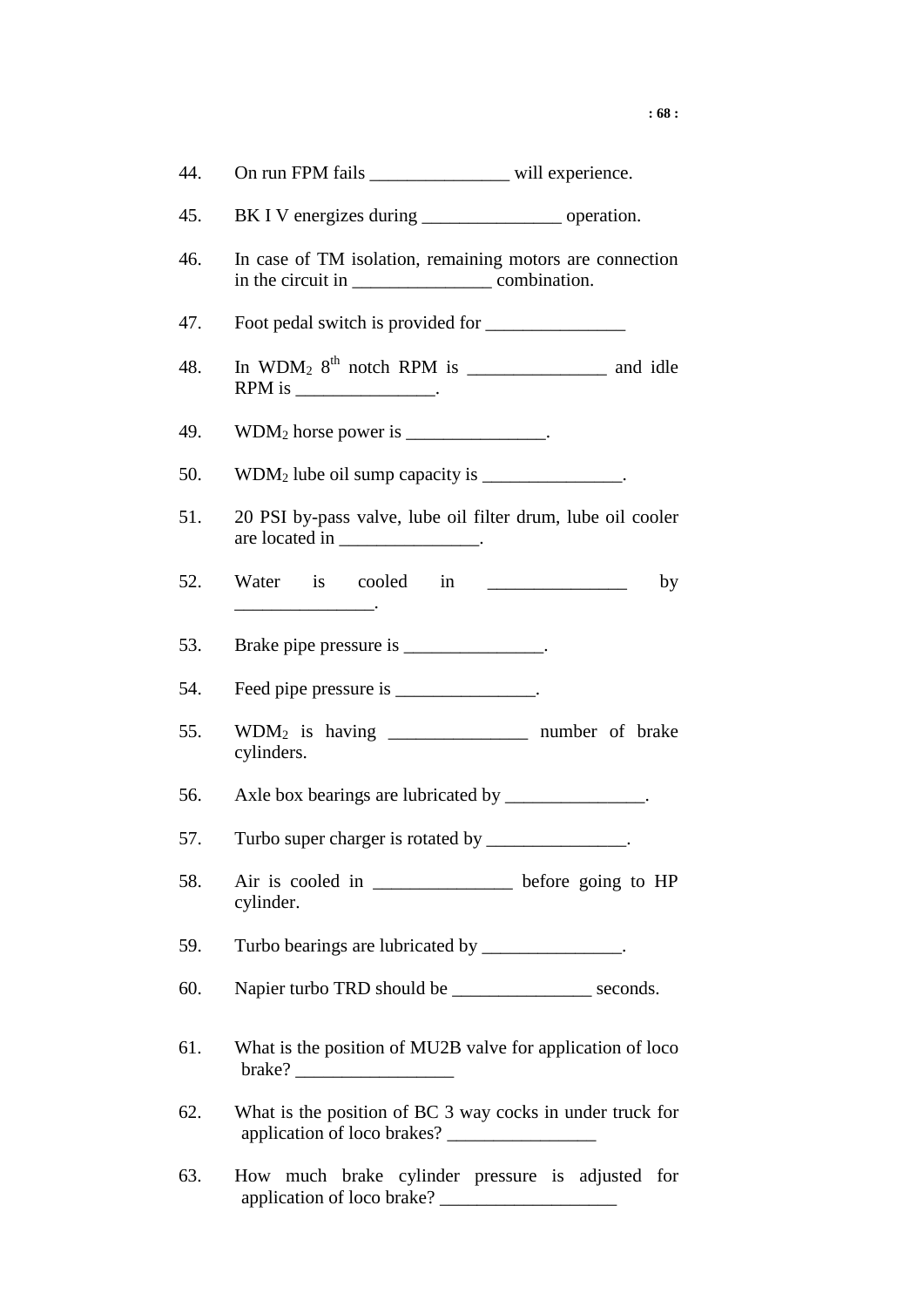44. On run FPM fails _______________ will experience.

45. BK I V energizes during _______________ operation.

46. In case of TM isolation, remaining motors are connection in the circuit in _______________ combination.

47. Foot pedal switch is provided for _______________

48. In $WDM_2$ 8th notch RPM is _______________ and idle RPM is _______________.

49. $WDM_2$ horse power is _______________.

50. $WDM_2$ lube oil sump capacity is _______________.

51. 20 PSI by-pass valve, lube oil filter drum, lube oil cooler are located in _______________.

52. Water is cooled in _______________ by _______________.

53. Brake pipe pressure is _______________.

54. Feed pipe pressure is _______________.

55. $WDM_2$ is having _______________ number of brake cylinders.

56. Axle box bearings are lubricated by _______________.

57. Turbo super charger is rotated by _______________.

58. Air is cooled in _______________ before going to HP cylinder.

59. Turbo bearings are lubricated by _______________.

60. Napier turbo TRD should be _______________ seconds.

61. What is the position of MU2B valve for application of loco brake? _________________

62. What is the position of BC 3 way cocks in under truck for application of loco brakes? ________________

63. How much brake cylinder pressure is adjusted for application of loco brake? ___________________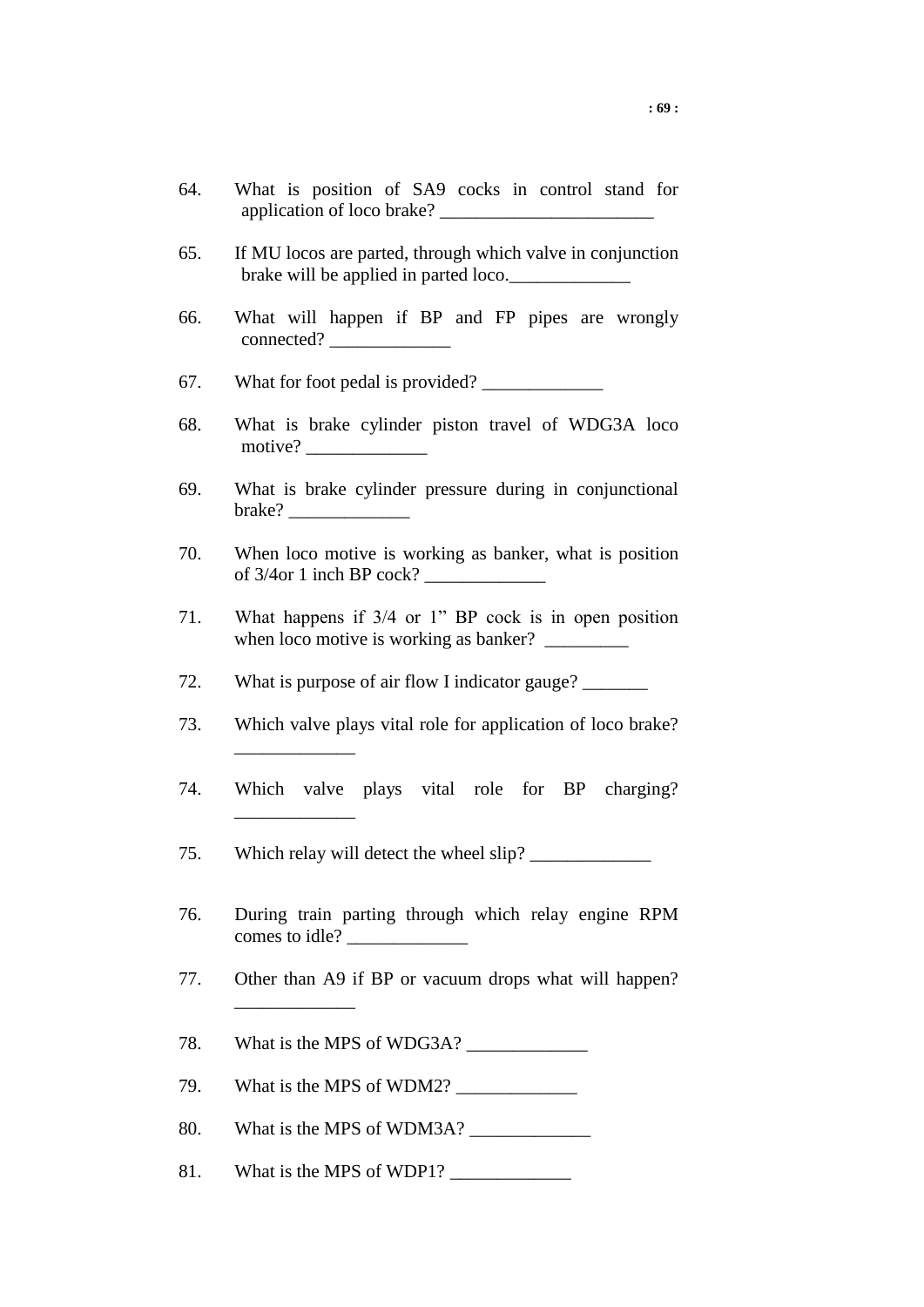64. What is position of SA9 cocks in control stand for application of loco brake? _______________________

65. If MU locos are parted, through which valve in conjunction brake will be applied in parted loco._____________

66. What will happen if BP and FP pipes are wrongly connected? _____________

67. What for foot pedal is provided? _____________

68. What is brake cylinder piston travel of WDG3A loco motive? _____________

69. What is brake cylinder pressure during in conjunctional brake? _____________

70. When loco motive is working as banker, what is position of 3/4or 1 inch BP cock? _____________

71. What happens if 3/4 or 1" BP cock is in open position when loco motive is working as banker? _________

72. What is purpose of air flow I indicator gauge? _______

73. Which valve plays vital role for application of loco brake? _____________

74. Which valve plays vital role for BP charging? _____________

75. Which relay will detect the wheel slip? _____________

76. During train parting through which relay engine RPM comes to idle? _____________

77. Other than A9 if BP or vacuum drops what will happen? _____________

78. What is the MPS of WDG3A? _____________

79. What is the MPS of WDM2? _____________

80. What is the MPS of WDM3A? _____________

81. What is the MPS of WDP1? _____________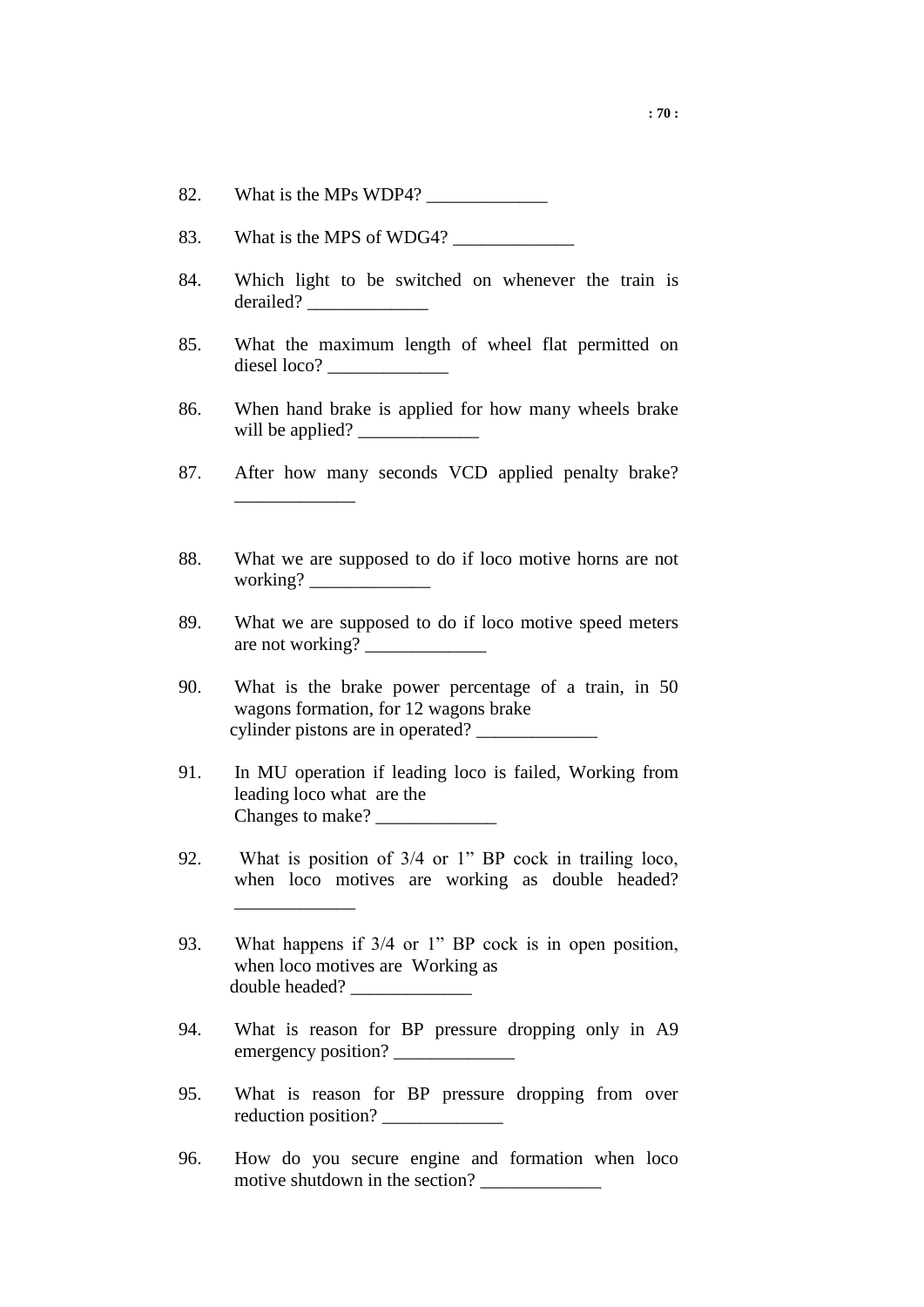82. What is the MPs WDP4? _____________

83. What is the MPS of WDG4? _____________

84. Which light to be switched on whenever the train is derailed? _____________

85. What the maximum length of wheel flat permitted on diesel loco? _____________

86. When hand brake is applied for how many wheels brake will be applied? _____________

87. After how many seconds VCD applied penalty brake? _____________

88. What we are supposed to do if loco motive horns are not working? _____________

89. What we are supposed to do if loco motive speed meters are not working? _____________

90. What is the brake power percentage of a train, in 50 wagons formation, for 12 wagons brake cylinder pistons are in operated? _____________

91. In MU operation if leading loco is failed, Working from leading loco what are the Changes to make? _____________

92. What is position of 3/4 or 1" BP cock in trailing loco, when loco motives are working as double headed? _____________

93. What happens if 3/4 or 1" BP cock is in open position, when loco motives are Working as double headed? _____________

94. What is reason for BP pressure dropping only in A9 emergency position? _____________

95. What is reason for BP pressure dropping from over reduction position? _____________

96. How do you secure engine and formation when loco motive shutdown in the section? _____________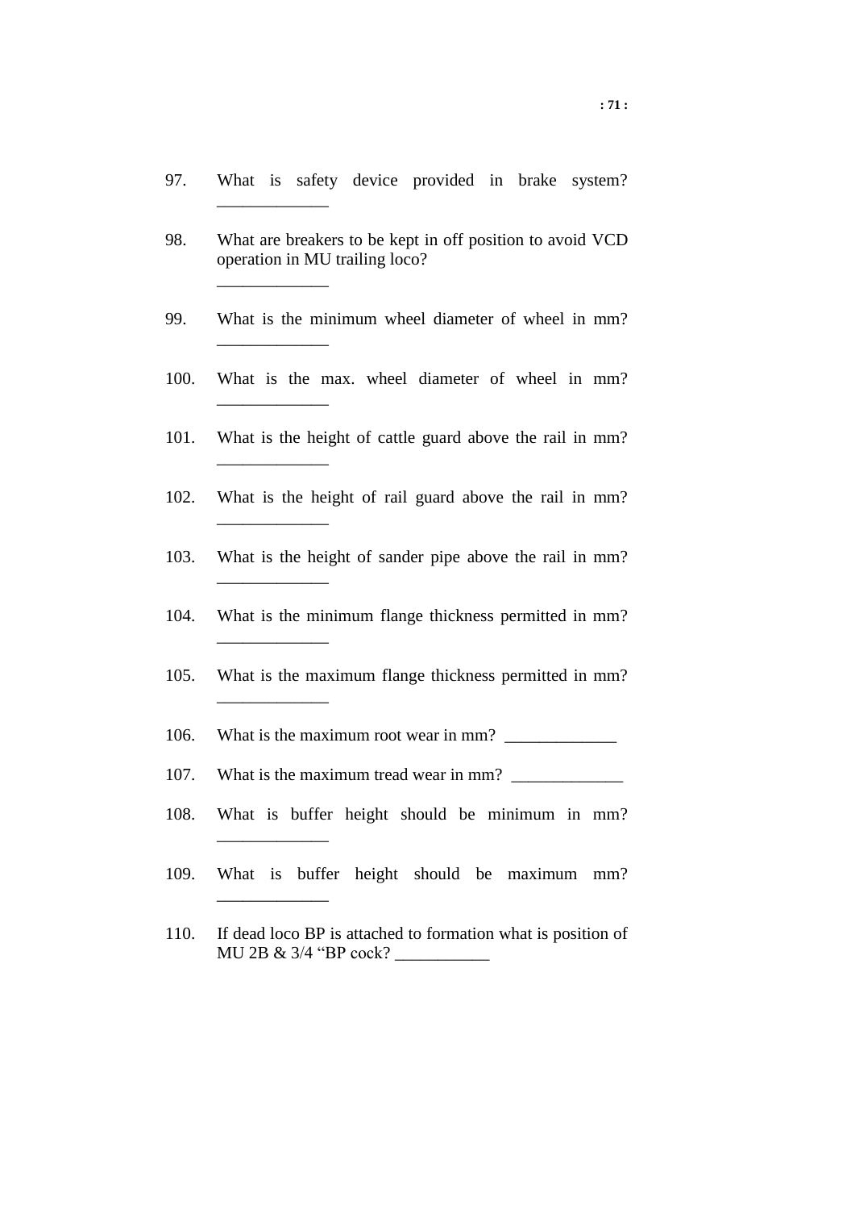97. What is safety device provided in brake system? _____________

98. What are breakers to be kept in off position to avoid VCD operation in MU trailing loco?

    _____________

99. What is the minimum wheel diameter of wheel in mm? _____________

100. What is the max. wheel diameter of wheel in mm? _____________

101. What is the height of cattle guard above the rail in mm? _____________

102. What is the height of rail guard above the rail in mm? _____________

103. What is the height of sander pipe above the rail in mm? _____________

104. What is the minimum flange thickness permitted in mm? _____________

105. What is the maximum flange thickness permitted in mm? _____________

106. What is the maximum root wear in mm? _____________

107. What is the maximum tread wear in mm? _____________

108. What is buffer height should be minimum in mm? _____________

109. What is buffer height should be maximum mm? _____________

110. If dead loco BP is attached to formation what is position of MU 2B & 3/4 "BP cock? ___________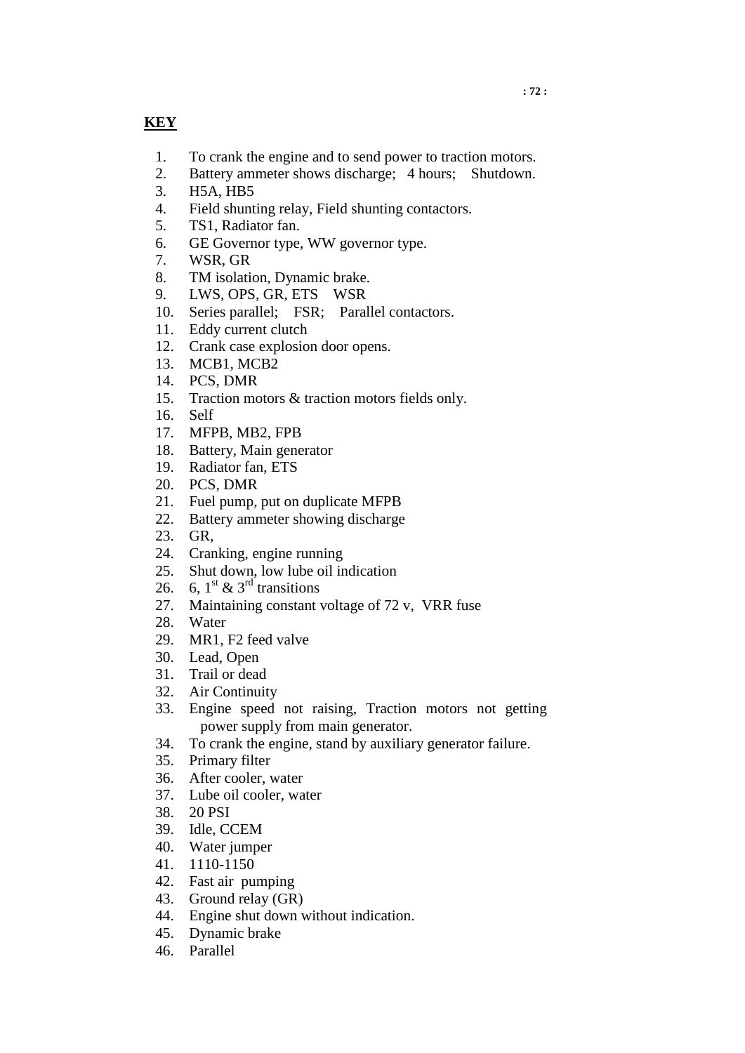**KEY**

1. To crank the engine and to send power to traction motors.
2. Battery ammeter shows discharge; 4 hours; Shutdown.
3. H5A, HB5
4. Field shunting relay, Field shunting contactors.
5. TS1, Radiator fan.
6. GE Governor type, WW governor type.
7. WSR, GR
8. TM isolation, Dynamic brake.
9. LWS, OPS, GR, ETS WSR
10. Series parallel; FSR; Parallel contactors.
11. Eddy current clutch
12. Crank case explosion door opens.
13. MCB1, MCB2
14. PCS, DMR
15. Traction motors & traction motors fields only.
16. Self
17. MFPB, MB2, FPB
18. Battery, Main generator
19. Radiator fan, ETS
20. PCS, DMR
21. Fuel pump, put on duplicate MFPB
22. Battery ammeter showing discharge
23. GR,
24. Cranking, engine running
25. Shut down, low lube oil indication
26. 6, 1st & 3rd transitions
27. Maintaining constant voltage of 72 v, VRR fuse
28. Water
29. MR1, F2 feed valve
30. Lead, Open
31. Trail or dead
32. Air Continuity
33. Engine speed not raising, Traction motors not getting power supply from main generator.
34. To crank the engine, stand by auxiliary generator failure.
35. Primary filter
36. After cooler, water
37. Lube oil cooler, water
38. 20 PSI
39. Idle, CCEM
40. Water jumper
41. 1110-1150
42. Fast air pumping
43. Ground relay (GR)
44. Engine shut down without indication.
45. Dynamic brake
46. Parallel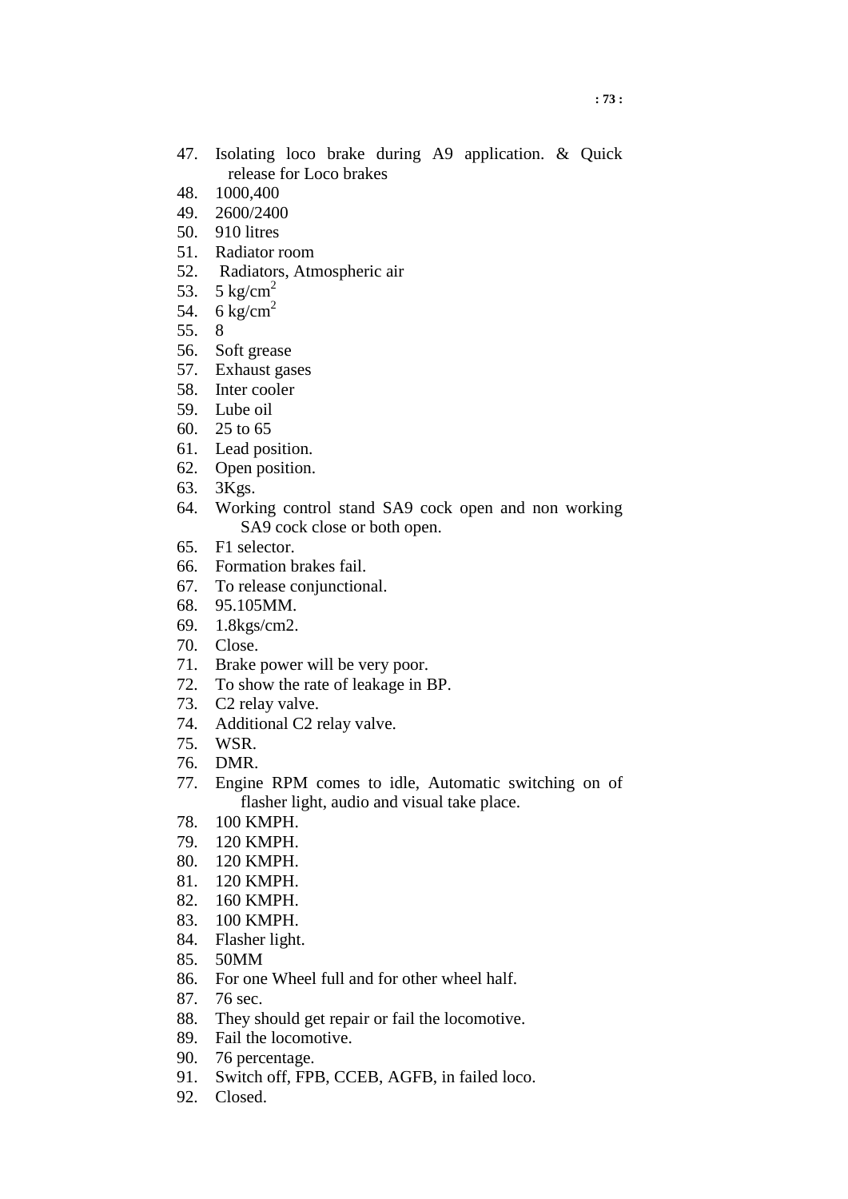47. Isolating loco brake during A9 application. & Quick release for Loco brakes
48. 1000,400
49. 2600/2400
50. 910 litres
51. Radiator room
52. Radiators, Atmospheric air
53. 5 kg/cm$^2$
54. 6 kg/cm$^2$
55. 8
56. Soft grease
57. Exhaust gases
58. Inter cooler
59. Lube oil
60. 25 to 65
61. Lead position.
62. Open position.
63. 3Kgs.
64. Working control stand SA9 cock open and non working SA9 cock close or both open.
65. F1 selector.
66. Formation brakes fail.
67. To release conjunctional.
68. 95.105MM.
69. 1.8kgs/cm2.
70. Close.
71. Brake power will be very poor.
72. To show the rate of leakage in BP.
73. C2 relay valve.
74. Additional C2 relay valve.
75. WSR.
76. DMR.
77. Engine RPM comes to idle, Automatic switching on of flasher light, audio and visual take place.
78. 100 KMPH.
79. 120 KMPH.
80. 120 KMPH.
81. 120 KMPH.
82. 160 KMPH.
83. 100 KMPH.
84. Flasher light.
85. 50MM
86. For one Wheel full and for other wheel half.
87. 76 sec.
88. They should get repair or fail the locomotive.
89. Fail the locomotive.
90. 76 percentage.
91. Switch off, FPB, CCEB, AGFB, in failed loco.
92. Closed.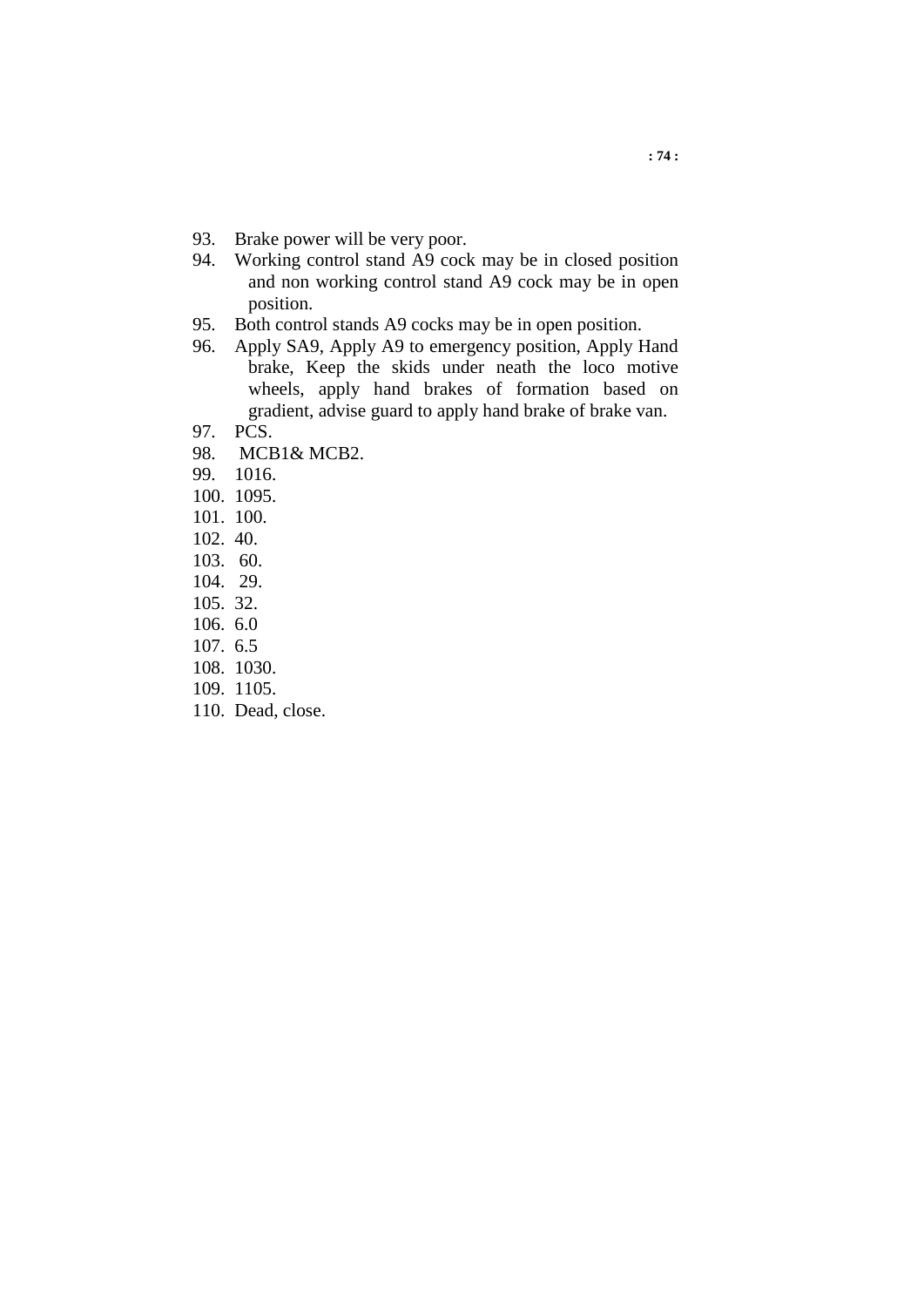93. Brake power will be very poor.
94. Working control stand A9 cock may be in closed position and non working control stand A9 cock may be in open position.
95. Both control stands A9 cocks may be in open position.
96. Apply SA9, Apply A9 to emergency position, Apply Hand brake, Keep the skids under neath the loco motive wheels, apply hand brakes of formation based on gradient, advise guard to apply hand brake of brake van.
97. PCS.
98. MCB1& MCB2.
99. 1016.
100. 1095.
101. 100.
102. 40.
103. 60.
104. 29.
105. 32.
106. 6.0
107. 6.5
108. 1030.
109. 1105.
110. Dead, close.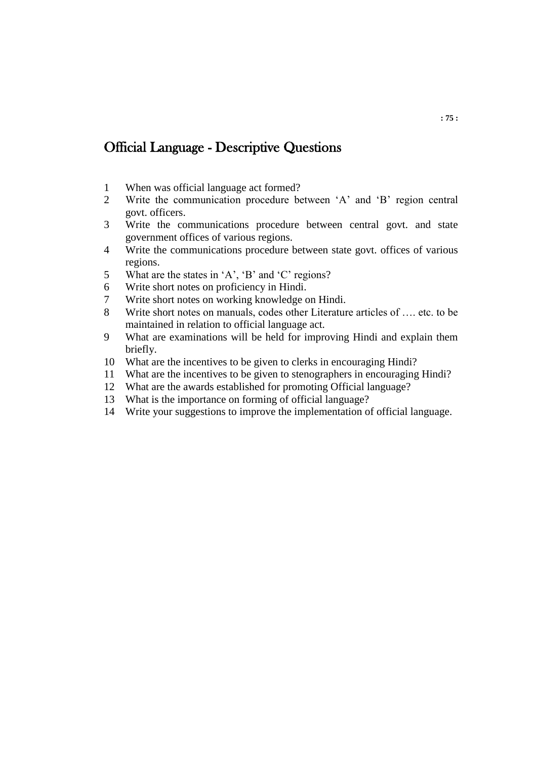# Official Language - Descriptive Questions

1. When was official language act formed?
2. Write the communication procedure between ‘A’ and ‘B’ region central govt. officers.
3. Write the communications procedure between central govt. and state government offices of various regions.
4. Write the communications procedure between state govt. offices of various regions.
5. What are the states in ‘A’, ‘B’ and ‘C’ regions?
6. Write short notes on proficiency in Hindi.
7. Write short notes on working knowledge on Hindi.
8. Write short notes on manuals, codes other Literature articles of …. etc. to be maintained in relation to official language act.
9. What are examinations will be held for improving Hindi and explain them briefly.
10. What are the incentives to be given to clerks in encouraging Hindi?
11. What are the incentives to be given to stenographers in encouraging Hindi?
12. What are the awards established for promoting Official language?
13. What is the importance on forming of official language?
14. Write your suggestions to improve the implementation of official language.